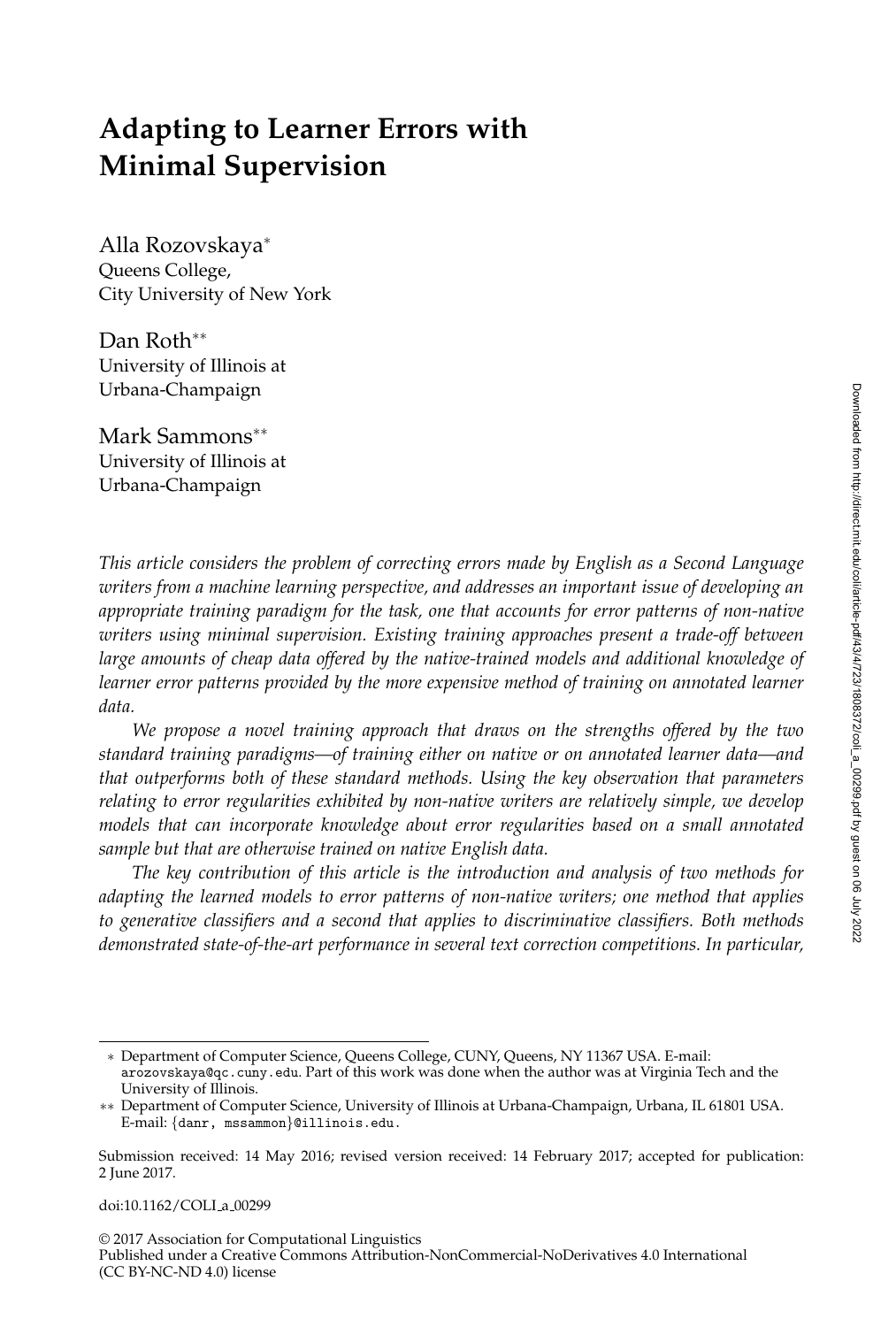# Adapting to Learner Errors with Minimal Supervision

Alla Rozovskaya*
Queens College,
City University of New York

Dan Roth**
University of Illinois at
Urbana-Champaign

Mark Sammons**
University of Illinois at
Urbana-Champaign

*This article considers the problem of correcting errors made by English as a Second Language writers from a machine learning perspective, and addresses an important issue of developing an appropriate training paradigm for the task, one that accounts for error patterns of non-native writers using minimal supervision. Existing training approaches present a trade-off between large amounts of cheap data offered by the native-trained models and additional knowledge of learner error patterns provided by the more expensive method of training on annotated learner data.*

*We propose a novel training approach that draws on the strengths offered by the two standard training paradigms—of training either on native or on annotated learner data—and that outperforms both of these standard methods. Using the key observation that parameters relating to error regularities exhibited by non-native writers are relatively simple, we develop models that can incorporate knowledge about error regularities based on a small annotated sample but that are otherwise trained on native English data.*

*The key contribution of this article is the introduction and analysis of two methods for adapting the learned models to error patterns of non-native writers; one method that applies to generative classifiers and a second that applies to discriminative classifiers. Both methods demonstrated state-of-the-art performance in several text correction competitions. In particular,*

---

* Department of Computer Science, Queens College, CUNY, Queens, NY 11367 USA. E-mail: arozovskaya@qc.cuny.edu. Part of this work was done when the author was at Virginia Tech and the University of Illinois.

** Department of Computer Science, University of Illinois at Urbana-Champaign, Urbana, IL 61801 USA. E-mail: {danr, mssammon}@illinois.edu.

Submission received: 14 May 2016; revised version received: 14 February 2017; accepted for publication: 2 June 2017.

doi:10.1162/COLI_a_00299

© 2017 Association for Computational Linguistics
Published under a Creative Commons Attribution-NonCommercial-NoDerivatives 4.0 International (CC BY-NC-ND 4.0) license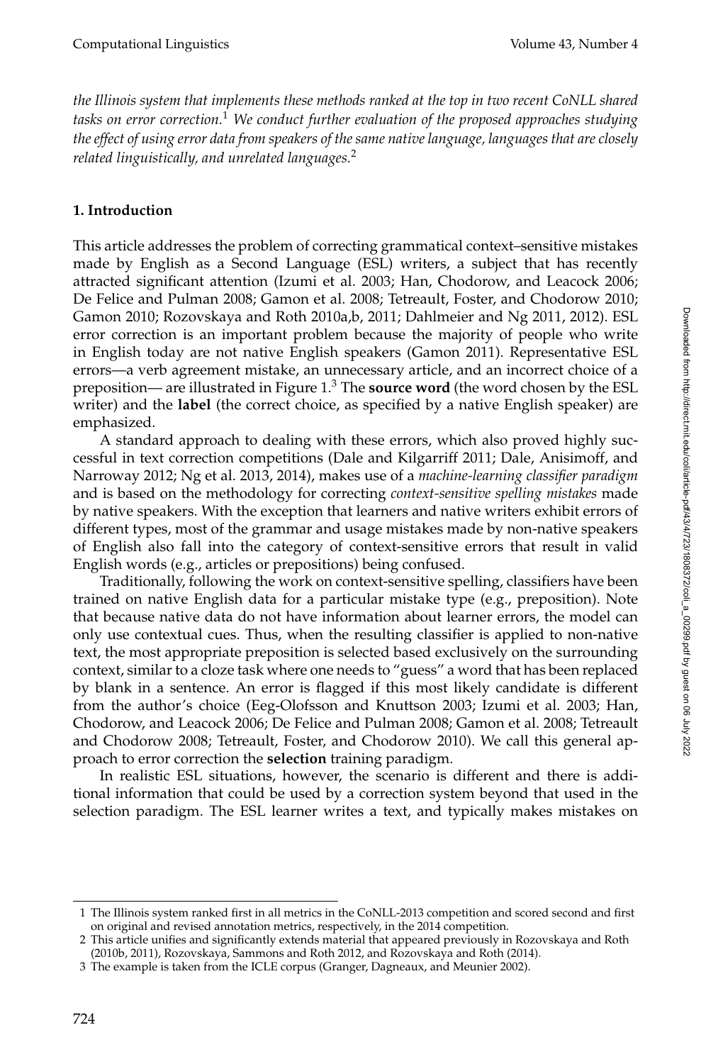*the Illinois system that implements these methods ranked at the top in two recent CoNLL shared tasks on error correction.*[1] *We conduct further evaluation of the proposed approaches studying the effect of using error data from speakers of the same native language, languages that are closely related linguistically, and unrelated languages.*[2]

## 1. Introduction

This article addresses the problem of correcting grammatical context–sensitive mistakes made by English as a Second Language (ESL) writers, a subject that has recently attracted significant attention (Izumi et al. 2003; Han, Chodorow, and Leacock 2006; De Felice and Pulman 2008; Gamon et al. 2008; Tetreault, Foster, and Chodorow 2010; Gamon 2010; Rozovskaya and Roth 2010a,b, 2011; Dahlmeier and Ng 2011, 2012). ESL error correction is an important problem because the majority of people who write in English today are not native English speakers (Gamon 2011). Representative ESL errors—a verb agreement mistake, an unnecessary article, and an incorrect choice of a preposition— are illustrated in Figure 1.[3] The **source word** (the word chosen by the ESL writer) and the **label** (the correct choice, as specified by a native English speaker) are emphasized.

A standard approach to dealing with these errors, which also proved highly successful in text correction competitions (Dale and Kilgarriff 2011; Dale, Anisimoff, and Narroway 2012; Ng et al. 2013, 2014), makes use of a *machine-learning classifier paradigm* and is based on the methodology for correcting *context-sensitive spelling mistakes* made by native speakers. With the exception that learners and native writers exhibit errors of different types, most of the grammar and usage mistakes made by non-native speakers of English also fall into the category of context-sensitive errors that result in valid English words (e.g., articles or prepositions) being confused.

Traditionally, following the work on context-sensitive spelling, classifiers have been trained on native English data for a particular mistake type (e.g., preposition). Note that because native data do not have information about learner errors, the model can only use contextual cues. Thus, when the resulting classifier is applied to non-native text, the most appropriate preposition is selected based exclusively on the surrounding context, similar to a cloze task where one needs to "guess" a word that has been replaced by blank in a sentence. An error is flagged if this most likely candidate is different from the author's choice (Eeg-Olofsson and Knuttson 2003; Izumi et al. 2003; Han, Chodorow, and Leacock 2006; De Felice and Pulman 2008; Gamon et al. 2008; Tetreault and Chodorow 2008; Tetreault, Foster, and Chodorow 2010). We call this general approach to error correction the **selection** training paradigm.

In realistic ESL situations, however, the scenario is different and there is additional information that could be used by a correction system beyond that used in the selection paradigm. The ESL learner writes a text, and typically makes mistakes on

---

[1] The Illinois system ranked first in all metrics in the CoNLL-2013 competition and scored second and first on original and revised annotation metrics, respectively, in the 2014 competition.

[2] This article unifies and significantly extends material that appeared previously in Rozovskaya and Roth (2010b, 2011), Rozovskaya, Sammons and Roth 2012, and Rozovskaya and Roth (2014).

[3] The example is taken from the ICLE corpus (Granger, Dagneaux, and Meunier 2002).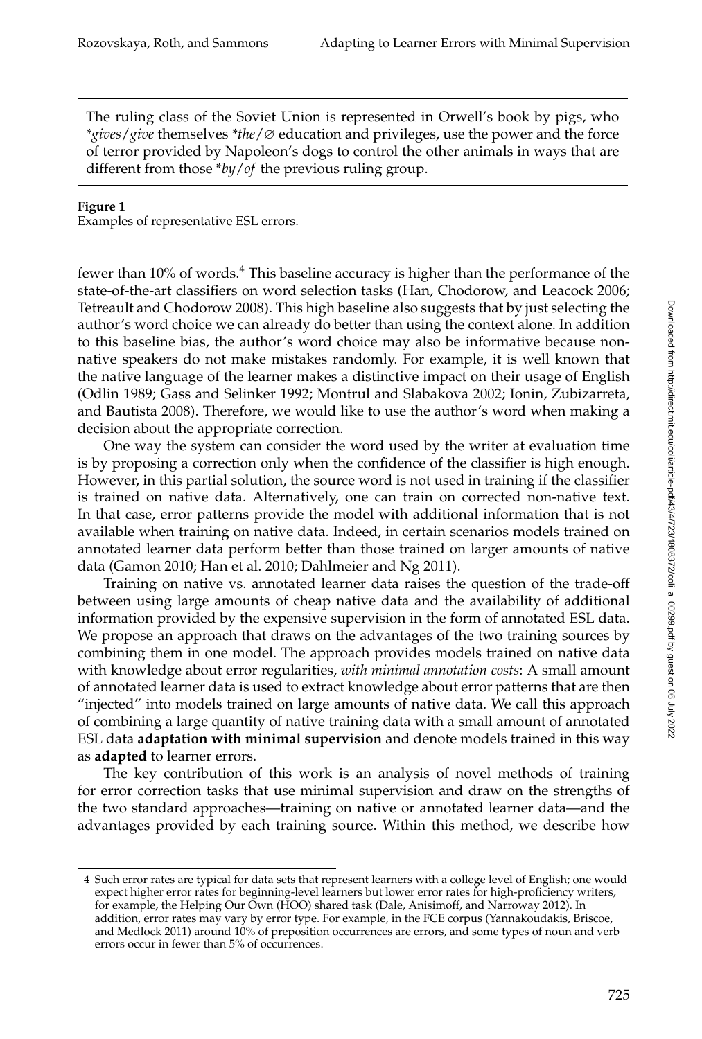The ruling class of the Soviet Union is represented in Orwell's book by pigs, who *gives/give themselves *the/∅ education and privileges, use the power and the force of terror provided by Napoleon's dogs to control the other animals in ways that are different from those *by/of the previous ruling group.

**Figure 1**
Examples of representative ESL errors.

fewer than 10% of words.[4] This baseline accuracy is higher than the performance of the state-of-the-art classifiers on word selection tasks (Han, Chodorow, and Leacock 2006; Tetreault and Chodorow 2008). This high baseline also suggests that by just selecting the author's word choice we can already do better than using the context alone. In addition to this baseline bias, the author's word choice may also be informative because non-native speakers do not make mistakes randomly. For example, it is well known that the native language of the learner makes a distinctive impact on their usage of English (Odlin 1989; Gass and Selinker 1992; Montrul and Slabakova 2002; Ionin, Zubizarreta, and Bautista 2008). Therefore, we would like to use the author's word when making a decision about the appropriate correction.

One way the system can consider the word used by the writer at evaluation time is by proposing a correction only when the confidence of the classifier is high enough. However, in this partial solution, the source word is not used in training if the classifier is trained on native data. Alternatively, one can train on corrected non-native text. In that case, error patterns provide the model with additional information that is not available when training on native data. Indeed, in certain scenarios models trained on annotated learner data perform better than those trained on larger amounts of native data (Gamon 2010; Han et al. 2010; Dahlmeier and Ng 2011).

Training on native vs. annotated learner data raises the question of the trade-off between using large amounts of cheap native data and the availability of additional information provided by the expensive supervision in the form of annotated ESL data. We propose an approach that draws on the advantages of the two training sources by combining them in one model. The approach provides models trained on native data with knowledge about error regularities, *with minimal annotation costs*: A small amount of annotated learner data is used to extract knowledge about error patterns that are then "injected" into models trained on large amounts of native data. We call this approach of combining a large quantity of native training data with a small amount of annotated ESL data **adaptation with minimal supervision** and denote models trained in this way as **adapted** to learner errors.

The key contribution of this work is an analysis of novel methods of training for error correction tasks that use minimal supervision and draw on the strengths of the two standard approaches—training on native or annotated learner data—and the advantages provided by each training source. Within this method, we describe how

[4] Such error rates are typical for data sets that represent learners with a college level of English; one would expect higher error rates for beginning-level learners but lower error rates for high-proficiency writers, for example, the Helping Our Own (HOO) shared task (Dale, Anisimoff, and Narroway 2012). In addition, error rates may vary by error type. For example, in the FCE corpus (Yannakoudakis, Briscoe, and Medlock 2011) around 10% of preposition occurrences are errors, and some types of noun and verb errors occur in fewer than 5% of occurrences.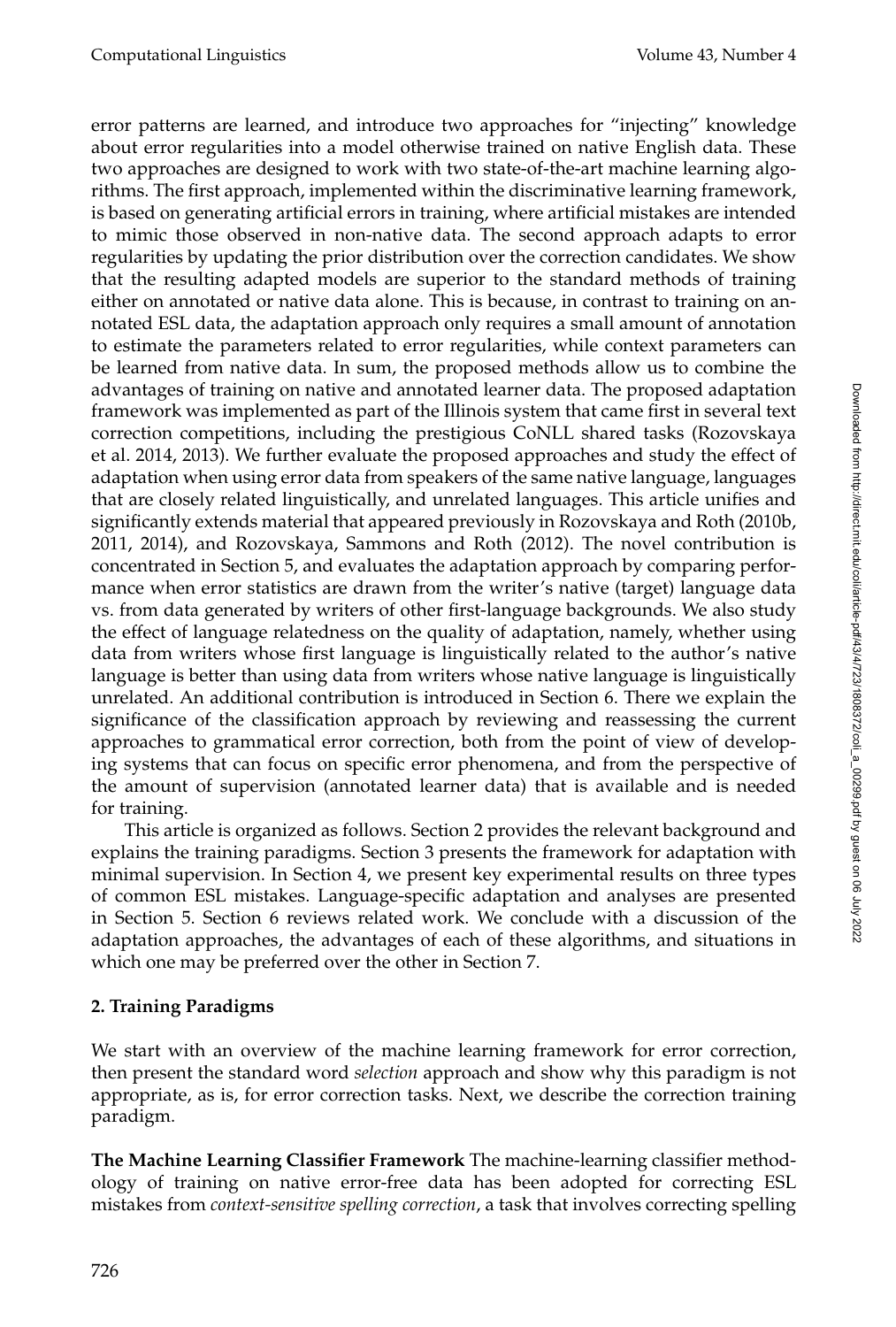error patterns are learned, and introduce two approaches for "injecting" knowledge about error regularities into a model otherwise trained on native English data. These two approaches are designed to work with two state-of-the-art machine learning algorithms. The first approach, implemented within the discriminative learning framework, is based on generating artificial errors in training, where artificial mistakes are intended to mimic those observed in non-native data. The second approach adapts to error regularities by updating the prior distribution over the correction candidates. We show that the resulting adapted models are superior to the standard methods of training either on annotated or native data alone. This is because, in contrast to training on annotated ESL data, the adaptation approach only requires a small amount of annotation to estimate the parameters related to error regularities, while context parameters can be learned from native data. In sum, the proposed methods allow us to combine the advantages of training on native and annotated learner data. The proposed adaptation framework was implemented as part of the Illinois system that came first in several text correction competitions, including the prestigious CoNLL shared tasks (Rozovskaya et al. 2014, 2013). We further evaluate the proposed approaches and study the effect of adaptation when using error data from speakers of the same native language, languages that are closely related linguistically, and unrelated languages. This article unifies and significantly extends material that appeared previously in Rozovskaya and Roth (2010b, 2011, 2014), and Rozovskaya, Sammons and Roth (2012). The novel contribution is concentrated in Section 5, and evaluates the adaptation approach by comparing performance when error statistics are drawn from the writer's native (target) language data vs. from data generated by writers of other first-language backgrounds. We also study the effect of language relatedness on the quality of adaptation, namely, whether using data from writers whose first language is linguistically related to the author's native language is better than using data from writers whose native language is linguistically unrelated. An additional contribution is introduced in Section 6. There we explain the significance of the classification approach by reviewing and reassessing the current approaches to grammatical error correction, both from the point of view of developing systems that can focus on specific error phenomena, and from the perspective of the amount of supervision (annotated learner data) that is available and is needed for training.

This article is organized as follows. Section 2 provides the relevant background and explains the training paradigms. Section 3 presents the framework for adaptation with minimal supervision. In Section 4, we present key experimental results on three types of common ESL mistakes. Language-specific adaptation and analyses are presented in Section 5. Section 6 reviews related work. We conclude with a discussion of the adaptation approaches, the advantages of each of these algorithms, and situations in which one may be preferred over the other in Section 7.

## 2. Training Paradigms

We start with an overview of the machine learning framework for error correction, then present the standard word *selection* approach and show why this paradigm is not appropriate, as is, for error correction tasks. Next, we describe the correction training paradigm.

**The Machine Learning Classifier Framework** The machine-learning classifier methodology of training on native error-free data has been adopted for correcting ESL mistakes from *context-sensitive spelling correction*, a task that involves correcting spelling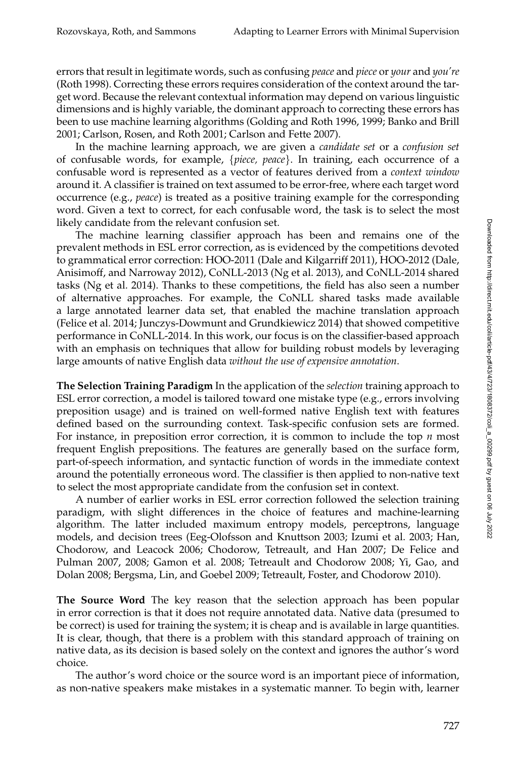errors that result in legitimate words, such as confusing *peace* and *piece* or *your* and *you're* (Roth 1998). Correcting these errors requires consideration of the context around the target word. Because the relevant contextual information may depend on various linguistic dimensions and is highly variable, the dominant approach to correcting these errors has been to use machine learning algorithms (Golding and Roth 1996, 1999; Banko and Brill 2001; Carlson, Rosen, and Roth 2001; Carlson and Fette 2007).

In the machine learning approach, we are given a *candidate set* or a *confusion set* of confusable words, for example, {*piece, peace*}. In training, each occurrence of a confusable word is represented as a vector of features derived from a *context window* around it. A classifier is trained on text assumed to be error-free, where each target word occurrence (e.g., *peace*) is treated as a positive training example for the corresponding word. Given a text to correct, for each confusable word, the task is to select the most likely candidate from the relevant confusion set.

The machine learning classifier approach has been and remains one of the prevalent methods in ESL error correction, as is evidenced by the competitions devoted to grammatical error correction: HOO-2011 (Dale and Kilgarriff 2011), HOO-2012 (Dale, Anisimoff, and Narroway 2012), CoNLL-2013 (Ng et al. 2013), and CoNLL-2014 shared tasks (Ng et al. 2014). Thanks to these competitions, the field has also seen a number of alternative approaches. For example, the CoNLL shared tasks made available a large annotated learner data set, that enabled the machine translation approach (Felice et al. 2014; Junczys-Dowmunt and Grundkiewicz 2014) that showed competitive performance in CoNLL-2014. In this work, our focus is on the classifier-based approach with an emphasis on techniques that allow for building robust models by leveraging large amounts of native English data *without the use of expensive annotation*.

**The Selection Training Paradigm** In the application of the *selection* training approach to ESL error correction, a model is tailored toward one mistake type (e.g., errors involving preposition usage) and is trained on well-formed native English text with features defined based on the surrounding context. Task-specific confusion sets are formed. For instance, in preposition error correction, it is common to include the top $n$ most frequent English prepositions. The features are generally based on the surface form, part-of-speech information, and syntactic function of words in the immediate context around the potentially erroneous word. The classifier is then applied to non-native text to select the most appropriate candidate from the confusion set in context.

A number of earlier works in ESL error correction followed the selection training paradigm, with slight differences in the choice of features and machine-learning algorithm. The latter included maximum entropy models, perceptrons, language models, and decision trees (Eeg-Olofsson and Knuttson 2003; Izumi et al. 2003; Han, Chodorow, and Leacock 2006; Chodorow, Tetreault, and Han 2007; De Felice and Pulman 2007, 2008; Gamon et al. 2008; Tetreault and Chodorow 2008; Yi, Gao, and Dolan 2008; Bergsma, Lin, and Goebel 2009; Tetreault, Foster, and Chodorow 2010).

**The Source Word** The key reason that the selection approach has been popular in error correction is that it does not require annotated data. Native data (presumed to be correct) is used for training the system; it is cheap and is available in large quantities. It is clear, though, that there is a problem with this standard approach of training on native data, as its decision is based solely on the context and ignores the author's word choice.

The author's word choice or the source word is an important piece of information, as non-native speakers make mistakes in a systematic manner. To begin with, learner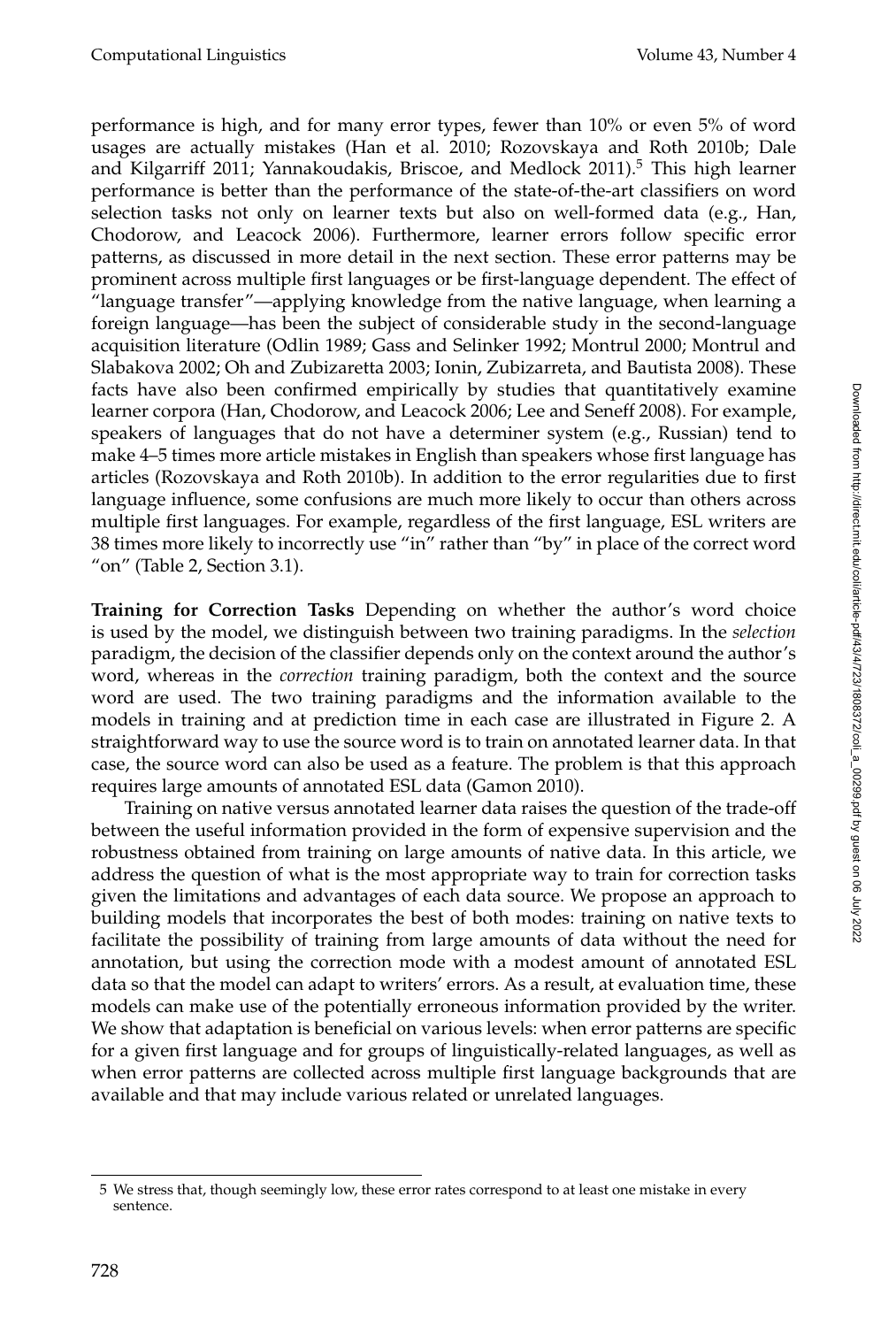performance is high, and for many error types, fewer than 10% or even 5% of word usages are actually mistakes (Han et al. 2010; Rozovskaya and Roth 2010b; Dale and Kilgarriff 2011; Yannakoudakis, Briscoe, and Medlock 2011).[5] This high learner performance is better than the performance of the state-of-the-art classifiers on word selection tasks not only on learner texts but also on well-formed data (e.g., Han, Chodorow, and Leacock 2006). Furthermore, learner errors follow specific error patterns, as discussed in more detail in the next section. These error patterns may be prominent across multiple first languages or be first-language dependent. The effect of "language transfer"—applying knowledge from the native language, when learning a foreign language—has been the subject of considerable study in the second-language acquisition literature (Odlin 1989; Gass and Selinker 1992; Montrul 2000; Montrul and Slabakova 2002; Oh and Zubizaretta 2003; Ionin, Zubizarreta, and Bautista 2008). These facts have also been confirmed empirically by studies that quantitatively examine learner corpora (Han, Chodorow, and Leacock 2006; Lee and Seneff 2008). For example, speakers of languages that do not have a determiner system (e.g., Russian) tend to make 4–5 times more article mistakes in English than speakers whose first language has articles (Rozovskaya and Roth 2010b). In addition to the error regularities due to first language influence, some confusions are much more likely to occur than others across multiple first languages. For example, regardless of the first language, ESL writers are 38 times more likely to incorrectly use "in" rather than "by" in place of the correct word "on" (Table 2, Section 3.1).

**Training for Correction Tasks** Depending on whether the author's word choice is used by the model, we distinguish between two training paradigms. In the *selection* paradigm, the decision of the classifier depends only on the context around the author's word, whereas in the *correction* training paradigm, both the context and the source word are used. The two training paradigms and the information available to the models in training and at prediction time in each case are illustrated in Figure 2. A straightforward way to use the source word is to train on annotated learner data. In that case, the source word can also be used as a feature. The problem is that this approach requires large amounts of annotated ESL data (Gamon 2010).

Training on native versus annotated learner data raises the question of the trade-off between the useful information provided in the form of expensive supervision and the robustness obtained from training on large amounts of native data. In this article, we address the question of what is the most appropriate way to train for correction tasks given the limitations and advantages of each data source. We propose an approach to building models that incorporates the best of both modes: training on native texts to facilitate the possibility of training from large amounts of data without the need for annotation, but using the correction mode with a modest amount of annotated ESL data so that the model can adapt to writers' errors. As a result, at evaluation time, these models can make use of the potentially erroneous information provided by the writer. We show that adaptation is beneficial on various levels: when error patterns are specific for a given first language and for groups of linguistically-related languages, as well as when error patterns are collected across multiple first language backgrounds that are available and that may include various related or unrelated languages.

[5] We stress that, though seemingly low, these error rates correspond to at least one mistake in every sentence.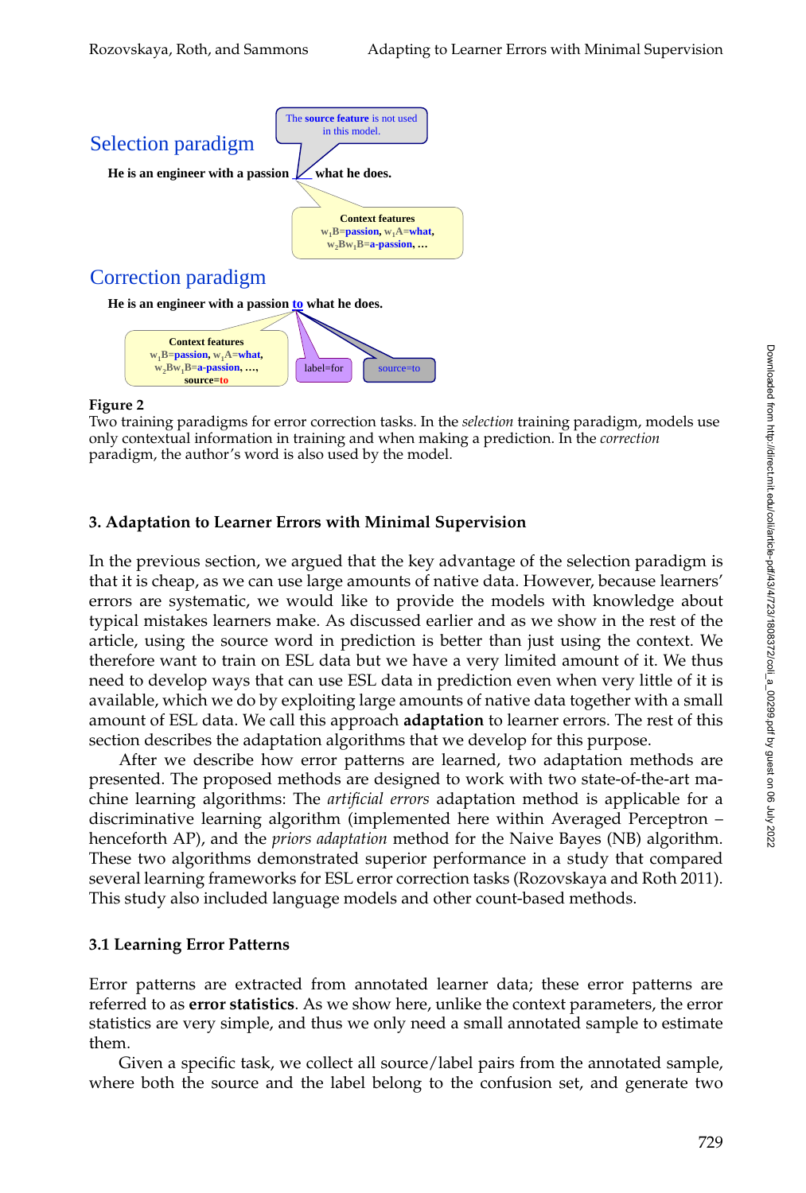Selection paradigm

He is an engineer with a passion ___ what he does.

The **source feature** is not used in this model.

Context features
$w_1B$=**passion**, $w_1A$=**what**, $w_2Bw_1B$=**a-passion**, …

Correction paradigm

He is an engineer with a passion **to** what he does.

Context features
$w_1B$=**passion**, $w_1A$=**what**, $w_2Bw_1B$=**a-passion**, …, source=**to**

label=for

source=to

**Figure 2**
Two training paradigms for error correction tasks. In the *selection* training paradigm, models use only contextual information in training and when making a prediction. In the *correction* paradigm, the author's word is also used by the model.

## 3. Adaptation to Learner Errors with Minimal Supervision

In the previous section, we argued that the key advantage of the selection paradigm is that it is cheap, as we can use large amounts of native data. However, because learners' errors are systematic, we would like to provide the models with knowledge about typical mistakes learners make. As discussed earlier and as we show in the rest of the article, using the source word in prediction is better than just using the context. We therefore want to train on ESL data but we have a very limited amount of it. We thus need to develop ways that can use ESL data in prediction even when very little of it is available, which we do by exploiting large amounts of native data together with a small amount of ESL data. We call this approach **adaptation** to learner errors. The rest of this section describes the adaptation algorithms that we develop for this purpose.

After we describe how error patterns are learned, two adaptation methods are presented. The proposed methods are designed to work with two state-of-the-art machine learning algorithms: The *artificial errors* adaptation method is applicable for a discriminative learning algorithm (implemented here within Averaged Perceptron – henceforth AP), and the *priors adaptation* method for the Naive Bayes (NB) algorithm. These two algorithms demonstrated superior performance in a study that compared several learning frameworks for ESL error correction tasks (Rozovskaya and Roth 2011). This study also included language models and other count-based methods.

### 3.1 Learning Error Patterns

Error patterns are extracted from annotated learner data; these error patterns are referred to as **error statistics**. As we show here, unlike the context parameters, the error statistics are very simple, and thus we only need a small annotated sample to estimate them.

Given a specific task, we collect all source/label pairs from the annotated sample, where both the source and the label belong to the confusion set, and generate two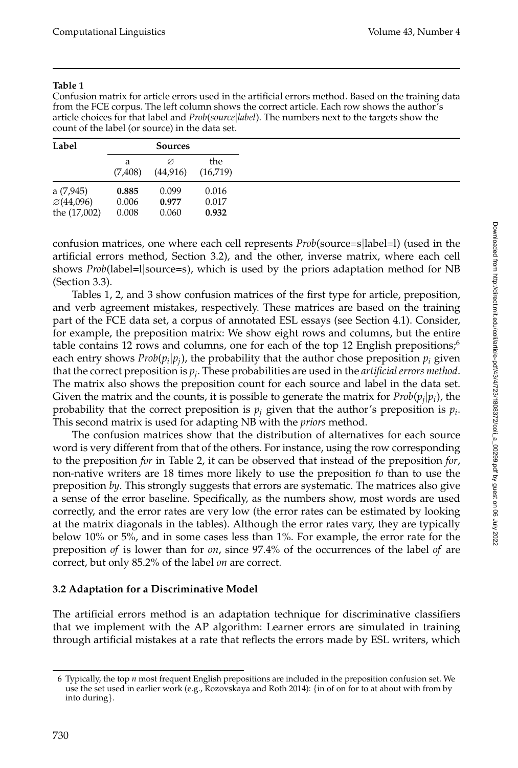**Table 1**

Confusion matrix for article errors used in the artificial errors method. Based on the training data from the FCE corpus. The left column shows the correct article. Each row shows the author's article choices for that label and *Prob*(*source*|*label*). The numbers next to the targets show the count of the label (or source) in the data set.

| Label | Sources | | |
|---|---|---|---|
| | a (7,408) | ∅ (44,916) | the (16,719) |
| a (7,945) | **0.885** | 0.099 | 0.016 |
| ∅(44,096) | 0.006 | **0.977** | 0.017 |
| the (17,002) | 0.008 | 0.060 | **0.932** |

confusion matrices, one where each cell represents *Prob*(source=s|label=l) (used in the artificial errors method, Section 3.2), and the other, inverse matrix, where each cell shows *Prob*(label=l|source=s), which is used by the priors adaptation method for NB (Section 3.3).

Tables 1, 2, and 3 show confusion matrices of the first type for article, preposition, and verb agreement mistakes, respectively. These matrices are based on the training part of the FCE data set, a corpus of annotated ESL essays (see Section 4.1). Consider, for example, the preposition matrix: We show eight rows and columns, but the entire table contains 12 rows and columns, one for each of the top 12 English prepositions;[6] each entry shows $Prob(p_i|p_j)$, the probability that the author chose preposition $p_i$ given that the correct preposition is $p_j$. These probabilities are used in the *artificial errors method*. The matrix also shows the preposition count for each source and label in the data set. Given the matrix and the counts, it is possible to generate the matrix for $Prob(p_j|p_i)$, the probability that the correct preposition is $p_j$ given that the author's preposition is $p_i$. This second matrix is used for adapting NB with the *priors* method.

The confusion matrices show that the distribution of alternatives for each source word is very different from that of the others. For instance, using the row corresponding to the preposition *for* in Table 2, it can be observed that instead of the preposition *for*, non-native writers are 18 times more likely to use the preposition *to* than to use the preposition *by*. This strongly suggests that errors are systematic. The matrices also give a sense of the error baseline. Specifically, as the numbers show, most words are used correctly, and the error rates are very low (the error rates can be estimated by looking at the matrix diagonals in the tables). Although the error rates vary, they are typically below 10% or 5%, and in some cases less than 1%. For example, the error rate for the preposition *of* is lower than for *on*, since 97.4% of the occurrences of the label *of* are correct, but only 85.2% of the label *on* are correct.

### 3.2 Adaptation for a Discriminative Model

The artificial errors method is an adaptation technique for discriminative classifiers that we implement with the AP algorithm: Learner errors are simulated in training through artificial mistakes at a rate that reflects the errors made by ESL writers, which

[6] Typically, the top *n* most frequent English prepositions are included in the preposition confusion set. We use the set used in earlier work (e.g., Rozovskaya and Roth 2014): {in of on for to at about with from by into during}.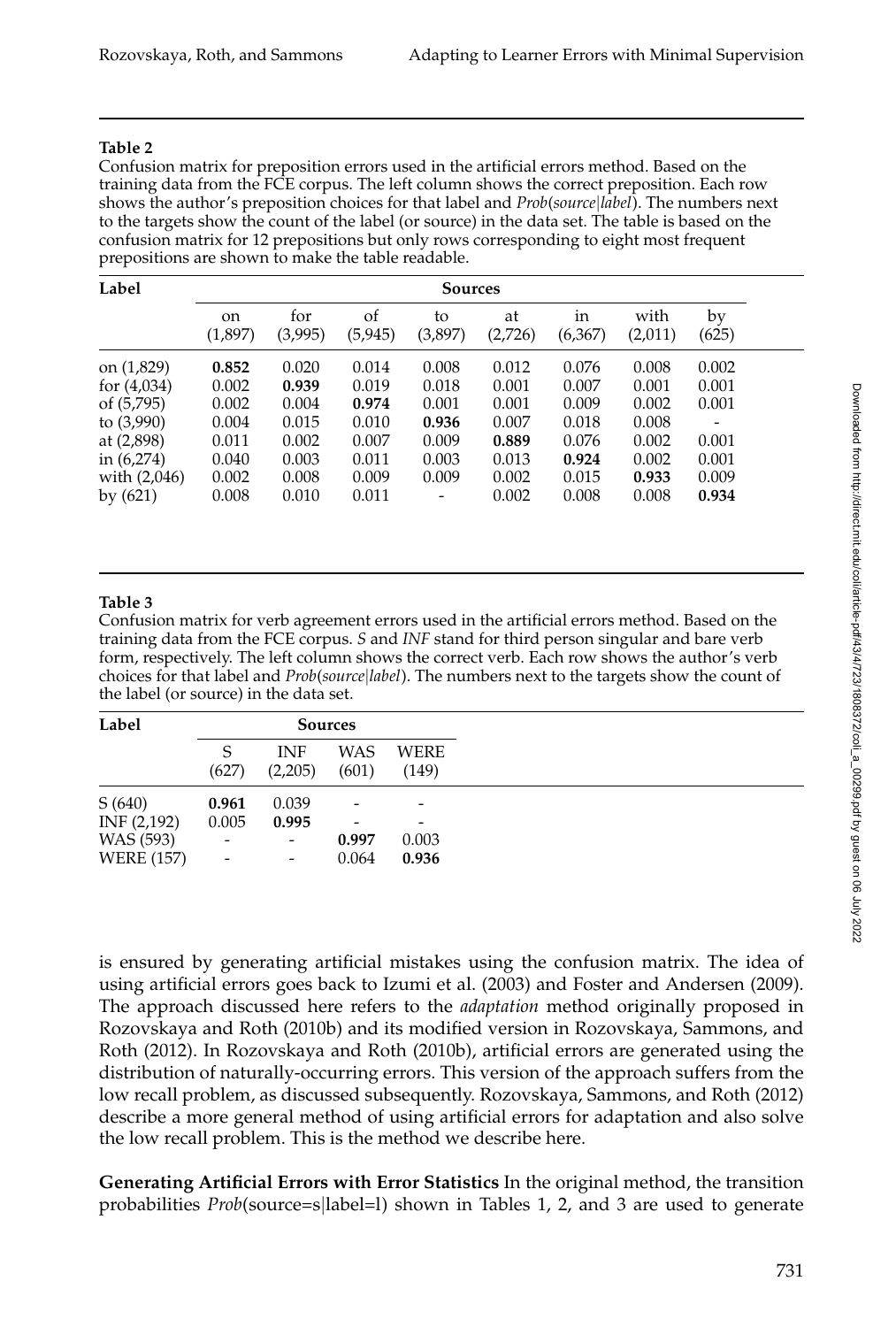**Table 2**

Confusion matrix for preposition errors used in the artificial errors method. Based on the training data from the FCE corpus. The left column shows the correct preposition. Each row shows the author's preposition choices for that label and *Prob*(*source*|*label*). The numbers next to the targets show the count of the label (or source) in the data set. The table is based on the confusion matrix for 12 prepositions but only rows corresponding to eight most frequent prepositions are shown to make the table readable.

| Label | Sources | | | | | | | |
|---|---|---|---|---|---|---|---|---|
| | on (1,897) | for (3,995) | of (5,945) | to (3,897) | at (2,726) | in (6,367) | with (2,011) | by (625) |
| on (1,829) | **0.852** | 0.020 | 0.014 | 0.008 | 0.012 | 0.076 | 0.008 | 0.002 |
| for (4,034) | 0.002 | **0.939** | 0.019 | 0.018 | 0.001 | 0.007 | 0.001 | 0.001 |
| of (5,795) | 0.002 | 0.004 | **0.974** | 0.001 | 0.001 | 0.009 | 0.002 | 0.001 |
| to (3,990) | 0.004 | 0.015 | 0.010 | **0.936** | 0.007 | 0.018 | 0.008 | - |
| at (2,898) | 0.011 | 0.002 | 0.007 | 0.009 | **0.889** | 0.076 | 0.002 | 0.001 |
| in (6,274) | 0.040 | 0.003 | 0.011 | 0.003 | 0.013 | **0.924** | 0.002 | 0.001 |
| with (2,046) | 0.002 | 0.008 | 0.009 | 0.009 | 0.002 | 0.015 | **0.933** | 0.009 |
| by (621) | 0.008 | 0.010 | 0.011 | - | 0.002 | 0.008 | 0.008 | **0.934** |

**Table 3**

Confusion matrix for verb agreement errors used in the artificial errors method. Based on the training data from the FCE corpus. *S* and *INF* stand for third person singular and bare verb form, respectively. The left column shows the correct verb. Each row shows the author's verb choices for that label and *Prob*(*source*|*label*). The numbers next to the targets show the count of the label (or source) in the data set.

| Label | Sources | | | |
|---|---|---|---|---|
| | S (627) | INF (2,205) | WAS (601) | WERE (149) |
| S (640) | **0.961** | 0.039 | - | - |
| INF (2,192) | 0.005 | **0.995** | - | - |
| WAS (593) | - | - | **0.997** | 0.003 |
| WERE (157) | - | - | 0.064 | **0.936** |

is ensured by generating artificial mistakes using the confusion matrix. The idea of using artificial errors goes back to Izumi et al. (2003) and Foster and Andersen (2009). The approach discussed here refers to the *adaptation* method originally proposed in Rozovskaya and Roth (2010b) and its modified version in Rozovskaya, Sammons, and Roth (2012). In Rozovskaya and Roth (2010b), artificial errors are generated using the distribution of naturally-occurring errors. This version of the approach suffers from the low recall problem, as discussed subsequently. Rozovskaya, Sammons, and Roth (2012) describe a more general method of using artificial errors for adaptation and also solve the low recall problem. This is the method we describe here.

**Generating Artificial Errors with Error Statistics** In the original method, the transition probabilities *Prob*(source=s|label=l) shown in Tables 1, 2, and 3 are used to generate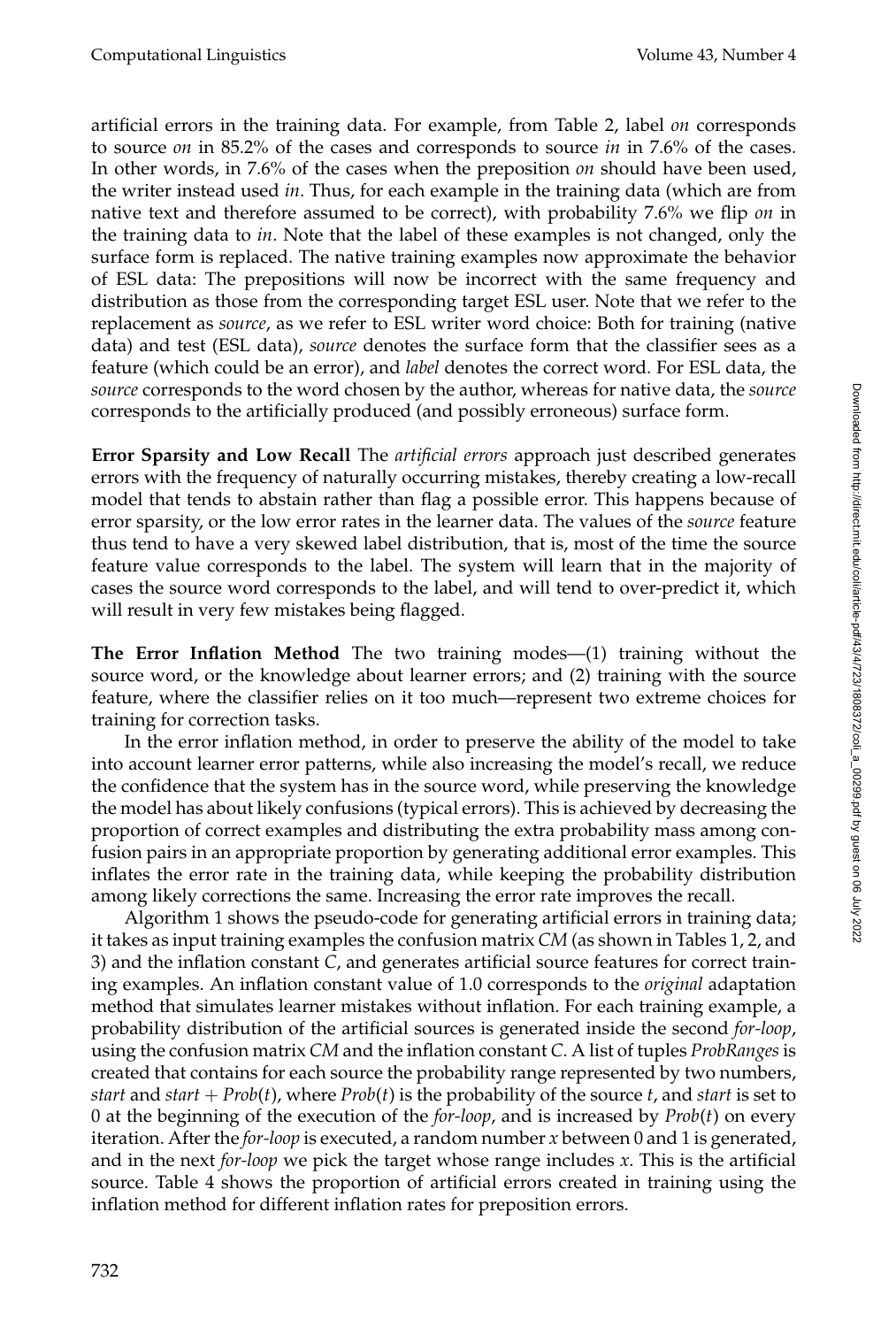artificial errors in the training data. For example, from Table 2, label *on* corresponds to source *on* in 85.2% of the cases and corresponds to source *in* in 7.6% of the cases. In other words, in 7.6% of the cases when the preposition *on* should have been used, the writer instead used *in*. Thus, for each example in the training data (which are from native text and therefore assumed to be correct), with probability 7.6% we flip *on* in the training data to *in*. Note that the label of these examples is not changed, only the surface form is replaced. The native training examples now approximate the behavior of ESL data: The prepositions will now be incorrect with the same frequency and distribution as those from the corresponding target ESL user. Note that we refer to the replacement as *source*, as we refer to ESL writer word choice: Both for training (native data) and test (ESL data), *source* denotes the surface form that the classifier sees as a feature (which could be an error), and *label* denotes the correct word. For ESL data, the *source* corresponds to the word chosen by the author, whereas for native data, the *source* corresponds to the artificially produced (and possibly erroneous) surface form.

**Error Sparsity and Low Recall** The *artificial errors* approach just described generates errors with the frequency of naturally occurring mistakes, thereby creating a low-recall model that tends to abstain rather than flag a possible error. This happens because of error sparsity, or the low error rates in the learner data. The values of the *source* feature thus tend to have a very skewed label distribution, that is, most of the time the source feature value corresponds to the label. The system will learn that in the majority of cases the source word corresponds to the label, and will tend to over-predict it, which will result in very few mistakes being flagged.

**The Error Inflation Method** The two training modes—(1) training without the source word, or the knowledge about learner errors; and (2) training with the source feature, where the classifier relies on it too much—represent two extreme choices for training for correction tasks.

In the error inflation method, in order to preserve the ability of the model to take into account learner error patterns, while also increasing the model's recall, we reduce the confidence that the system has in the source word, while preserving the knowledge the model has about likely confusions (typical errors). This is achieved by decreasing the proportion of correct examples and distributing the extra probability mass among confusion pairs in an appropriate proportion by generating additional error examples. This inflates the error rate in the training data, while keeping the probability distribution among likely corrections the same. Increasing the error rate improves the recall.

Algorithm 1 shows the pseudo-code for generating artificial errors in training data; it takes as input training examples the confusion matrix *CM* (as shown in Tables 1, 2, and 3) and the inflation constant *C*, and generates artificial source features for correct training examples. An inflation constant value of 1.0 corresponds to the *original* adaptation method that simulates learner mistakes without inflation. For each training example, a probability distribution of the artificial sources is generated inside the second *for-loop*, using the confusion matrix *CM* and the inflation constant *C*. A list of tuples *ProbRanges* is created that contains for each source the probability range represented by two numbers, *start* and *start* + *Prob*($t$), where *Prob*($t$) is the probability of the source $t$, and *start* is set to 0 at the beginning of the execution of the *for-loop*, and is increased by *Prob*($t$) on every iteration. After the *for-loop* is executed, a random number $x$ between 0 and 1 is generated, and in the next *for-loop* we pick the target whose range includes $x$. This is the artificial source. Table 4 shows the proportion of artificial errors created in training using the inflation method for different inflation rates for preposition errors.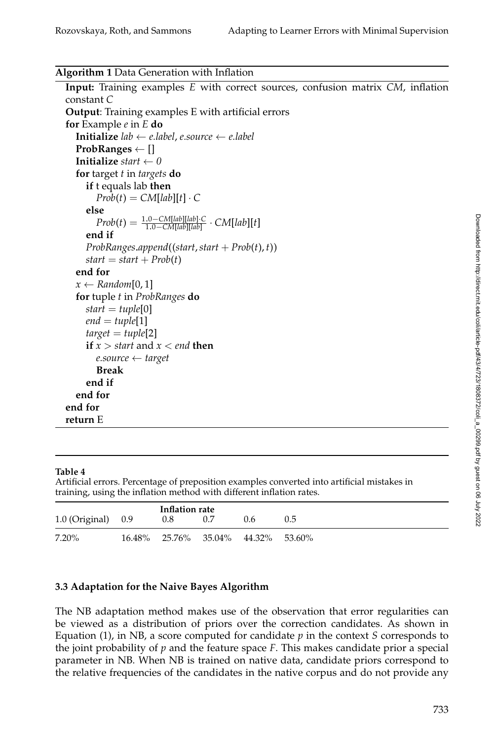**Algorithm 1** Data Generation with Inflation

**Input:** Training examples $E$ with correct sources, confusion matrix $CM$, inflation constant $C$
**Output**: Training examples E with artificial errors
**for** Example $e$ in $E$ **do**
  **Initialize** $lab \leftarrow e.label$, $e.source \leftarrow e.label$
  **ProbRanges** $\leftarrow$ []
  **Initialize** $start \leftarrow 0$
  **for** target $t$ in *targets* **do**
    **if** t equals lab **then**
      $Prob(t) = CM[lab][t] \cdot C$
    **else**
      $Prob(t) = \frac{1.0 - CM[lab][lab] \cdot C}{1.0 - CM[lab][lab]} \cdot CM[lab][t]$
    **end if**
    $ProbRanges.append((start, start + Prob(t), t))$
    $start = start + Prob(t)$
  **end for**
  $x \leftarrow Random[0, 1]$
  **for** tuple $t$ in *ProbRanges* **do**
    $start = tuple[0]$
    $end = tuple[1]$
    $target = tuple[2]$
    **if** $x > start$ and $x < end$ **then**
      $e.source \leftarrow target$
      **Break**
    **end if**
  **end for**
**end for**
**return** E

**Table 4**
Artificial errors. Percentage of preposition examples converted into artificial mistakes in training, using the inflation method with different inflation rates.

| | Inflation rate | | | | |
|---|---|---|---|---|---|
| 1.0 (Original) | 0.9 | 0.8 | 0.7 | 0.6 | 0.5 |
| 7.20% | 16.48% | 25.76% | 35.04% | 44.32% | 53.60% |

### 3.3 Adaptation for the Naive Bayes Algorithm

The NB adaptation method makes use of the observation that error regularities can be viewed as a distribution of priors over the correction candidates. As shown in Equation (1), in NB, a score computed for candidate $p$ in the context $S$ corresponds to the joint probability of $p$ and the feature space $F$. This makes candidate prior a special parameter in NB. When NB is trained on native data, candidate priors correspond to the relative frequencies of the candidates in the native corpus and do not provide any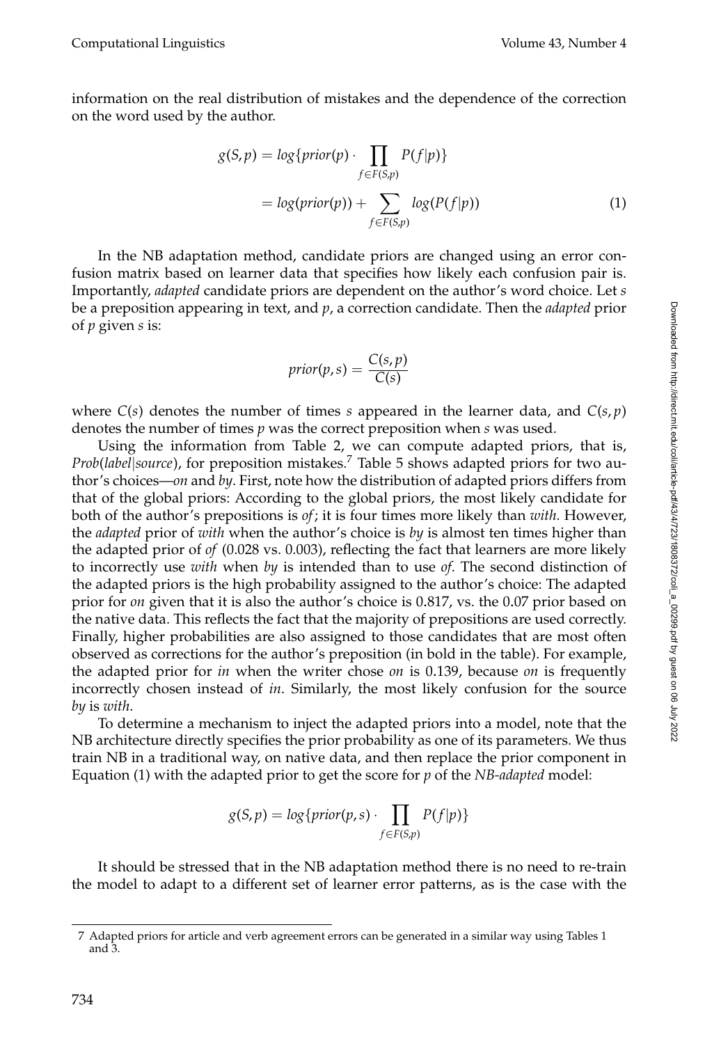information on the real distribution of mistakes and the dependence of the correction on the word used by the author.

$$g(S,p) = log\{prior(p) \cdot \prod_{f \in F(S,p)} P(f|p)\}$$
$$= log(prior(p)) + \sum_{f \in F(S,p)} log(P(f|p)) \quad (1)$$

In the NB adaptation method, candidate priors are changed using an error confusion matrix based on learner data that specifies how likely each confusion pair is. Importantly, *adapted* candidate priors are dependent on the author's word choice. Let $s$ be a preposition appearing in text, and $p$, a correction candidate. Then the *adapted* prior of $p$ given $s$ is:

$$prior(p,s) = \frac{C(s,p)}{C(s)}$$

where $C(s)$ denotes the number of times $s$ appeared in the learner data, and $C(s,p)$ denotes the number of times $p$ was the correct preposition when $s$ was used.

Using the information from Table 2, we can compute adapted priors, that is, *Prob*(*label*|*source*), for preposition mistakes.[7] Table 5 shows adapted priors for two author's choices—*on* and *by*. First, note how the distribution of adapted priors differs from that of the global priors: According to the global priors, the most likely candidate for both of the author's prepositions is *of*; it is four times more likely than *with*. However, the *adapted* prior of *with* when the author's choice is *by* is almost ten times higher than the adapted prior of *of* (0.028 vs. 0.003), reflecting the fact that learners are more likely to incorrectly use *with* when *by* is intended than to use *of*. The second distinction of the adapted priors is the high probability assigned to the author's choice: The adapted prior for *on* given that it is also the author's choice is 0.817, vs. the 0.07 prior based on the native data. This reflects the fact that the majority of prepositions are used correctly. Finally, higher probabilities are also assigned to those candidates that are most often observed as corrections for the author's preposition (in bold in the table). For example, the adapted prior for *in* when the writer chose *on* is 0.139, because *on* is frequently incorrectly chosen instead of *in*. Similarly, the most likely confusion for the source *by* is *with*.

To determine a mechanism to inject the adapted priors into a model, note that the NB architecture directly specifies the prior probability as one of its parameters. We thus train NB in a traditional way, on native data, and then replace the prior component in Equation (1) with the adapted prior to get the score for $p$ of the *NB-adapted* model:

$$g(S,p) = log\{prior(p,s) \cdot \prod_{f \in F(S,p)} P(f|p)\}$$

It should be stressed that in the NB adaptation method there is no need to re-train the model to adapt to a different set of learner error patterns, as is the case with the

[7] Adapted priors for article and verb agreement errors can be generated in a similar way using Tables 1 and 3.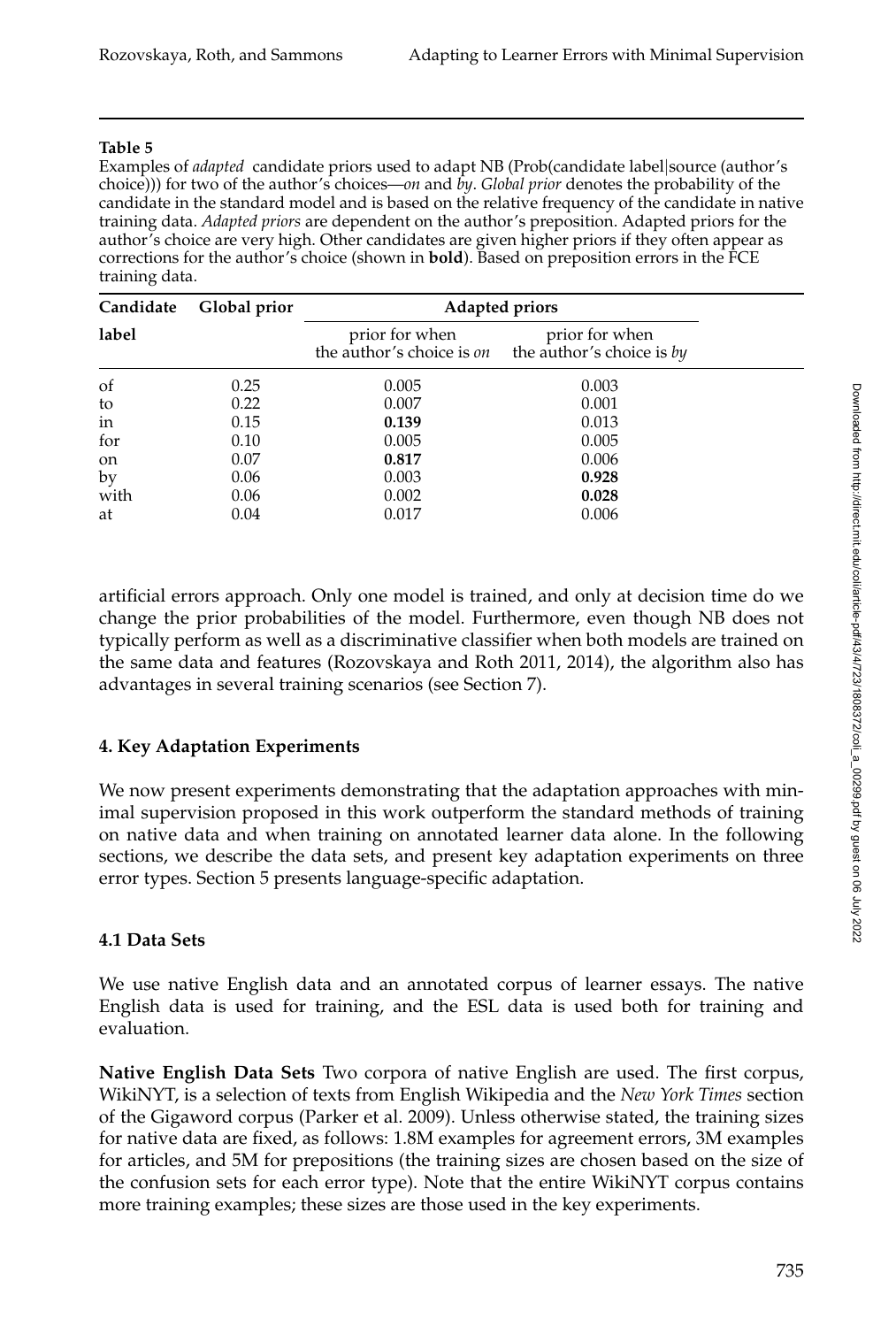**Table 5**

Examples of *adapted* candidate priors used to adapt NB (Prob(candidate label|source (author's choice))) for two of the author's choices—*on* and *by*. *Global prior* denotes the probability of the candidate in the standard model and is based on the relative frequency of the candidate in native training data. *Adapted priors* are dependent on the author's preposition. Adapted priors for the author's choice are very high. Other candidates are given higher priors if they often appear as corrections for the author's choice (shown in **bold**). Based on preposition errors in the FCE training data.

| Candidate label | Global prior | Adapted priors | |
|---|---|---|---|
| | | prior for when the author's choice is *on* | prior for when the author's choice is *by* |
| of | 0.25 | 0.005 | 0.003 |
| to | 0.22 | 0.007 | 0.001 |
| in | 0.15 | **0.139** | 0.013 |
| for | 0.10 | 0.005 | 0.005 |
| on | 0.07 | **0.817** | 0.006 |
| by | 0.06 | 0.003 | **0.928** |
| with | 0.06 | 0.002 | **0.028** |
| at | 0.04 | 0.017 | 0.006 |

artificial errors approach. Only one model is trained, and only at decision time do we change the prior probabilities of the model. Furthermore, even though NB does not typically perform as well as a discriminative classifier when both models are trained on the same data and features (Rozovskaya and Roth 2011, 2014), the algorithm also has advantages in several training scenarios (see Section 7).

## 4. Key Adaptation Experiments

We now present experiments demonstrating that the adaptation approaches with minimal supervision proposed in this work outperform the standard methods of training on native data and when training on annotated learner data alone. In the following sections, we describe the data sets, and present key adaptation experiments on three error types. Section 5 presents language-specific adaptation.

### 4.1 Data Sets

We use native English data and an annotated corpus of learner essays. The native English data is used for training, and the ESL data is used both for training and evaluation.

**Native English Data Sets** Two corpora of native English are used. The first corpus, WikiNYT, is a selection of texts from English Wikipedia and the *New York Times* section of the Gigaword corpus (Parker et al. 2009). Unless otherwise stated, the training sizes for native data are fixed, as follows: 1.8M examples for agreement errors, 3M examples for articles, and 5M for prepositions (the training sizes are chosen based on the size of the confusion sets for each error type). Note that the entire WikiNYT corpus contains more training examples; these sizes are those used in the key experiments.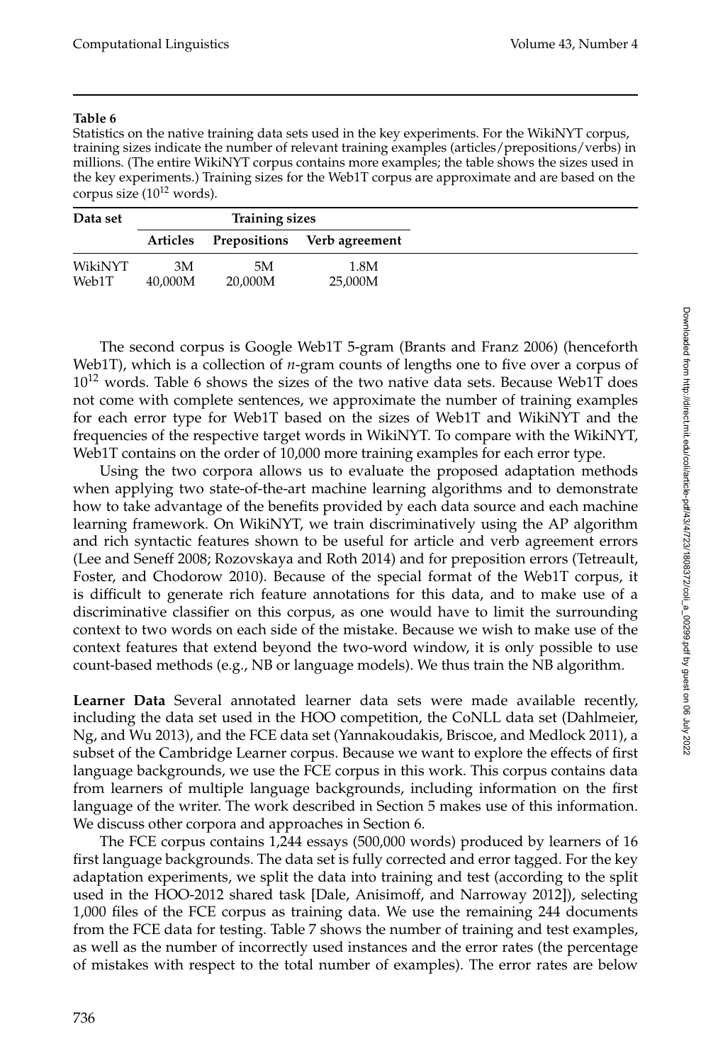**Table 6**
Statistics on the native training data sets used in the key experiments. For the WikiNYT corpus, training sizes indicate the number of relevant training examples (articles/prepositions/verbs) in millions. (The entire WikiNYT corpus contains more examples; the table shows the sizes used in the key experiments.) Training sizes for the Web1T corpus are approximate and are based on the corpus size ($10^{12}$ words).

| **Data set** | **Training sizes** | | |
|---|---|---|---|
| | **Articles** | **Prepositions** | **Verb agreement** |
| WikiNYT | 3M | 5M | 1.8M |
| Web1T | 40,000M | 20,000M | 25,000M |

The second corpus is Google Web1T 5-gram (Brants and Franz 2006) (henceforth Web1T), which is a collection of *n*-gram counts of lengths one to five over a corpus of $10^{12}$ words. Table 6 shows the sizes of the two native data sets. Because Web1T does not come with complete sentences, we approximate the number of training examples for each error type for Web1T based on the sizes of Web1T and WikiNYT and the frequencies of the respective target words in WikiNYT. To compare with the WikiNYT, Web1T contains on the order of 10,000 more training examples for each error type.

Using the two corpora allows us to evaluate the proposed adaptation methods when applying two state-of-the-art machine learning algorithms and to demonstrate how to take advantage of the benefits provided by each data source and each machine learning framework. On WikiNYT, we train discriminatively using the AP algorithm and rich syntactic features shown to be useful for article and verb agreement errors (Lee and Seneff 2008; Rozovskaya and Roth 2014) and for preposition errors (Tetreault, Foster, and Chodorow 2010). Because of the special format of the Web1T corpus, it is difficult to generate rich feature annotations for this data, and to make use of a discriminative classifier on this corpus, as one would have to limit the surrounding context to two words on each side of the mistake. Because we wish to make use of the context features that extend beyond the two-word window, it is only possible to use count-based methods (e.g., NB or language models). We thus train the NB algorithm.

**Learner Data** Several annotated learner data sets were made available recently, including the data set used in the HOO competition, the CoNLL data set (Dahlmeier, Ng, and Wu 2013), and the FCE data set (Yannakoudakis, Briscoe, and Medlock 2011), a subset of the Cambridge Learner corpus. Because we want to explore the effects of first language backgrounds, we use the FCE corpus in this work. This corpus contains data from learners of multiple language backgrounds, including information on the first language of the writer. The work described in Section 5 makes use of this information. We discuss other corpora and approaches in Section 6.

The FCE corpus contains 1,244 essays (500,000 words) produced by learners of 16 first language backgrounds. The data set is fully corrected and error tagged. For the key adaptation experiments, we split the data into training and test (according to the split used in the HOO-2012 shared task [Dale, Anisimoff, and Narroway 2012]), selecting 1,000 files of the FCE corpus as training data. We use the remaining 244 documents from the FCE data for testing. Table 7 shows the number of training and test examples, as well as the number of incorrectly used instances and the error rates (the percentage of mistakes with respect to the total number of examples). The error rates are below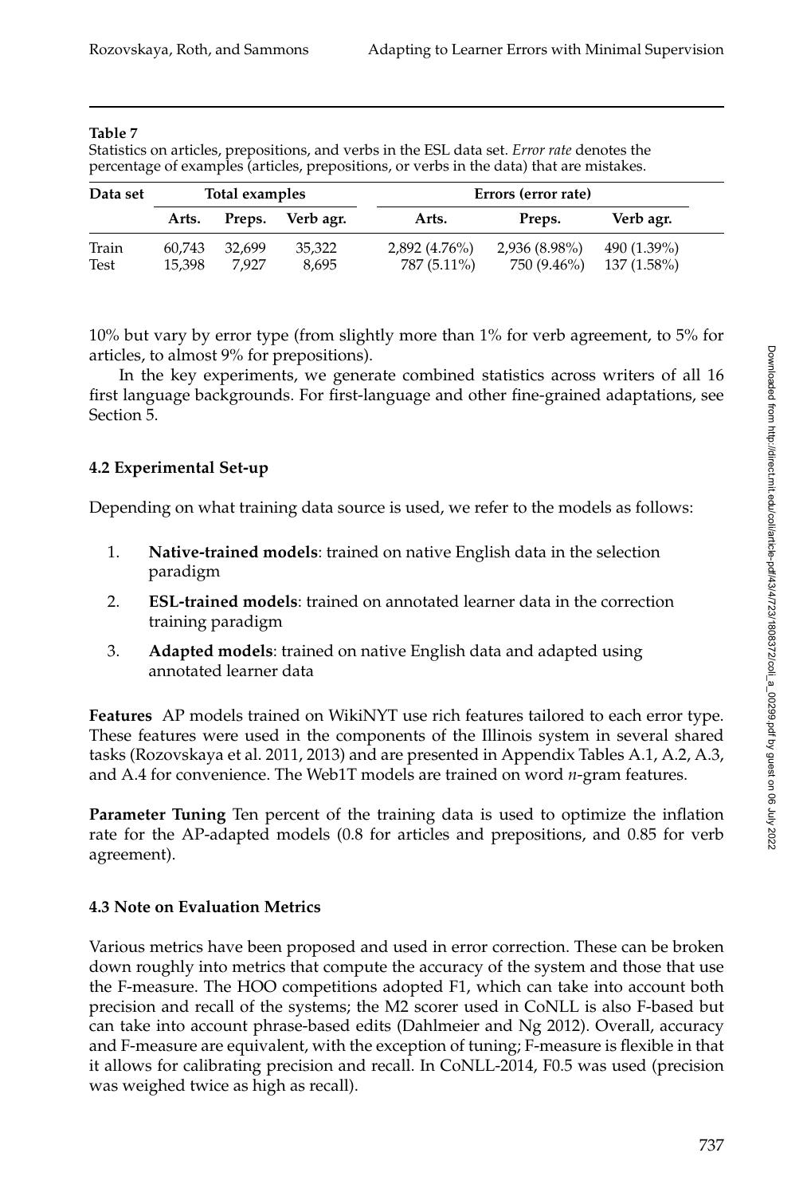**Table 7**
Statistics on articles, prepositions, and verbs in the ESL data set. *Error rate* denotes the percentage of examples (articles, prepositions, or verbs in the data) that are mistakes.

| Data set | Total examples | | | Errors (error rate) | | |
|---|---|---|---|---|---|---|
| | Arts. | Preps. | Verb agr. | Arts. | Preps. | Verb agr. |
| Train | 60,743 | 32,699 | 35,322 | 2,892 (4.76%) | 2,936 (8.98%) | 490 (1.39%) |
| Test | 15,398 | 7,927 | 8,695 | 787 (5.11%) | 750 (9.46%) | 137 (1.58%) |

10% but vary by error type (from slightly more than 1% for verb agreement, to 5% for articles, to almost 9% for prepositions).

In the key experiments, we generate combined statistics across writers of all 16 first language backgrounds. For first-language and other fine-grained adaptations, see Section 5.

### 4.2 Experimental Set-up

Depending on what training data source is used, we refer to the models as follows:

1. **Native-trained models**: trained on native English data in the selection paradigm
2. **ESL-trained models**: trained on annotated learner data in the correction training paradigm
3. **Adapted models**: trained on native English data and adapted using annotated learner data

**Features** AP models trained on WikiNYT use rich features tailored to each error type. These features were used in the components of the Illinois system in several shared tasks (Rozovskaya et al. 2011, 2013) and are presented in Appendix Tables A.1, A.2, A.3, and A.4 for convenience. The Web1T models are trained on word *n*-gram features.

**Parameter Tuning** Ten percent of the training data is used to optimize the inflation rate for the AP-adapted models (0.8 for articles and prepositions, and 0.85 for verb agreement).

### 4.3 Note on Evaluation Metrics

Various metrics have been proposed and used in error correction. These can be broken down roughly into metrics that compute the accuracy of the system and those that use the F-measure. The HOO competitions adopted F1, which can take into account both precision and recall of the systems; the M2 scorer used in CoNLL is also F-based but can take into account phrase-based edits (Dahlmeier and Ng 2012). Overall, accuracy and F-measure are equivalent, with the exception of tuning; F-measure is flexible in that it allows for calibrating precision and recall. In CoNLL-2014, F0.5 was used (precision was weighed twice as high as recall).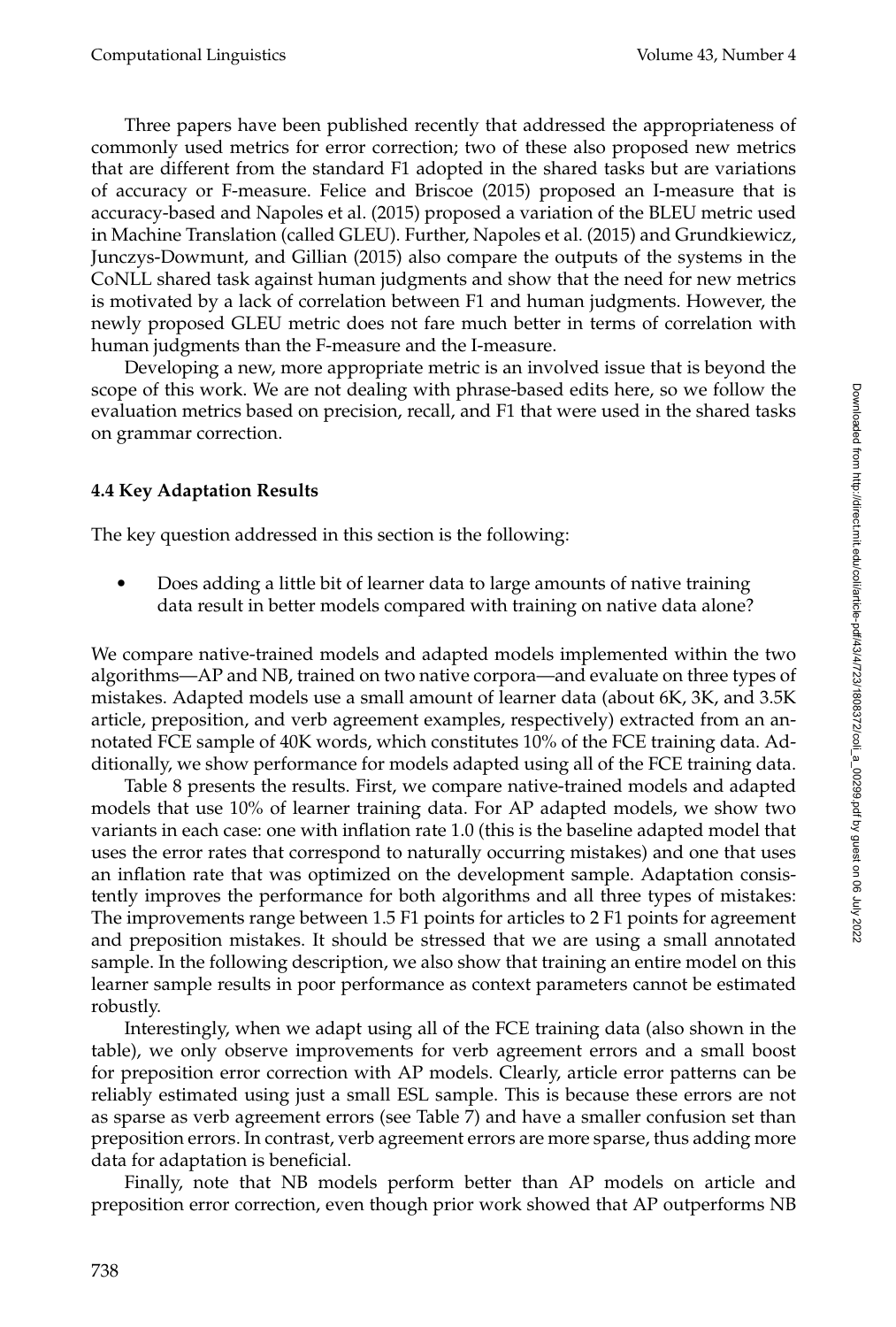Three papers have been published recently that addressed the appropriateness of commonly used metrics for error correction; two of these also proposed new metrics that are different from the standard F1 adopted in the shared tasks but are variations of accuracy or F-measure. Felice and Briscoe (2015) proposed an I-measure that is accuracy-based and Napoles et al. (2015) proposed a variation of the BLEU metric used in Machine Translation (called GLEU). Further, Napoles et al. (2015) and Grundkiewicz, Junczys-Dowmunt, and Gillian (2015) also compare the outputs of the systems in the CoNLL shared task against human judgments and show that the need for new metrics is motivated by a lack of correlation between F1 and human judgments. However, the newly proposed GLEU metric does not fare much better in terms of correlation with human judgments than the F-measure and the I-measure.

Developing a new, more appropriate metric is an involved issue that is beyond the scope of this work. We are not dealing with phrase-based edits here, so we follow the evaluation metrics based on precision, recall, and F1 that were used in the shared tasks on grammar correction.

### 4.4 Key Adaptation Results

The key question addressed in this section is the following:

- Does adding a little bit of learner data to large amounts of native training data result in better models compared with training on native data alone?

We compare native-trained models and adapted models implemented within the two algorithms—AP and NB, trained on two native corpora—and evaluate on three types of mistakes. Adapted models use a small amount of learner data (about 6K, 3K, and 3.5K article, preposition, and verb agreement examples, respectively) extracted from an annotated FCE sample of 40K words, which constitutes 10% of the FCE training data. Additionally, we show performance for models adapted using all of the FCE training data.

Table 8 presents the results. First, we compare native-trained models and adapted models that use 10% of learner training data. For AP adapted models, we show two variants in each case: one with inflation rate 1.0 (this is the baseline adapted model that uses the error rates that correspond to naturally occurring mistakes) and one that uses an inflation rate that was optimized on the development sample. Adaptation consistently improves the performance for both algorithms and all three types of mistakes: The improvements range between 1.5 F1 points for articles to 2 F1 points for agreement and preposition mistakes. It should be stressed that we are using a small annotated sample. In the following description, we also show that training an entire model on this learner sample results in poor performance as context parameters cannot be estimated robustly.

Interestingly, when we adapt using all of the FCE training data (also shown in the table), we only observe improvements for verb agreement errors and a small boost for preposition error correction with AP models. Clearly, article error patterns can be reliably estimated using just a small ESL sample. This is because these errors are not as sparse as verb agreement errors (see Table 7) and have a smaller confusion set than preposition errors. In contrast, verb agreement errors are more sparse, thus adding more data for adaptation is beneficial.

Finally, note that NB models perform better than AP models on article and preposition error correction, even though prior work showed that AP outperforms NB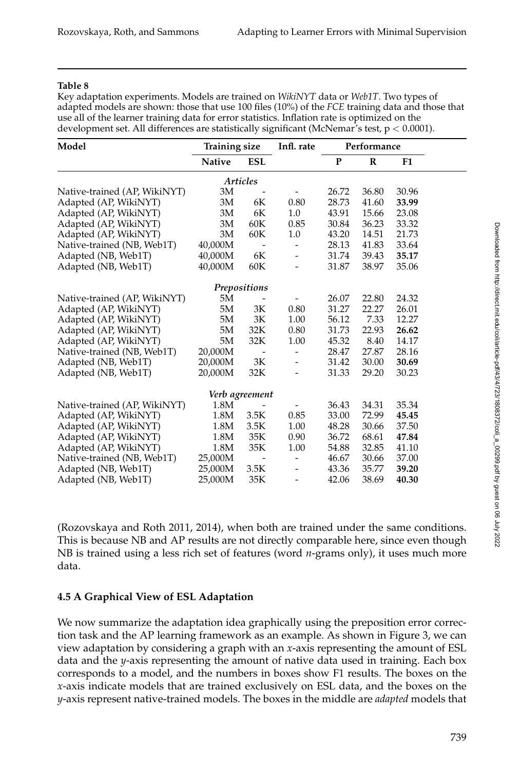**Table 8**

Key adaptation experiments. Models are trained on *WikiNYT* data or *Web1T*. Two types of adapted models are shown: those that use 100 files (10%) of the *FCE* training data and those that use all of the learner training data for error statistics. Inflation rate is optimized on the development set. All differences are statistically significant (McNemar's test, $p < 0.0001$).

| Model | Training size | | Infl. rate | Performance | | |
|---|---|---|---|---|---|---|
| | Native | ESL | | P | R | F1 |
| | | *Articles* | | | | |
| Native-trained (AP, WikiNYT) | 3M | - | - | 26.72 | 36.80 | 30.96 |
| Adapted (AP, WikiNYT) | 3M | 6K | 0.80 | 28.73 | 41.60 | **33.99** |
| Adapted (AP, WikiNYT) | 3M | 6K | 1.0 | 43.91 | 15.66 | 23.08 |
| Adapted (AP, WikiNYT) | 3M | 60K | 0.85 | 30.84 | 36.23 | 33.32 |
| Adapted (AP, WikiNYT) | 3M | 60K | 1.0 | 43.20 | 14.51 | 21.73 |
| Native-trained (NB, Web1T) | 40,000M | - | - | 28.13 | 41.83 | 33.64 |
| Adapted (NB, Web1T) | 40,000M | 6K | - | 31.74 | 39.43 | **35.17** |
| Adapted (NB, Web1T) | 40,000M | 60K | - | 31.87 | 38.97 | 35.06 |
| | | *Prepositions* | | | | |
| Native-trained (AP, WikiNYT) | 5M | - | - | 26.07 | 22.80 | 24.32 |
| Adapted (AP, WikiNYT) | 5M | 3K | 0.80 | 31.27 | 22.27 | 26.01 |
| Adapted (AP, WikiNYT) | 5M | 3K | 1.00 | 56.12 | 7.33 | 12.27 |
| Adapted (AP, WikiNYT) | 5M | 32K | 0.80 | 31.73 | 22.93 | **26.62** |
| Adapted (AP, WikiNYT) | 5M | 32K | 1.00 | 45.32 | 8.40 | 14.17 |
| Native-trained (NB, Web1T) | 20,000M | - | - | 28.47 | 27.87 | 28.16 |
| Adapted (NB, Web1T) | 20,000M | 3K | - | 31.42 | 30.00 | **30.69** |
| Adapted (NB, Web1T) | 20,000M | 32K | - | 31.33 | 29.20 | 30.23 |
| | | *Verb agreement* | | | | |
| Native-trained (AP, WikiNYT) | 1.8M | - | - | 36.43 | 34.31 | 35.34 |
| Adapted (AP, WikiNYT) | 1.8M | 3.5K | 0.85 | 33.00 | 72.99 | **45.45** |
| Adapted (AP, WikiNYT) | 1.8M | 3.5K | 1.00 | 48.28 | 30.66 | 37.50 |
| Adapted (AP, WikiNYT) | 1.8M | 35K | 0.90 | 36.72 | 68.61 | **47.84** |
| Adapted (AP, WikiNYT) | 1.8M | 35K | 1.00 | 54.88 | 32.85 | 41.10 |
| Native-trained (NB, Web1T) | 25,000M | - | - | 46.67 | 30.66 | 37.00 |
| Adapted (NB, Web1T) | 25,000M | 3.5K | - | 43.36 | 35.77 | **39.20** |
| Adapted (NB, Web1T) | 25,000M | 35K | - | 42.06 | 38.69 | **40.30** |

(Rozovskaya and Roth 2011, 2014), when both are trained under the same conditions. This is because NB and AP results are not directly comparable here, since even though NB is trained using a less rich set of features (word *n*-grams only), it uses much more data.

### 4.5 A Graphical View of ESL Adaptation

We now summarize the adaptation idea graphically using the preposition error correction task and the AP learning framework as an example. As shown in Figure 3, we can view adaptation by considering a graph with an *x*-axis representing the amount of ESL data and the *y*-axis representing the amount of native data used in training. Each box corresponds to a model, and the numbers in boxes show F1 results. The boxes on the *x*-axis indicate models that are trained exclusively on ESL data, and the boxes on the *y*-axis represent native-trained models. The boxes in the middle are *adapted* models that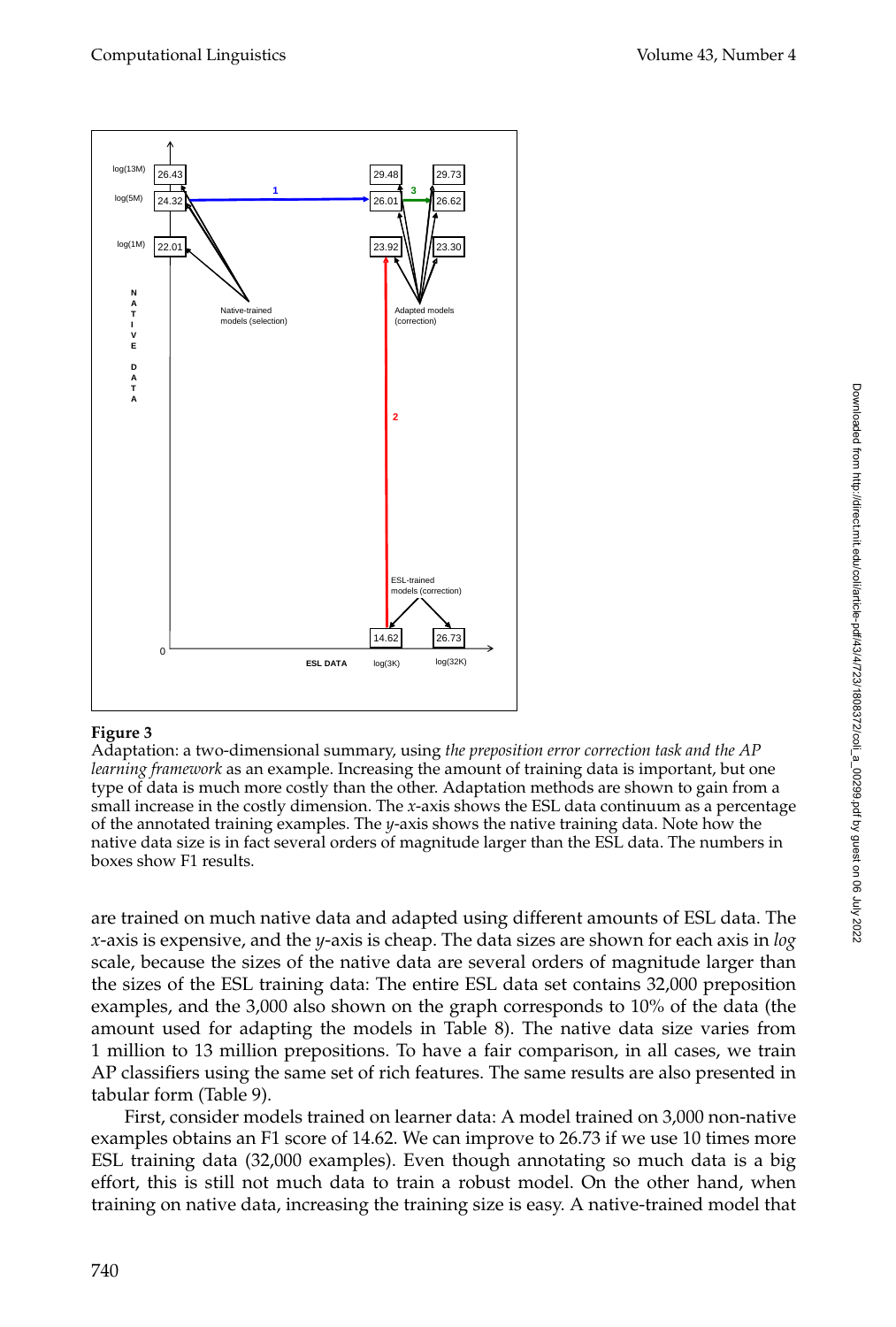**Figure 3**
Adaptation: a two-dimensional summary, using *the preposition error correction task and the AP learning framework* as an example. Increasing the amount of training data is important, but one type of data is much more costly than the other. Adaptation methods are shown to gain from a small increase in the costly dimension. The $x$-axis shows the ESL data continuum as a percentage of the annotated training examples. The $y$-axis shows the native training data. Note how the native data size is in fact several orders of magnitude larger than the ESL data. The numbers in boxes show F1 results.

are trained on much native data and adapted using different amounts of ESL data. The $x$-axis is expensive, and the $y$-axis is cheap. The data sizes are shown for each axis in *log* scale, because the sizes of the native data are several orders of magnitude larger than the sizes of the ESL training data: The entire ESL data set contains 32,000 preposition examples, and the 3,000 also shown on the graph corresponds to 10% of the data (the amount used for adapting the models in Table 8). The native data size varies from 1 million to 13 million prepositions. To have a fair comparison, in all cases, we train AP classifiers using the same set of rich features. The same results are also presented in tabular form (Table 9).

First, consider models trained on learner data: A model trained on 3,000 non-native examples obtains an F1 score of 14.62. We can improve to 26.73 if we use 10 times more ESL training data (32,000 examples). Even though annotating so much data is a big effort, this is still not much data to train a robust model. On the other hand, when training on native data, increasing the training size is easy. A native-trained model that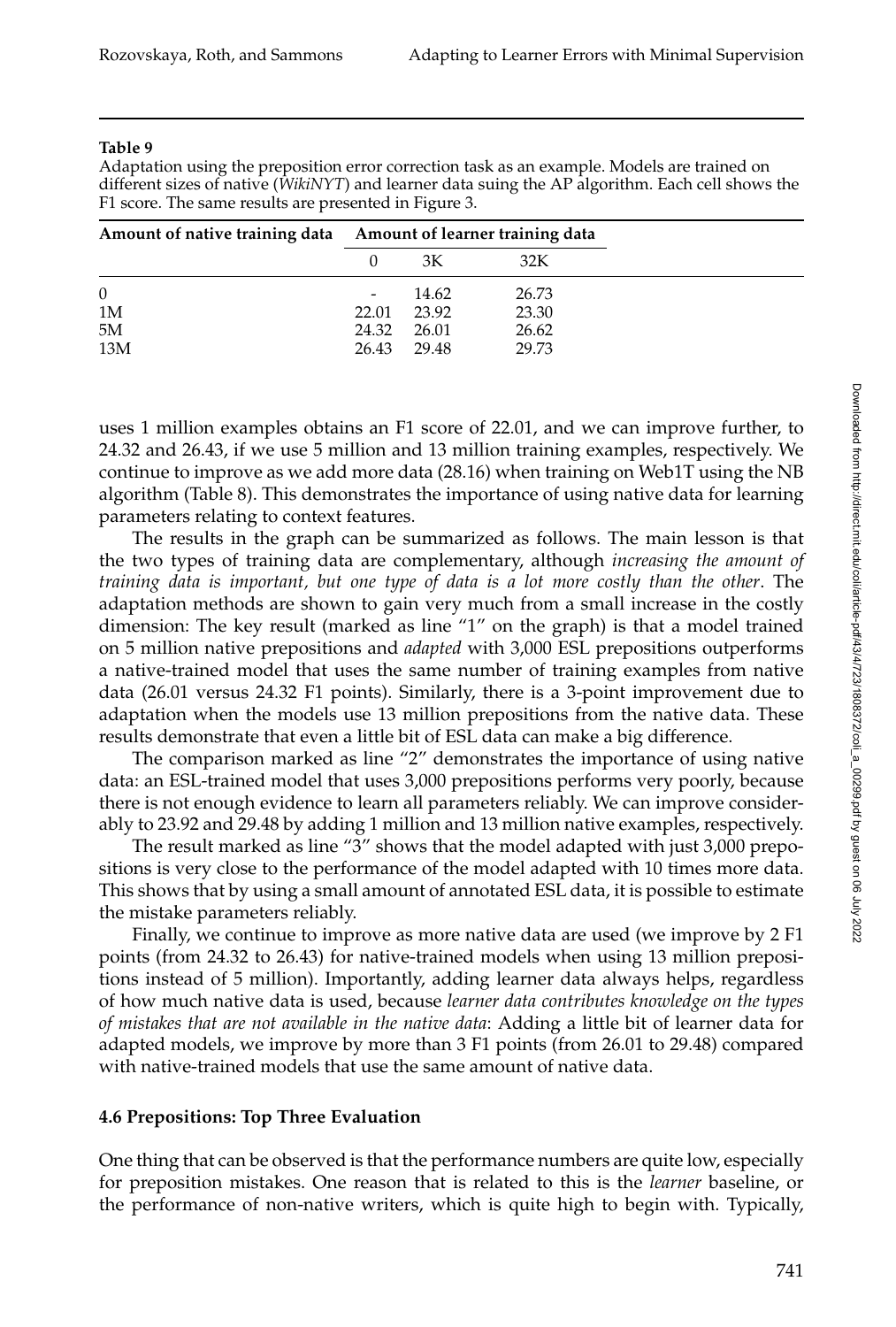**Table 9**

Adaptation using the preposition error correction task as an example. Models are trained on different sizes of native (*WikiNYT*) and learner data suing the AP algorithm. Each cell shows the F1 score. The same results are presented in Figure 3.

| Amount of native training data | Amount of learner training data | | |
|---|---|---|---|
| | 0 | 3K | 32K |
| 0 | - | 14.62 | 26.73 |
| 1M | 22.01 | 23.92 | 23.30 |
| 5M | 24.32 | 26.01 | 26.62 |
| 13M | 26.43 | 29.48 | 29.73 |

uses 1 million examples obtains an F1 score of 22.01, and we can improve further, to 24.32 and 26.43, if we use 5 million and 13 million training examples, respectively. We continue to improve as we add more data (28.16) when training on Web1T using the NB algorithm (Table 8). This demonstrates the importance of using native data for learning parameters relating to context features.

The results in the graph can be summarized as follows. The main lesson is that the two types of training data are complementary, although *increasing the amount of training data is important, but one type of data is a lot more costly than the other*. The adaptation methods are shown to gain very much from a small increase in the costly dimension: The key result (marked as line "1" on the graph) is that a model trained on 5 million native prepositions and *adapted* with 3,000 ESL prepositions outperforms a native-trained model that uses the same number of training examples from native data (26.01 versus 24.32 F1 points). Similarly, there is a 3-point improvement due to adaptation when the models use 13 million prepositions from the native data. These results demonstrate that even a little bit of ESL data can make a big difference.

The comparison marked as line "2" demonstrates the importance of using native data: an ESL-trained model that uses 3,000 prepositions performs very poorly, because there is not enough evidence to learn all parameters reliably. We can improve considerably to 23.92 and 29.48 by adding 1 million and 13 million native examples, respectively.

The result marked as line "3" shows that the model adapted with just 3,000 prepositions is very close to the performance of the model adapted with 10 times more data. This shows that by using a small amount of annotated ESL data, it is possible to estimate the mistake parameters reliably.

Finally, we continue to improve as more native data are used (we improve by 2 F1 points (from 24.32 to 26.43) for native-trained models when using 13 million prepositions instead of 5 million). Importantly, adding learner data always helps, regardless of how much native data is used, because *learner data contributes knowledge on the types of mistakes that are not available in the native data*: Adding a little bit of learner data for adapted models, we improve by more than 3 F1 points (from 26.01 to 29.48) compared with native-trained models that use the same amount of native data.

### 4.6 Prepositions: Top Three Evaluation

One thing that can be observed is that the performance numbers are quite low, especially for preposition mistakes. One reason that is related to this is the *learner* baseline, or the performance of non-native writers, which is quite high to begin with. Typically,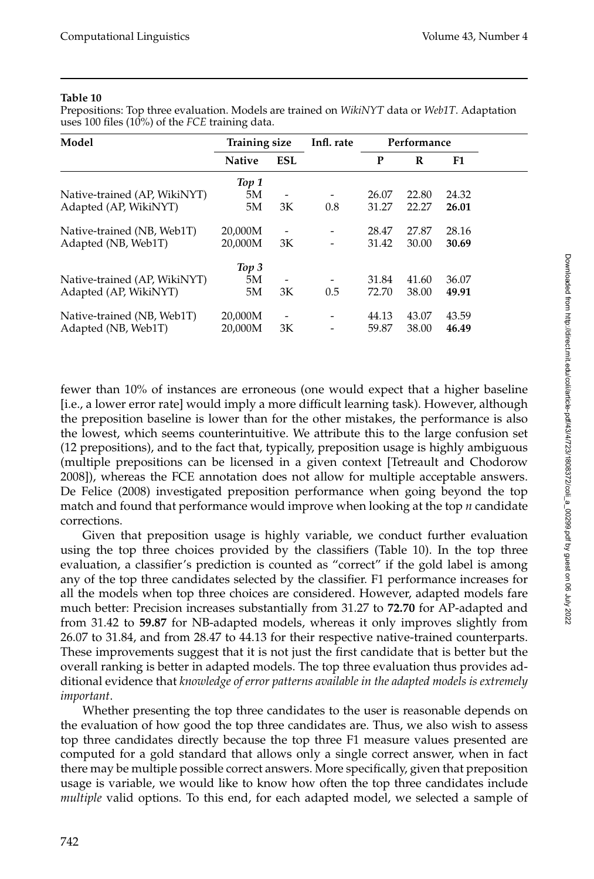**Table 10**

Prepositions: Top three evaluation. Models are trained on *WikiNYT* data or *Web1T*. Adaptation uses 100 files (10%) of the *FCE* training data.

| Model | Training size | | Infl. rate | Performance | | |
|---|---|---|---|---|---|---|
| | **Native** | **ESL** | | **P** | **R** | **F1** |
| | *Top 1* | | | | | |
| Native-trained (AP, WikiNYT) | 5M | - | - | 26.07 | 22.80 | 24.32 |
| Adapted (AP, WikiNYT) | 5M | 3K | 0.8 | 31.27 | 22.27 | **26.01** |
| Native-trained (NB, Web1T) | 20,000M | - | - | 28.47 | 27.87 | 28.16 |
| Adapted (NB, Web1T) | 20,000M | 3K | - | 31.42 | 30.00 | **30.69** |
| | *Top 3* | | | | | |
| Native-trained (AP, WikiNYT) | 5M | - | - | 31.84 | 41.60 | 36.07 |
| Adapted (AP, WikiNYT) | 5M | 3K | 0.5 | 72.70 | 38.00 | **49.91** |
| Native-trained (NB, Web1T) | 20,000M | - | - | 44.13 | 43.07 | 43.59 |
| Adapted (NB, Web1T) | 20,000M | 3K | - | 59.87 | 38.00 | **46.49** |

fewer than 10% of instances are erroneous (one would expect that a higher baseline [i.e., a lower error rate] would imply a more difficult learning task). However, although the preposition baseline is lower than for the other mistakes, the performance is also the lowest, which seems counterintuitive. We attribute this to the large confusion set (12 prepositions), and to the fact that, typically, preposition usage is highly ambiguous (multiple prepositions can be licensed in a given context [Tetreault and Chodorow 2008]), whereas the FCE annotation does not allow for multiple acceptable answers. De Felice (2008) investigated preposition performance when going beyond the top match and found that performance would improve when looking at the top *n* candidate corrections.

Given that preposition usage is highly variable, we conduct further evaluation using the top three choices provided by the classifiers (Table 10). In the top three evaluation, a classifier's prediction is counted as "correct" if the gold label is among any of the top three candidates selected by the classifier. F1 performance increases for all the models when top three choices are considered. However, adapted models fare much better: Precision increases substantially from 31.27 to **72.70** for AP-adapted and from 31.42 to **59.87** for NB-adapted models, whereas it only improves slightly from 26.07 to 31.84, and from 28.47 to 44.13 for their respective native-trained counterparts. These improvements suggest that it is not just the first candidate that is better but the overall ranking is better in adapted models. The top three evaluation thus provides additional evidence that *knowledge of error patterns available in the adapted models is extremely important*.

Whether presenting the top three candidates to the user is reasonable depends on the evaluation of how good the top three candidates are. Thus, we also wish to assess top three candidates directly because the top three F1 measure values presented are computed for a gold standard that allows only a single correct answer, when in fact there may be multiple possible correct answers. More specifically, given that preposition usage is variable, we would like to know how often the top three candidates include *multiple* valid options. To this end, for each adapted model, we selected a sample of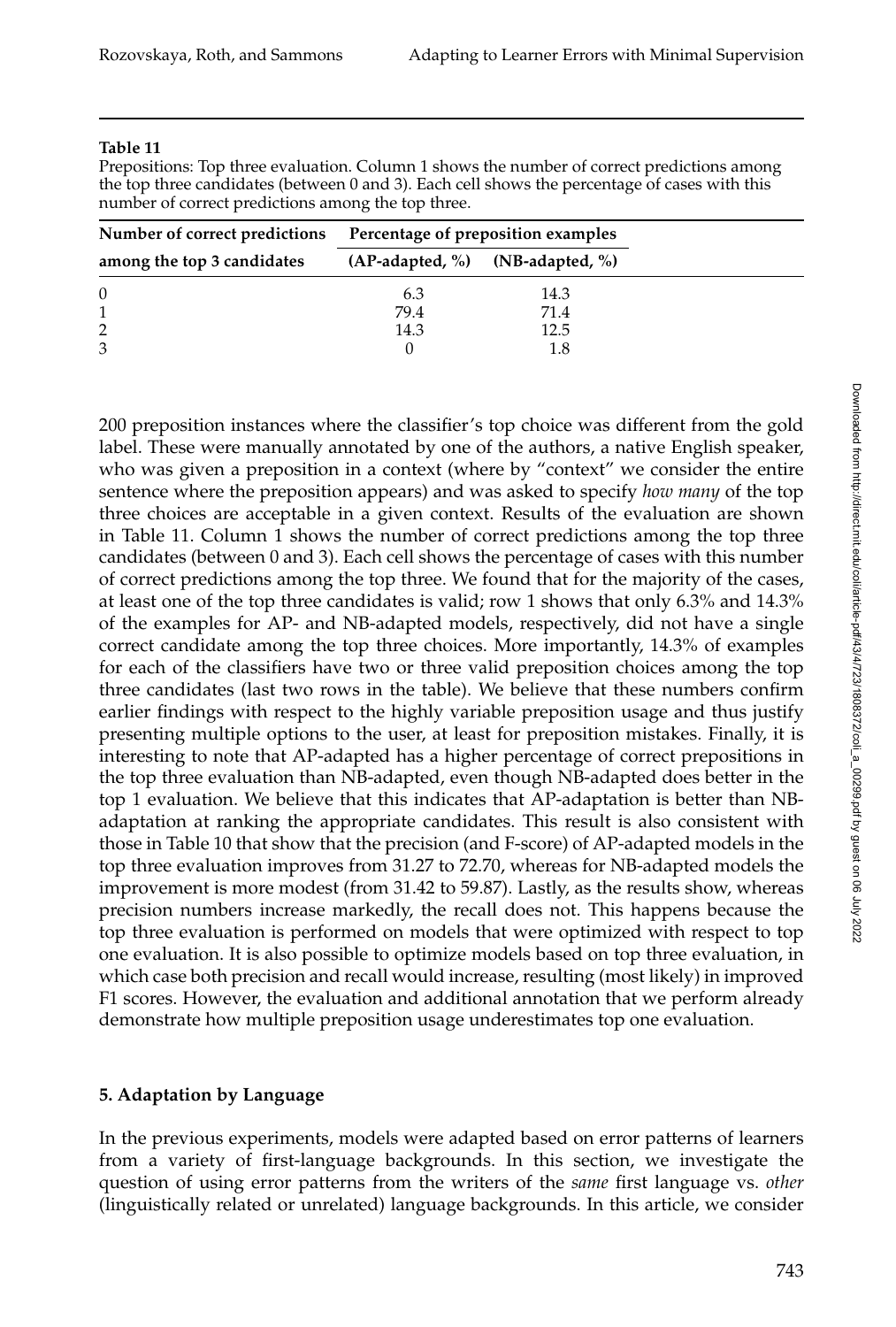**Table 11**

Prepositions: Top three evaluation. Column 1 shows the number of correct predictions among the top three candidates (between 0 and 3). Each cell shows the percentage of cases with this number of correct predictions among the top three.

| Number of correct predictions | Percentage of preposition examples | |
|---|---|---|
| among the top 3 candidates | (AP-adapted, %) | (NB-adapted, %) |
| 0 | 6.3 | 14.3 |
| 1 | 79.4 | 71.4 |
| 2 | 14.3 | 12.5 |
| 3 | 0 | 1.8 |

200 preposition instances where the classifier's top choice was different from the gold label. These were manually annotated by one of the authors, a native English speaker, who was given a preposition in a context (where by "context" we consider the entire sentence where the preposition appears) and was asked to specify *how many* of the top three choices are acceptable in a given context. Results of the evaluation are shown in Table 11. Column 1 shows the number of correct predictions among the top three candidates (between 0 and 3). Each cell shows the percentage of cases with this number of correct predictions among the top three. We found that for the majority of the cases, at least one of the top three candidates is valid; row 1 shows that only 6.3% and 14.3% of the examples for AP- and NB-adapted models, respectively, did not have a single correct candidate among the top three choices. More importantly, 14.3% of examples for each of the classifiers have two or three valid preposition choices among the top three candidates (last two rows in the table). We believe that these numbers confirm earlier findings with respect to the highly variable preposition usage and thus justify presenting multiple options to the user, at least for preposition mistakes. Finally, it is interesting to note that AP-adapted has a higher percentage of correct prepositions in the top three evaluation than NB-adapted, even though NB-adapted does better in the top 1 evaluation. We believe that this indicates that AP-adaptation is better than NB-adaptation at ranking the appropriate candidates. This result is also consistent with those in Table 10 that show that the precision (and F-score) of AP-adapted models in the top three evaluation improves from 31.27 to 72.70, whereas for NB-adapted models the improvement is more modest (from 31.42 to 59.87). Lastly, as the results show, whereas precision numbers increase markedly, the recall does not. This happens because the top three evaluation is performed on models that were optimized with respect to top one evaluation. It is also possible to optimize models based on top three evaluation, in which case both precision and recall would increase, resulting (most likely) in improved F1 scores. However, the evaluation and additional annotation that we perform already demonstrate how multiple preposition usage underestimates top one evaluation.

## 5. Adaptation by Language

In the previous experiments, models were adapted based on error patterns of learners from a variety of first-language backgrounds. In this section, we investigate the question of using error patterns from the writers of the *same* first language vs. *other* (linguistically related or unrelated) language backgrounds. In this article, we consider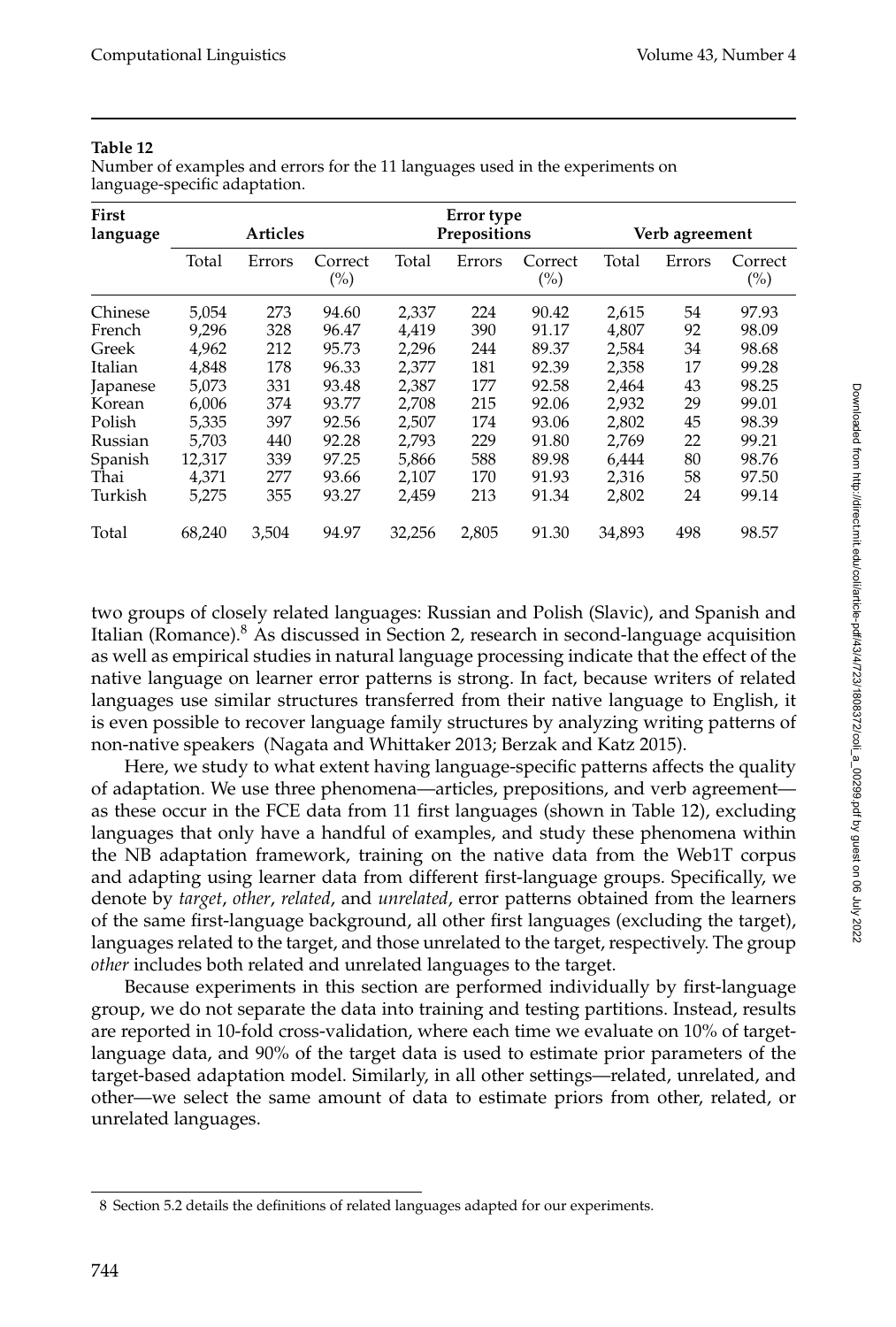**Table 12**
Number of examples and errors for the 11 languages used in the experiments on language-specific adaptation.

| First language | Articles | | | Prepositions | | | Verb agreement | | |
|---|---|---|---|---|---|---|---|---|---|
| | Total | Errors | Correct (%) | Total | Errors | Correct (%) | Total | Errors | Correct (%) |
| Chinese | 5,054 | 273 | 94.60 | 2,337 | 224 | 90.42 | 2,615 | 54 | 97.93 |
| French | 9,296 | 328 | 96.47 | 4,419 | 390 | 91.17 | 4,807 | 92 | 98.09 |
| Greek | 4,962 | 212 | 95.73 | 2,296 | 244 | 89.37 | 2,584 | 34 | 98.68 |
| Italian | 4,848 | 178 | 96.33 | 2,377 | 181 | 92.39 | 2,358 | 17 | 99.28 |
| Japanese | 5,073 | 331 | 93.48 | 2,387 | 177 | 92.58 | 2,464 | 43 | 98.25 |
| Korean | 6,006 | 374 | 93.77 | 2,708 | 215 | 92.06 | 2,932 | 29 | 99.01 |
| Polish | 5,335 | 397 | 92.56 | 2,507 | 174 | 93.06 | 2,802 | 45 | 98.39 |
| Russian | 5,703 | 440 | 92.28 | 2,793 | 229 | 91.80 | 2,769 | 22 | 99.21 |
| Spanish | 12,317 | 339 | 97.25 | 5,866 | 588 | 89.98 | 6,444 | 80 | 98.76 |
| Thai | 4,371 | 277 | 93.66 | 2,107 | 170 | 91.93 | 2,316 | 58 | 97.50 |
| Turkish | 5,275 | 355 | 93.27 | 2,459 | 213 | 91.34 | 2,802 | 24 | 99.14 |
| Total | 68,240 | 3,504 | 94.97 | 32,256 | 2,805 | 91.30 | 34,893 | 498 | 98.57 |

Error type: Articles, Prepositions, Verb agreement.

two groups of closely related languages: Russian and Polish (Slavic), and Spanish and Italian (Romance).[8] As discussed in Section 2, research in second-language acquisition as well as empirical studies in natural language processing indicate that the effect of the native language on learner error patterns is strong. In fact, because writers of related languages use similar structures transferred from their native language to English, it is even possible to recover language family structures by analyzing writing patterns of non-native speakers (Nagata and Whittaker 2013; Berzak and Katz 2015).

Here, we study to what extent having language-specific patterns affects the quality of adaptation. We use three phenomena—articles, prepositions, and verb agreement—as these occur in the FCE data from 11 first languages (shown in Table 12), excluding languages that only have a handful of examples, and study these phenomena within the NB adaptation framework, training on the native data from the Web1T corpus and adapting using learner data from different first-language groups. Specifically, we denote by *target*, *other*, *related*, and *unrelated*, error patterns obtained from the learners of the same first-language background, all other first languages (excluding the target), languages related to the target, and those unrelated to the target, respectively. The group *other* includes both related and unrelated languages to the target.

Because experiments in this section are performed individually by first-language group, we do not separate the data into training and testing partitions. Instead, results are reported in 10-fold cross-validation, where each time we evaluate on 10% of target-language data, and 90% of the target data is used to estimate prior parameters of the target-based adaptation model. Similarly, in all other settings—related, unrelated, and other—we select the same amount of data to estimate priors from other, related, or unrelated languages.

8 Section 5.2 details the definitions of related languages adapted for our experiments.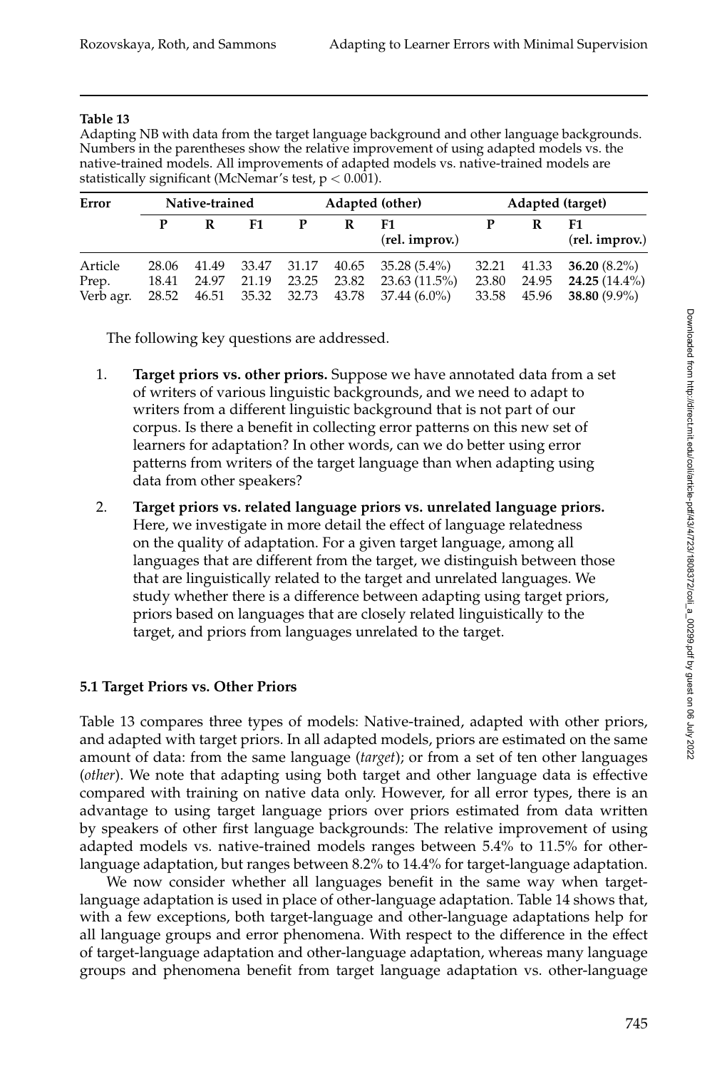**Table 13**

Adapting NB with data from the target language background and other language backgrounds. Numbers in the parentheses show the relative improvement of using adapted models vs. the native-trained models. All improvements of adapted models vs. native-trained models are statistically significant (McNemar's test, $p < 0.001$).

| Error | Native-trained | | | Adapted (other) | | | Adapted (target) | | |
|---|---|---|---|---|---|---|---|---|---|
| | **P** | **R** | **F1** | **P** | **R** | **F1 (rel. improv.)** | **P** | **R** | **F1 (rel. improv.)** |
| Article | 28.06 | 41.49 | 33.47 | 31.17 | 40.65 | 35.28 (5.4%) | 32.21 | 41.33 | **36.20** (8.2%) |
| Prep. | 18.41 | 24.97 | 21.19 | 23.25 | 23.82 | 23.63 (11.5%) | 23.80 | 24.95 | **24.25** (14.4%) |
| Verb agr. | 28.52 | 46.51 | 35.32 | 32.73 | 43.78 | 37.44 (6.0%) | 33.58 | 45.96 | **38.80** (9.9%) |

The following key questions are addressed.

1. **Target priors vs. other priors.** Suppose we have annotated data from a set of writers of various linguistic backgrounds, and we need to adapt to writers from a different linguistic background that is not part of our corpus. Is there a benefit in collecting error patterns on this new set of learners for adaptation? In other words, can we do better using error patterns from writers of the target language than when adapting using data from other speakers?

2. **Target priors vs. related language priors vs. unrelated language priors.** Here, we investigate in more detail the effect of language relatedness on the quality of adaptation. For a given target language, among all languages that are different from the target, we distinguish between those that are linguistically related to the target and unrelated languages. We study whether there is a difference between adapting using target priors, priors based on languages that are closely related linguistically to the target, and priors from languages unrelated to the target.

### 5.1 Target Priors vs. Other Priors

Table 13 compares three types of models: Native-trained, adapted with other priors, and adapted with target priors. In all adapted models, priors are estimated on the same amount of data: from the same language (*target*); or from a set of ten other languages (*other*). We note that adapting using both target and other language data is effective compared with training on native data only. However, for all error types, there is an advantage to using target language priors over priors estimated from data written by speakers of other first language backgrounds: The relative improvement of using adapted models vs. native-trained models ranges between 5.4% to 11.5% for other-language adaptation, but ranges between 8.2% to 14.4% for target-language adaptation.

We now consider whether all languages benefit in the same way when target-language adaptation is used in place of other-language adaptation. Table 14 shows that, with a few exceptions, both target-language and other-language adaptations help for all language groups and error phenomena. With respect to the difference in the effect of target-language adaptation and other-language adaptation, whereas many language groups and phenomena benefit from target language adaptation vs. other-language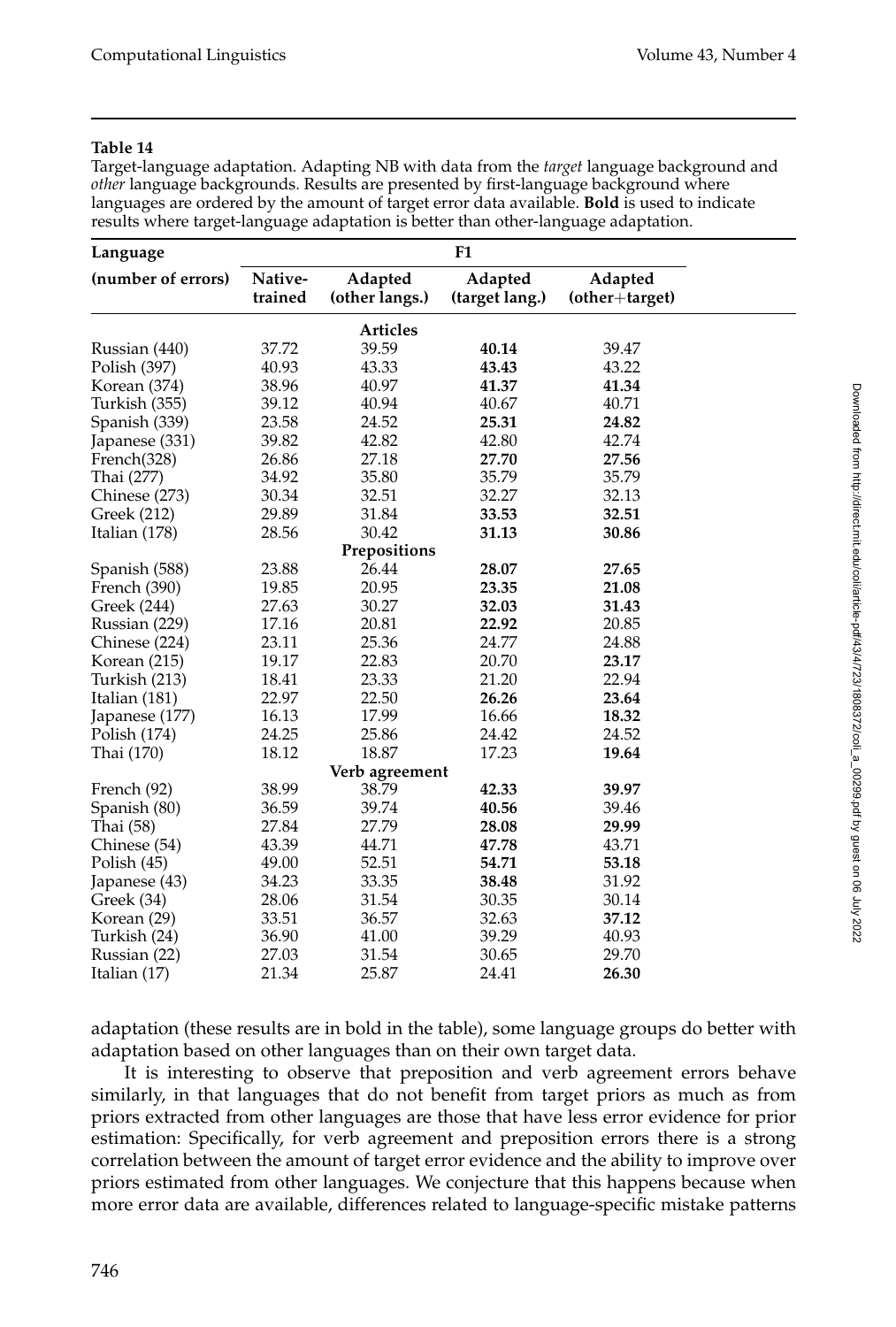**Table 14**

Target-language adaptation. Adapting NB with data from the *target* language background and *other* language backgrounds. Results are presented by first-language background where languages are ordered by the amount of target error data available. **Bold** is used to indicate results where target-language adaptation is better than other-language adaptation.

| Language (number of errors) | F1 Native-trained | Adapted (other langs.) | Adapted (target lang.) | Adapted (other+target) |
|---|---|---|---|---|
| | | **Articles** | | |
| Russian (440) | 37.72 | 39.59 | **40.14** | 39.47 |
| Polish (397) | 40.93 | 43.33 | **43.43** | 43.22 |
| Korean (374) | 38.96 | 40.97 | **41.37** | **41.34** |
| Turkish (355) | 39.12 | 40.94 | 40.67 | 40.71 |
| Spanish (339) | 23.58 | 24.52 | **25.31** | **24.82** |
| Japanese (331) | 39.82 | 42.82 | 42.80 | 42.74 |
| French(328) | 26.86 | 27.18 | **27.70** | **27.56** |
| Thai (277) | 34.92 | 35.80 | 35.79 | 35.79 |
| Chinese (273) | 30.34 | 32.51 | 32.27 | 32.13 |
| Greek (212) | 29.89 | 31.84 | **33.53** | **32.51** |
| Italian (178) | 28.56 | 30.42 | **31.13** | **30.86** |
| | | **Prepositions** | | |
| Spanish (588) | 23.88 | 26.44 | **28.07** | **27.65** |
| French (390) | 19.85 | 20.95 | **23.35** | **21.08** |
| Greek (244) | 27.63 | 30.27 | **32.03** | **31.43** |
| Russian (229) | 17.16 | 20.81 | **22.92** | 20.85 |
| Chinese (224) | 23.11 | 25.36 | 24.77 | 24.88 |
| Korean (215) | 19.17 | 22.83 | 20.70 | **23.17** |
| Turkish (213) | 18.41 | 23.33 | 21.20 | 22.94 |
| Italian (181) | 22.97 | 22.50 | **26.26** | **23.64** |
| Japanese (177) | 16.13 | 17.99 | 16.66 | **18.32** |
| Polish (174) | 24.25 | 25.86 | 24.42 | 24.52 |
| Thai (170) | 18.12 | 18.87 | 17.23 | **19.64** |
| | | **Verb agreement** | | |
| French (92) | 38.99 | 38.79 | **42.33** | **39.97** |
| Spanish (80) | 36.59 | 39.74 | **40.56** | 39.46 |
| Thai (58) | 27.84 | 27.79 | **28.08** | **29.99** |
| Chinese (54) | 43.39 | 44.71 | **47.78** | 43.71 |
| Polish (45) | 49.00 | 52.51 | **54.71** | **53.18** |
| Japanese (43) | 34.23 | 33.35 | **38.48** | 31.92 |
| Greek (34) | 28.06 | 31.54 | 30.35 | 30.14 |
| Korean (29) | 33.51 | 36.57 | 32.63 | **37.12** |
| Turkish (24) | 36.90 | 41.00 | 39.29 | 40.93 |
| Russian (22) | 27.03 | 31.54 | 30.65 | 29.70 |
| Italian (17) | 21.34 | 25.87 | 24.41 | **26.30** |

adaptation (these results are in bold in the table), some language groups do better with adaptation based on other languages than on their own target data.

It is interesting to observe that preposition and verb agreement errors behave similarly, in that languages that do not benefit from target priors as much as from priors extracted from other languages are those that have less error evidence for prior estimation: Specifically, for verb agreement and preposition errors there is a strong correlation between the amount of target error evidence and the ability to improve over priors estimated from other languages. We conjecture that this happens because when more error data are available, differences related to language-specific mistake patterns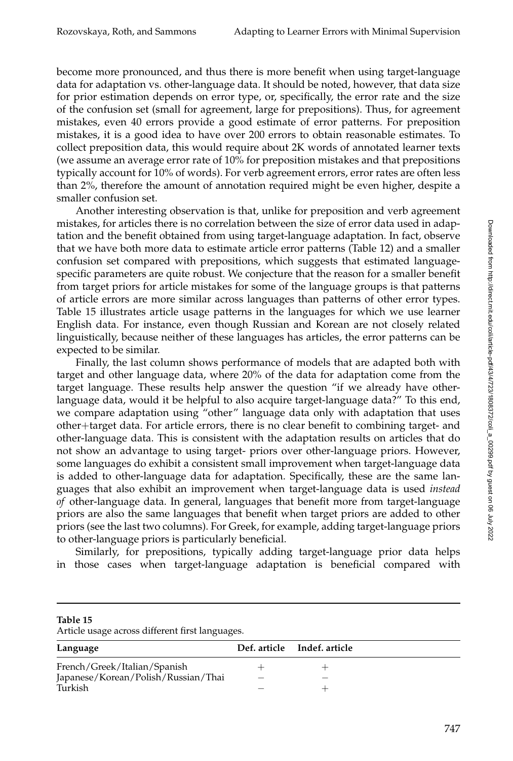become more pronounced, and thus there is more benefit when using target-language data for adaptation vs. other-language data. It should be noted, however, that data size for prior estimation depends on error type, or, specifically, the error rate and the size of the confusion set (small for agreement, large for prepositions). Thus, for agreement mistakes, even 40 errors provide a good estimate of error patterns. For preposition mistakes, it is a good idea to have over 200 errors to obtain reasonable estimates. To collect preposition data, this would require about 2K words of annotated learner texts (we assume an average error rate of 10% for preposition mistakes and that prepositions typically account for 10% of words). For verb agreement errors, error rates are often less than 2%, therefore the amount of annotation required might be even higher, despite a smaller confusion set.

Another interesting observation is that, unlike for preposition and verb agreement mistakes, for articles there is no correlation between the size of error data used in adaptation and the benefit obtained from using target-language adaptation. In fact, observe that we have both more data to estimate article error patterns (Table 12) and a smaller confusion set compared with prepositions, which suggests that estimated language-specific parameters are quite robust. We conjecture that the reason for a smaller benefit from target priors for article mistakes for some of the language groups is that patterns of article errors are more similar across languages than patterns of other error types. Table 15 illustrates article usage patterns in the languages for which we use learner English data. For instance, even though Russian and Korean are not closely related linguistically, because neither of these languages has articles, the error patterns can be expected to be similar.

Finally, the last column shows performance of models that are adapted both with target and other language data, where 20% of the data for adaptation come from the target language. These results help answer the question "if we already have other-language data, would it be helpful to also acquire target-language data?" To this end, we compare adaptation using "other" language data only with adaptation that uses other+target data. For article errors, there is no clear benefit to combining target- and other-language data. This is consistent with the adaptation results on articles that do not show an advantage to using target- priors over other-language priors. However, some languages do exhibit a consistent small improvement when target-language data is added to other-language data for adaptation. Specifically, these are the same languages that also exhibit an improvement when target-language data is used *instead of* other-language data. In general, languages that benefit more from target-language priors are also the same languages that benefit when target priors are added to other priors (see the last two columns). For Greek, for example, adding target-language priors to other-language priors is particularly beneficial.

Similarly, for prepositions, typically adding target-language prior data helps in those cases when target-language adaptation is beneficial compared with

**Table 15**
Article usage across different first languages.

| Language | Def. article | Indef. article |
|---|---|---|
| French/Greek/Italian/Spanish | + | + |
| Japanese/Korean/Polish/Russian/Thai | − | − |
| Turkish | − | + |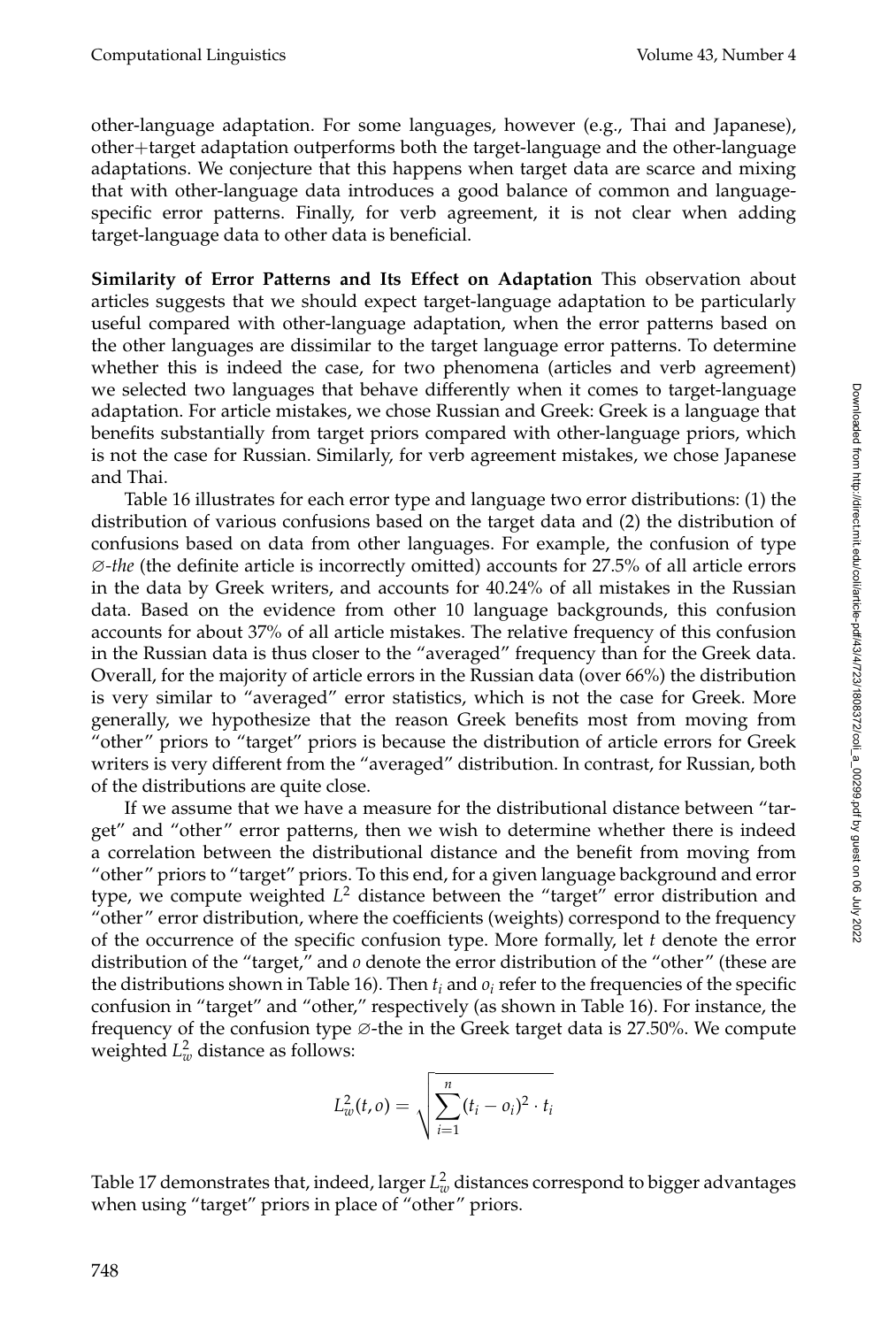other-language adaptation. For some languages, however (e.g., Thai and Japanese), other+target adaptation outperforms both the target-language and the other-language adaptations. We conjecture that this happens when target data are scarce and mixing that with other-language data introduces a good balance of common and language-specific error patterns. Finally, for verb agreement, it is not clear when adding target-language data to other data is beneficial.

**Similarity of Error Patterns and Its Effect on Adaptation** This observation about articles suggests that we should expect target-language adaptation to be particularly useful compared with other-language adaptation, when the error patterns based on the other languages are dissimilar to the target language error patterns. To determine whether this is indeed the case, for two phenomena (articles and verb agreement) we selected two languages that behave differently when it comes to target-language adaptation. For article mistakes, we chose Russian and Greek: Greek is a language that benefits substantially from target priors compared with other-language priors, which is not the case for Russian. Similarly, for verb agreement mistakes, we chose Japanese and Thai.

Table 16 illustrates for each error type and language two error distributions: (1) the distribution of various confusions based on the target data and (2) the distribution of confusions based on data from other languages. For example, the confusion of type *∅-the* (the definite article is incorrectly omitted) accounts for 27.5% of all article errors in the data by Greek writers, and accounts for 40.24% of all mistakes in the Russian data. Based on the evidence from other 10 language backgrounds, this confusion accounts for about 37% of all article mistakes. The relative frequency of this confusion in the Russian data is thus closer to the "averaged" frequency than for the Greek data. Overall, for the majority of article errors in the Russian data (over 66%) the distribution is very similar to "averaged" error statistics, which is not the case for Greek. More generally, we hypothesize that the reason Greek benefits most from moving from "other" priors to "target" priors is because the distribution of article errors for Greek writers is very different from the "averaged" distribution. In contrast, for Russian, both of the distributions are quite close.

If we assume that we have a measure for the distributional distance between "target" and "other" error patterns, then we wish to determine whether there is indeed a correlation between the distributional distance and the benefit from moving from "other" priors to "target" priors. To this end, for a given language background and error type, we compute weighted $L^2$ distance between the "target" error distribution and "other" error distribution, where the coefficients (weights) correspond to the frequency of the occurrence of the specific confusion type. More formally, let $t$ denote the error distribution of the "target," and $o$ denote the error distribution of the "other" (these are the distributions shown in Table 16). Then $t_i$ and $o_i$ refer to the frequencies of the specific confusion in "target" and "other," respectively (as shown in Table 16). For instance, the frequency of the confusion type ∅-the in the Greek target data is 27.50%. We compute weighted $L^2_w$ distance as follows:

$$L^2_w(t, o) = \sqrt{\sum_{i=1}^{n} (t_i - o_i)^2 \cdot t_i}$$

Table 17 demonstrates that, indeed, larger $L^2_w$ distances correspond to bigger advantages when using "target" priors in place of "other" priors.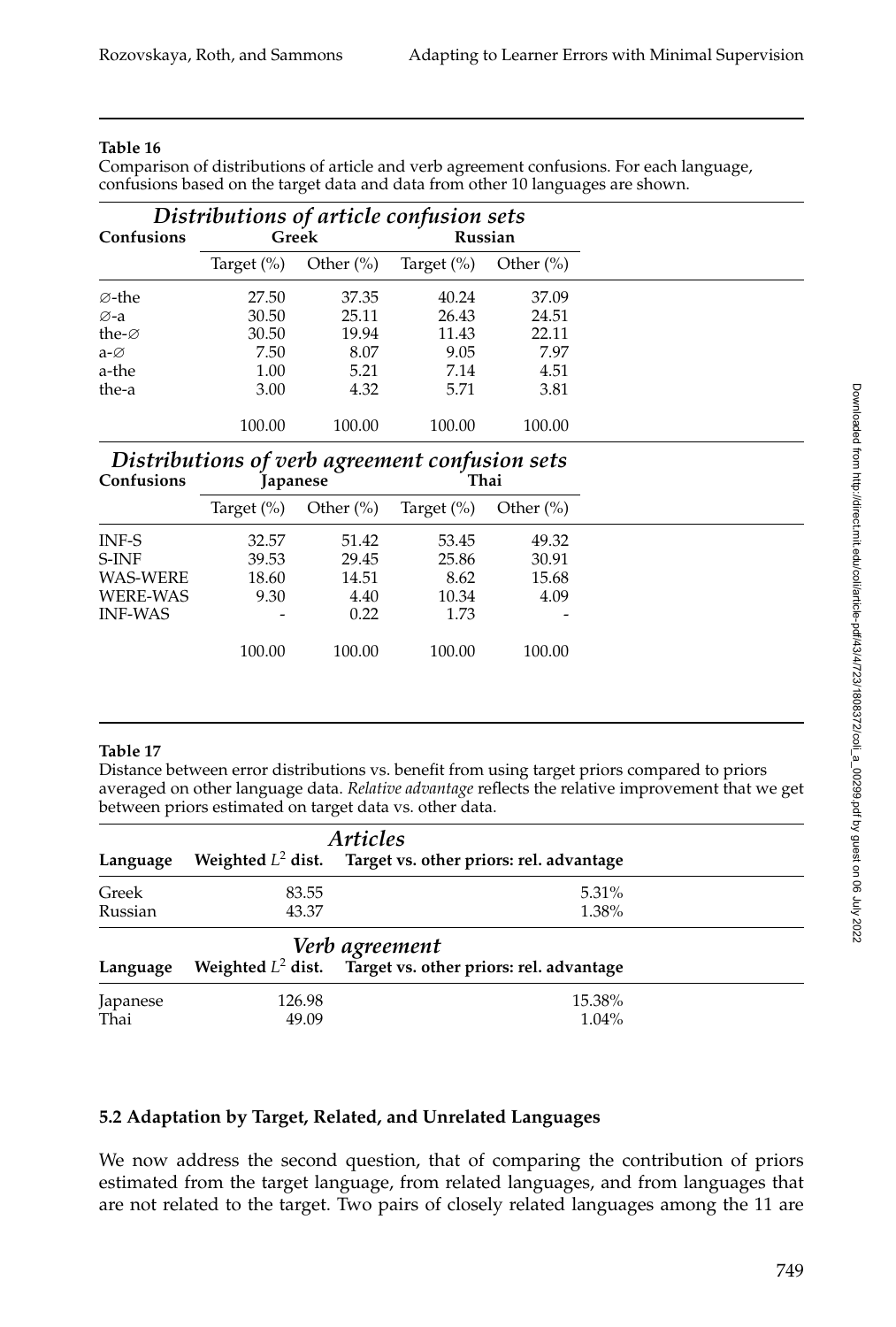**Table 16**
Comparison of distributions of article and verb agreement confusions. For each language, confusions based on the target data and data from other 10 languages are shown.

*Distributions of article confusion sets*

| Confusions | Greek | | Russian | |
|---|---|---|---|---|
| | Target (%) | Other (%) | Target (%) | Other (%) |
| ∅-the | 27.50 | 37.35 | 40.24 | 37.09 |
| ∅-a | 30.50 | 25.11 | 26.43 | 24.51 |
| the-∅ | 30.50 | 19.94 | 11.43 | 22.11 |
| a-∅ | 7.50 | 8.07 | 9.05 | 7.97 |
| a-the | 1.00 | 5.21 | 7.14 | 4.51 |
| the-a | 3.00 | 4.32 | 5.71 | 3.81 |
| | 100.00 | 100.00 | 100.00 | 100.00 |

*Distributions of verb agreement confusion sets*

| Confusions | Japanese | | Thai | |
|---|---|---|---|---|
| | Target (%) | Other (%) | Target (%) | Other (%) |
| INF-S | 32.57 | 51.42 | 53.45 | 49.32 |
| S-INF | 39.53 | 29.45 | 25.86 | 30.91 |
| WAS-WERE | 18.60 | 14.51 | 8.62 | 15.68 |
| WERE-WAS | 9.30 | 4.40 | 10.34 | 4.09 |
| INF-WAS | - | 0.22 | 1.73 | - |
| | 100.00 | 100.00 | 100.00 | 100.00 |

**Table 17**
Distance between error distributions vs. benefit from using target priors compared to priors averaged on other language data. *Relative advantage* reflects the relative improvement that we get between priors estimated on target data vs. other data.

*Articles*

| Language | Weighted $L^2$ dist. | Target vs. other priors: rel. advantage |
|---|---|---|
| Greek | 83.55 | 5.31% |
| Russian | 43.37 | 1.38% |

*Verb agreement*

| Language | Weighted $L^2$ dist. | Target vs. other priors: rel. advantage |
|---|---|---|
| Japanese | 126.98 | 15.38% |
| Thai | 49.09 | 1.04% |

### 5.2 Adaptation by Target, Related, and Unrelated Languages

We now address the second question, that of comparing the contribution of priors estimated from the target language, from related languages, and from languages that are not related to the target. Two pairs of closely related languages among the 11 are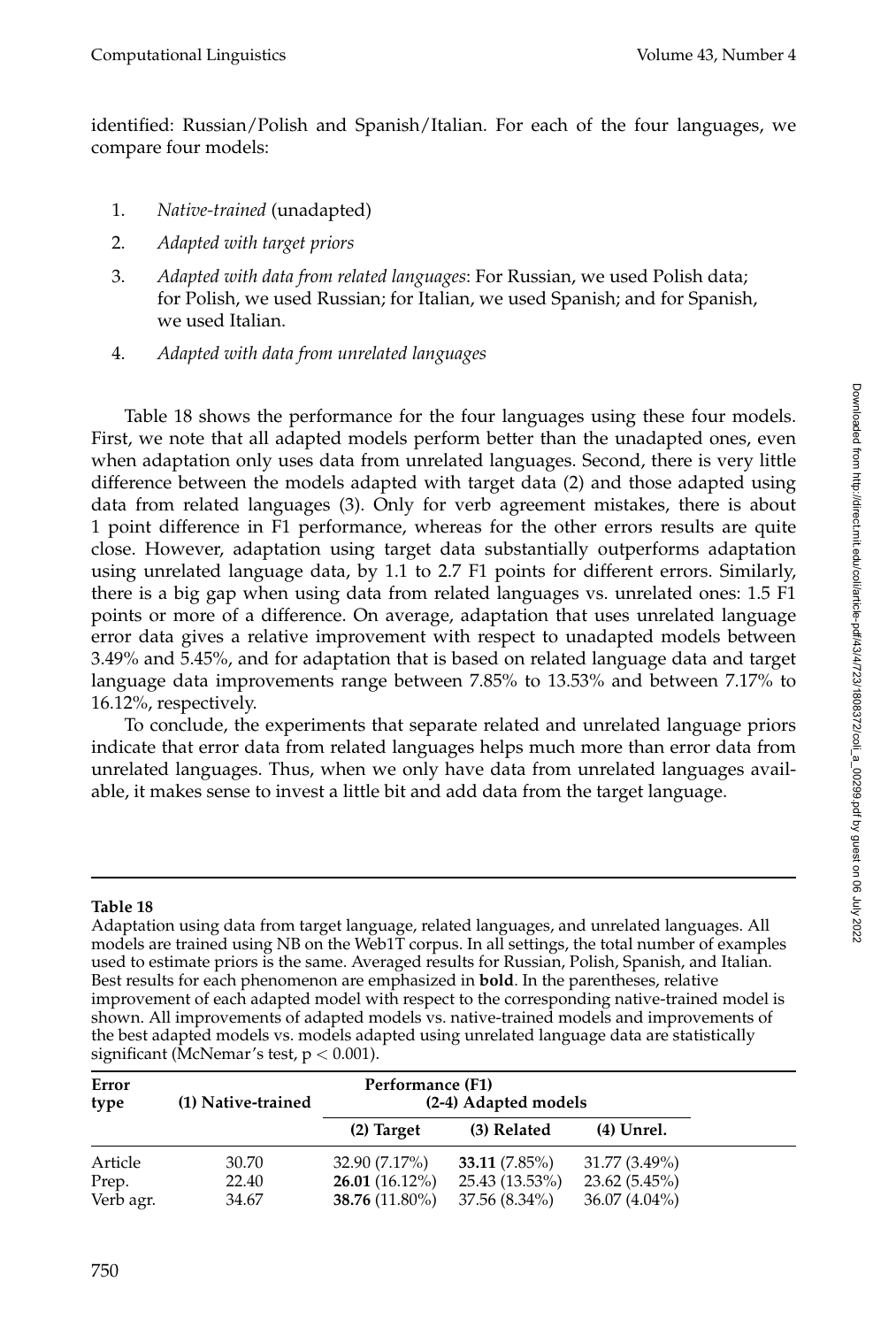identified: Russian/Polish and Spanish/Italian. For each of the four languages, we compare four models:

1. *Native-trained* (unadapted)
2. *Adapted with target priors*
3. *Adapted with data from related languages*: For Russian, we used Polish data; for Polish, we used Russian; for Italian, we used Spanish; and for Spanish, we used Italian.
4. *Adapted with data from unrelated languages*

Table 18 shows the performance for the four languages using these four models. First, we note that all adapted models perform better than the unadapted ones, even when adaptation only uses data from unrelated languages. Second, there is very little difference between the models adapted with target data (2) and those adapted using data from related languages (3). Only for verb agreement mistakes, there is about 1 point difference in F1 performance, whereas for the other errors results are quite close. However, adaptation using target data substantially outperforms adaptation using unrelated language data, by 1.1 to 2.7 F1 points for different errors. Similarly, there is a big gap when using data from related languages vs. unrelated ones: 1.5 F1 points or more of a difference. On average, adaptation that uses unrelated language error data gives a relative improvement with respect to unadapted models between 3.49% and 5.45%, and for adaptation that is based on related language data and target language data improvements range between 7.85% to 13.53% and between 7.17% to 16.12%, respectively.

To conclude, the experiments that separate related and unrelated language priors indicate that error data from related languages helps much more than error data from unrelated languages. Thus, when we only have data from unrelated languages available, it makes sense to invest a little bit and add data from the target language.

**Table 18**

Adaptation using data from target language, related languages, and unrelated languages. All models are trained using NB on the Web1T corpus. In all settings, the total number of examples used to estimate priors is the same. Averaged results for Russian, Polish, Spanish, and Italian. Best results for each phenomenon are emphasized in **bold**. In the parentheses, relative improvement of each adapted model with respect to the corresponding native-trained model is shown. All improvements of adapted models vs. native-trained models and improvements of the best adapted models vs. models adapted using unrelated language data are statistically significant (McNemar's test, $p < 0.001$).

| Error type | (1) Native-trained | Performance (F1) (2-4) Adapted models | | |
|---|---|---|---|---|
| | | (2) Target | (3) Related | (4) Unrel. |
| Article | 30.70 | 32.90 (7.17%) | **33.11** (7.85%) | 31.77 (3.49%) |
| Prep. | 22.40 | **26.01** (16.12%) | 25.43 (13.53%) | 23.62 (5.45%) |
| Verb agr. | 34.67 | **38.76** (11.80%) | 37.56 (8.34%) | 36.07 (4.04%) |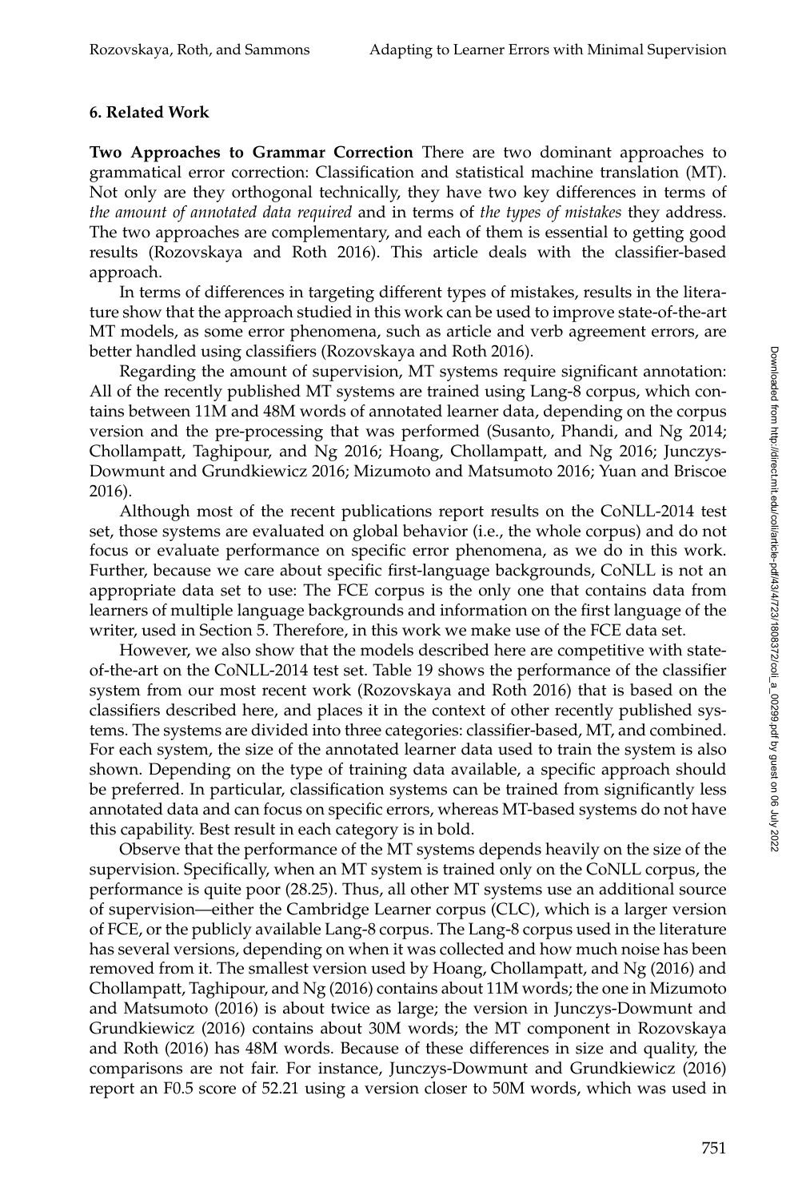## 6. Related Work

**Two Approaches to Grammar Correction** There are two dominant approaches to grammatical error correction: Classification and statistical machine translation (MT). Not only are they orthogonal technically, they have two key differences in terms of *the amount of annotated data required* and in terms of *the types of mistakes* they address. The two approaches are complementary, and each of them is essential to getting good results (Rozovskaya and Roth 2016). This article deals with the classifier-based approach.

In terms of differences in targeting different types of mistakes, results in the literature show that the approach studied in this work can be used to improve state-of-the-art MT models, as some error phenomena, such as article and verb agreement errors, are better handled using classifiers (Rozovskaya and Roth 2016).

Regarding the amount of supervision, MT systems require significant annotation: All of the recently published MT systems are trained using Lang-8 corpus, which contains between 11M and 48M words of annotated learner data, depending on the corpus version and the pre-processing that was performed (Susanto, Phandi, and Ng 2014; Chollampatt, Taghipour, and Ng 2016; Hoang, Chollampatt, and Ng 2016; Junczys-Dowmunt and Grundkiewicz 2016; Mizumoto and Matsumoto 2016; Yuan and Briscoe 2016).

Although most of the recent publications report results on the CoNLL-2014 test set, those systems are evaluated on global behavior (i.e., the whole corpus) and do not focus or evaluate performance on specific error phenomena, as we do in this work. Further, because we care about specific first-language backgrounds, CoNLL is not an appropriate data set to use: The FCE corpus is the only one that contains data from learners of multiple language backgrounds and information on the first language of the writer, used in Section 5. Therefore, in this work we make use of the FCE data set.

However, we also show that the models described here are competitive with state-of-the-art on the CoNLL-2014 test set. Table 19 shows the performance of the classifier system from our most recent work (Rozovskaya and Roth 2016) that is based on the classifiers described here, and places it in the context of other recently published systems. The systems are divided into three categories: classifier-based, MT, and combined. For each system, the size of the annotated learner data used to train the system is also shown. Depending on the type of training data available, a specific approach should be preferred. In particular, classification systems can be trained from significantly less annotated data and can focus on specific errors, whereas MT-based systems do not have this capability. Best result in each category is in bold.

Observe that the performance of the MT systems depends heavily on the size of the supervision. Specifically, when an MT system is trained only on the CoNLL corpus, the performance is quite poor (28.25). Thus, all other MT systems use an additional source of supervision—either the Cambridge Learner corpus (CLC), which is a larger version of FCE, or the publicly available Lang-8 corpus. The Lang-8 corpus used in the literature has several versions, depending on when it was collected and how much noise has been removed from it. The smallest version used by Hoang, Chollampatt, and Ng (2016) and Chollampatt, Taghipour, and Ng (2016) contains about 11M words; the one in Mizumoto and Matsumoto (2016) is about twice as large; the version in Junczys-Dowmunt and Grundkiewicz (2016) contains about 30M words; the MT component in Rozovskaya and Roth (2016) has 48M words. Because of these differences in size and quality, the comparisons are not fair. For instance, Junczys-Dowmunt and Grundkiewicz (2016) report an F0.5 score of 52.21 using a version closer to 50M words, which was used in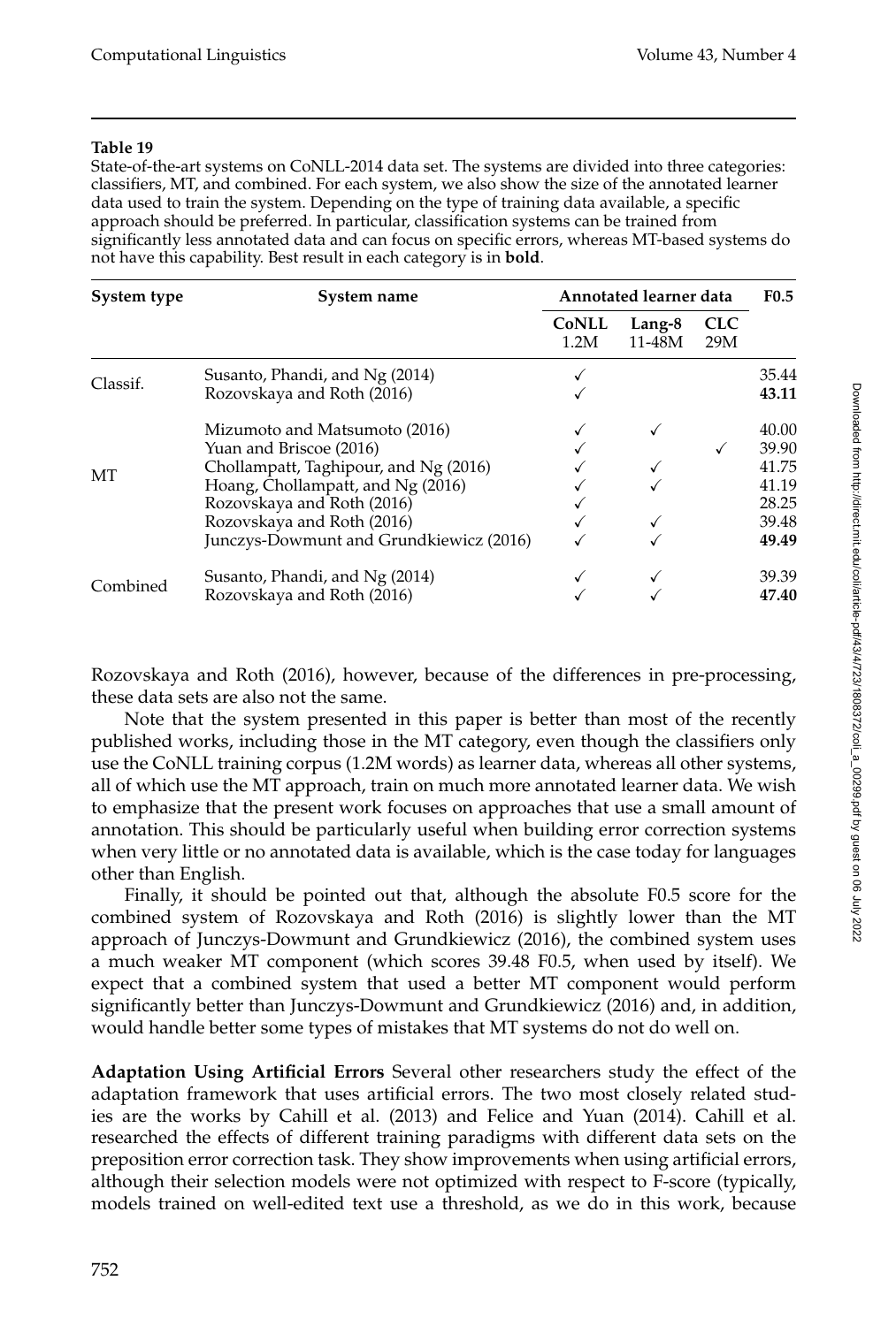**Table 19**

State-of-the-art systems on CoNLL-2014 data set. The systems are divided into three categories: classifiers, MT, and combined. For each system, we also show the size of the annotated learner data used to train the system. Depending on the type of training data available, a specific approach should be preferred. In particular, classification systems can be trained from significantly less annotated data and can focus on specific errors, whereas MT-based systems do not have this capability. Best result in each category is in **bold**.

| System type | System name | Annotated learner data | | | F0.5 |
|---|---|---|---|---|---|
| | | CoNLL 1.2M | Lang-8 11-48M | CLC 29M | |
| Classif. | Susanto, Phandi, and Ng (2014) | ✓ | | | 35.44 |
| | Rozovskaya and Roth (2016) | ✓ | | | **43.11** |
| MT | Mizumoto and Matsumoto (2016) | ✓ | ✓ | | 40.00 |
| | Yuan and Briscoe (2016) | ✓ | | ✓ | 39.90 |
| | Chollampatt, Taghipour, and Ng (2016) | ✓ | ✓ | | 41.75 |
| | Hoang, Chollampatt, and Ng (2016) | ✓ | ✓ | | 41.19 |
| | Rozovskaya and Roth (2016) | ✓ | | | 28.25 |
| | Rozovskaya and Roth (2016) | ✓ | ✓ | | 39.48 |
| | Junczys-Dowmunt and Grundkiewicz (2016) | ✓ | ✓ | | **49.49** |
| Combined | Susanto, Phandi, and Ng (2014) | ✓ | ✓ | | 39.39 |
| | Rozovskaya and Roth (2016) | ✓ | ✓ | | **47.40** |

Rozovskaya and Roth (2016), however, because of the differences in pre-processing, these data sets are also not the same.

Note that the system presented in this paper is better than most of the recently published works, including those in the MT category, even though the classifiers only use the CoNLL training corpus (1.2M words) as learner data, whereas all other systems, all of which use the MT approach, train on much more annotated learner data. We wish to emphasize that the present work focuses on approaches that use a small amount of annotation. This should be particularly useful when building error correction systems when very little or no annotated data is available, which is the case today for languages other than English.

Finally, it should be pointed out that, although the absolute F0.5 score for the combined system of Rozovskaya and Roth (2016) is slightly lower than the MT approach of Junczys-Dowmunt and Grundkiewicz (2016), the combined system uses a much weaker MT component (which scores 39.48 F0.5, when used by itself). We expect that a combined system that used a better MT component would perform significantly better than Junczys-Dowmunt and Grundkiewicz (2016) and, in addition, would handle better some types of mistakes that MT systems do not do well on.

**Adaptation Using Artificial Errors** Several other researchers study the effect of the adaptation framework that uses artificial errors. The two most closely related studies are the works by Cahill et al. (2013) and Felice and Yuan (2014). Cahill et al. researched the effects of different training paradigms with different data sets on the preposition error correction task. They show improvements when using artificial errors, although their selection models were not optimized with respect to F-score (typically, models trained on well-edited text use a threshold, as we do in this work, because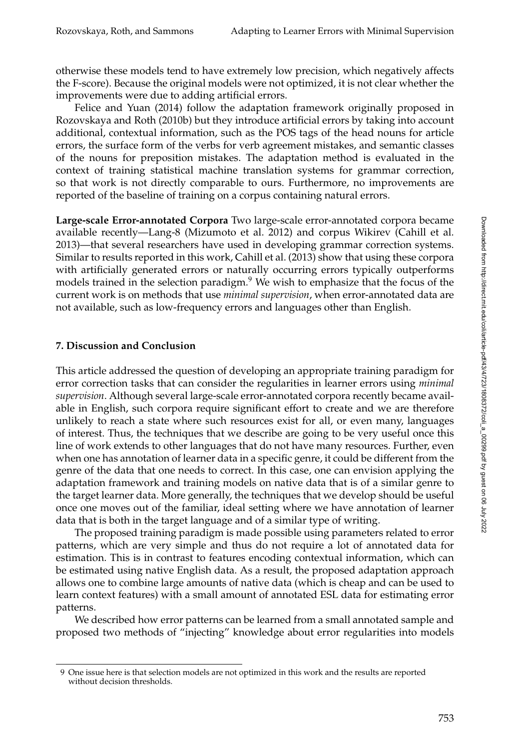otherwise these models tend to have extremely low precision, which negatively affects the F-score). Because the original models were not optimized, it is not clear whether the improvements were due to adding artificial errors.

Felice and Yuan (2014) follow the adaptation framework originally proposed in Rozovskaya and Roth (2010b) but they introduce artificial errors by taking into account additional, contextual information, such as the POS tags of the head nouns for article errors, the surface form of the verbs for verb agreement mistakes, and semantic classes of the nouns for preposition mistakes. The adaptation method is evaluated in the context of training statistical machine translation systems for grammar correction, so that work is not directly comparable to ours. Furthermore, no improvements are reported of the baseline of training on a corpus containing natural errors.

**Large-scale Error-annotated Corpora** Two large-scale error-annotated corpora became available recently—Lang-8 (Mizumoto et al. 2012) and corpus Wikirev (Cahill et al. 2013)—that several researchers have used in developing grammar correction systems. Similar to results reported in this work, Cahill et al. (2013) show that using these corpora with artificially generated errors or naturally occurring errors typically outperforms models trained in the selection paradigm.[9] We wish to emphasize that the focus of the current work is on methods that use *minimal supervision*, when error-annotated data are not available, such as low-frequency errors and languages other than English.

## 7. Discussion and Conclusion

This article addressed the question of developing an appropriate training paradigm for error correction tasks that can consider the regularities in learner errors using *minimal supervision*. Although several large-scale error-annotated corpora recently became available in English, such corpora require significant effort to create and we are therefore unlikely to reach a state where such resources exist for all, or even many, languages of interest. Thus, the techniques that we describe are going to be very useful once this line of work extends to other languages that do not have many resources. Further, even when one has annotation of learner data in a specific genre, it could be different from the genre of the data that one needs to correct. In this case, one can envision applying the adaptation framework and training models on native data that is of a similar genre to the target learner data. More generally, the techniques that we develop should be useful once one moves out of the familiar, ideal setting where we have annotation of learner data that is both in the target language and of a similar type of writing.

The proposed training paradigm is made possible using parameters related to error patterns, which are very simple and thus do not require a lot of annotated data for estimation. This is in contrast to features encoding contextual information, which can be estimated using native English data. As a result, the proposed adaptation approach allows one to combine large amounts of native data (which is cheap and can be used to learn context features) with a small amount of annotated ESL data for estimating error patterns.

We described how error patterns can be learned from a small annotated sample and proposed two methods of "injecting" knowledge about error regularities into models

9 One issue here is that selection models are not optimized in this work and the results are reported without decision thresholds.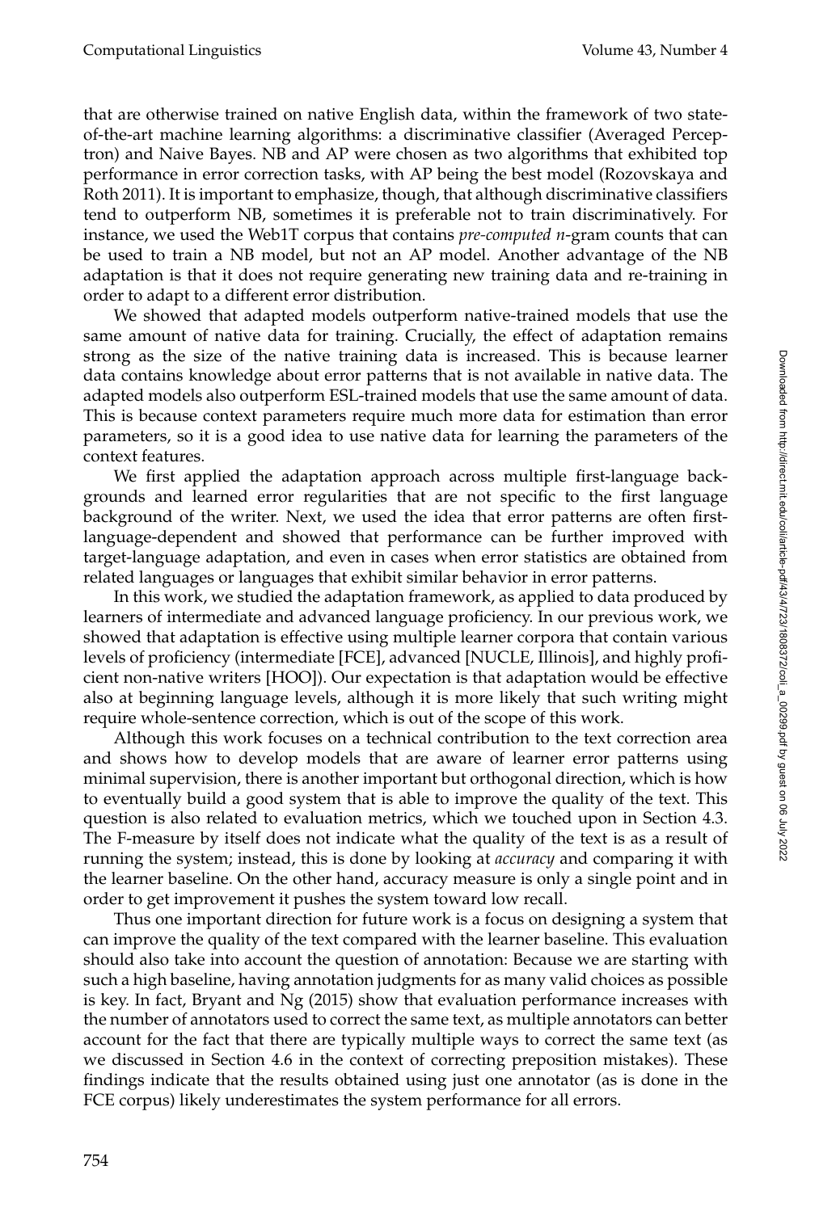that are otherwise trained on native English data, within the framework of two state-of-the-art machine learning algorithms: a discriminative classifier (Averaged Perceptron) and Naive Bayes. NB and AP were chosen as two algorithms that exhibited top performance in error correction tasks, with AP being the best model (Rozovskaya and Roth 2011). It is important to emphasize, though, that although discriminative classifiers tend to outperform NB, sometimes it is preferable not to train discriminatively. For instance, we used the Web1T corpus that contains *pre-computed n*-gram counts that can be used to train a NB model, but not an AP model. Another advantage of the NB adaptation is that it does not require generating new training data and re-training in order to adapt to a different error distribution.

We showed that adapted models outperform native-trained models that use the same amount of native data for training. Crucially, the effect of adaptation remains strong as the size of the native training data is increased. This is because learner data contains knowledge about error patterns that is not available in native data. The adapted models also outperform ESL-trained models that use the same amount of data. This is because context parameters require much more data for estimation than error parameters, so it is a good idea to use native data for learning the parameters of the context features.

We first applied the adaptation approach across multiple first-language backgrounds and learned error regularities that are not specific to the first language background of the writer. Next, we used the idea that error patterns are often first-language-dependent and showed that performance can be further improved with target-language adaptation, and even in cases when error statistics are obtained from related languages or languages that exhibit similar behavior in error patterns.

In this work, we studied the adaptation framework, as applied to data produced by learners of intermediate and advanced language proficiency. In our previous work, we showed that adaptation is effective using multiple learner corpora that contain various levels of proficiency (intermediate [FCE], advanced [NUCLE, Illinois], and highly proficient non-native writers [HOO]). Our expectation is that adaptation would be effective also at beginning language levels, although it is more likely that such writing might require whole-sentence correction, which is out of the scope of this work.

Although this work focuses on a technical contribution to the text correction area and shows how to develop models that are aware of learner error patterns using minimal supervision, there is another important but orthogonal direction, which is how to eventually build a good system that is able to improve the quality of the text. This question is also related to evaluation metrics, which we touched upon in Section 4.3. The F-measure by itself does not indicate what the quality of the text is as a result of running the system; instead, this is done by looking at *accuracy* and comparing it with the learner baseline. On the other hand, accuracy measure is only a single point and in order to get improvement it pushes the system toward low recall.

Thus one important direction for future work is a focus on designing a system that can improve the quality of the text compared with the learner baseline. This evaluation should also take into account the question of annotation: Because we are starting with such a high baseline, having annotation judgments for as many valid choices as possible is key. In fact, Bryant and Ng (2015) show that evaluation performance increases with the number of annotators used to correct the same text, as multiple annotators can better account for the fact that there are typically multiple ways to correct the same text (as we discussed in Section 4.6 in the context of correcting preposition mistakes). These findings indicate that the results obtained using just one annotator (as is done in the FCE corpus) likely underestimates the system performance for all errors.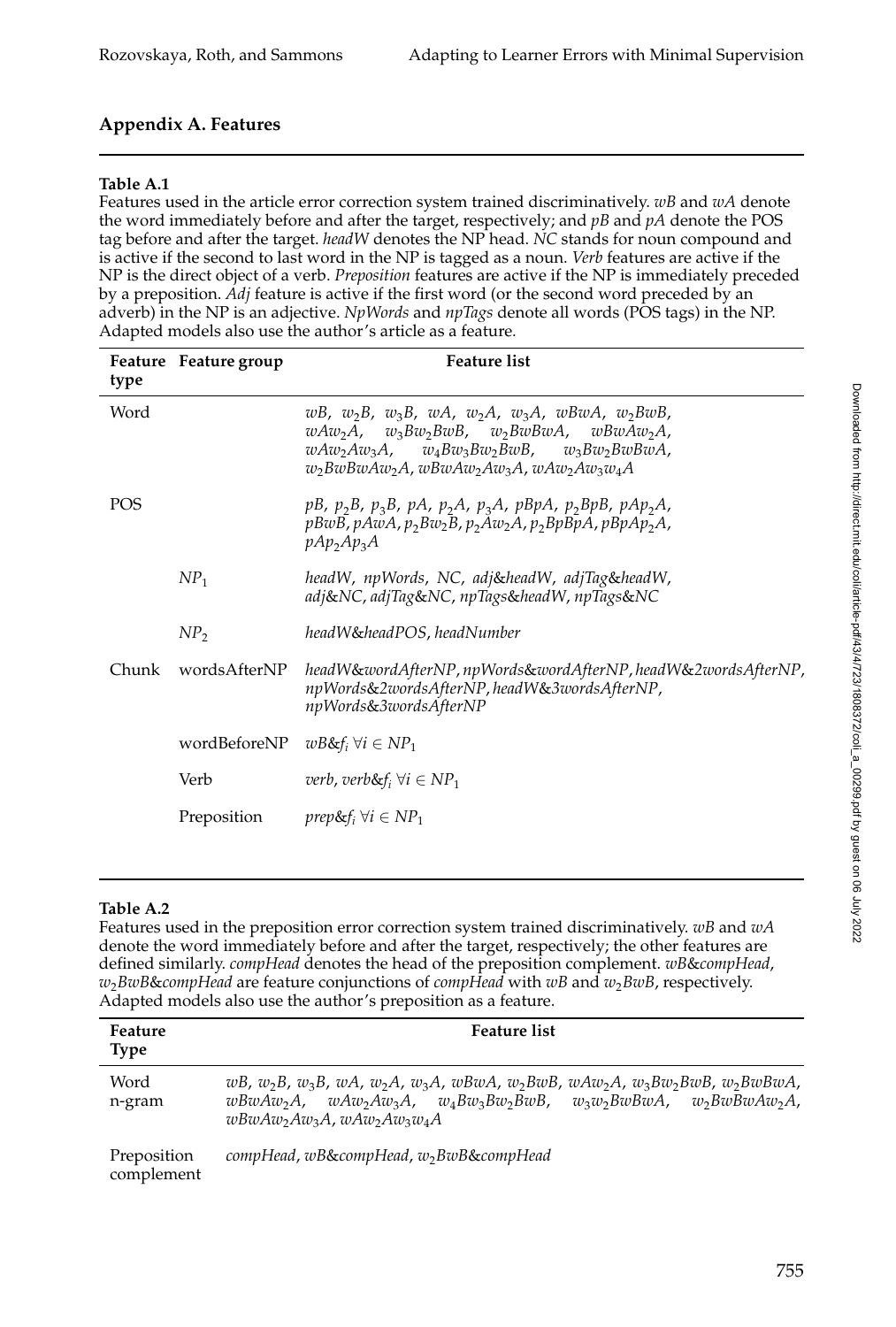## Appendix A. Features

**Table A.1**
Features used in the article error correction system trained discriminatively. *wB* and *wA* denote the word immediately before and after the target, respectively; and *pB* and *pA* denote the POS tag before and after the target. *headW* denotes the NP head. *NC* stands for noun compound and is active if the second to last word in the NP is tagged as a noun. *Verb* features are active if the NP is the direct object of a verb. *Preposition* features are active if the NP is immediately preceded by a preposition. *Adj* feature is active if the first word (or the second word preceded by an adverb) in the NP is an adjective. *NpWords* and *npTags* denote all words (POS tags) in the NP. Adapted models also use the author's article as a feature.

| Feature type | Feature group | Feature list |
|---|---|---|
| Word | | $wB$, $w_2B$, $w_3B$, $wA$, $w_2A$, $w_3A$, $wBwA$, $w_2BwB$, $wAw_2A$, $w_3Bw_2BwB$, $w_2BwBwA$, $wBwAw_2A$, $wAw_2Aw_3A$, $w_4Bw_3Bw_2BwB$, $w_3Bw_2BwBwA$, $w_2BwBwAw_2A$, $wBwAw_2Aw_3A$, $wAw_2Aw_3w_4A$ |
| POS | | $pB$, $p_2B$, $p_3B$, $pA$, $p_2A$, $p_3A$, $pBpA$, $p_2BpB$, $pAp_2A$, $pBwB$, $pAwA$, $p_2Bw_2B$, $p_2Aw_2A$, $p_2BpBpA$, $pBpAp_2A$, $pAp_2Ap_3A$ |
| | $NP_1$ | *headW*, *npWords*, *NC*, *adj&headW*, *adjTag&headW*, *adj&NC*, *adjTag&NC*, *npTags&headW*, *npTags&NC* |
| | $NP_2$ | *headW&headPOS*, *headNumber* |
| Chunk | wordsAfterNP | *headW&wordAfterNP*, *npWords&wordAfterNP*, *headW&2wordsAfterNP*, *npWords&2wordsAfterNP*, *headW&3wordsAfterNP*, *npWords&3wordsAfterNP* |
| | wordBeforeNP | $wB\&f_i\ \forall i \in NP_1$ |
| | Verb | *verb*, $verb\&f_i\ \forall i \in NP_1$ |
| | Preposition | $prep\&f_i\ \forall i \in NP_1$ |

**Table A.2**
Features used in the preposition error correction system trained discriminatively. *wB* and *wA* denote the word immediately before and after the target, respectively; the other features are defined similarly. *compHead* denotes the head of the preposition complement. *wB&compHead*, *$w_2BwB$&compHead* are feature conjunctions of *compHead* with *wB* and $w_2BwB$, respectively. Adapted models also use the author's preposition as a feature.

| Feature Type | Feature list |
|---|---|
| Word n-gram | $wB$, $w_2B$, $w_3B$, $wA$, $w_2A$, $w_3A$, $wBwA$, $w_2BwB$, $wAw_2A$, $w_3Bw_2BwB$, $w_2BwBwA$, $wBwAw_2A$, $wAw_2Aw_3A$, $w_4Bw_3Bw_2BwB$, $w_3w_2BwBwA$, $w_2BwBwAw_2A$, $wBwAw_2Aw_3A$, $wAw_2Aw_3w_4A$ |
| Preposition complement | *compHead*, *wB&compHead*, *$w_2BwB$&compHead* |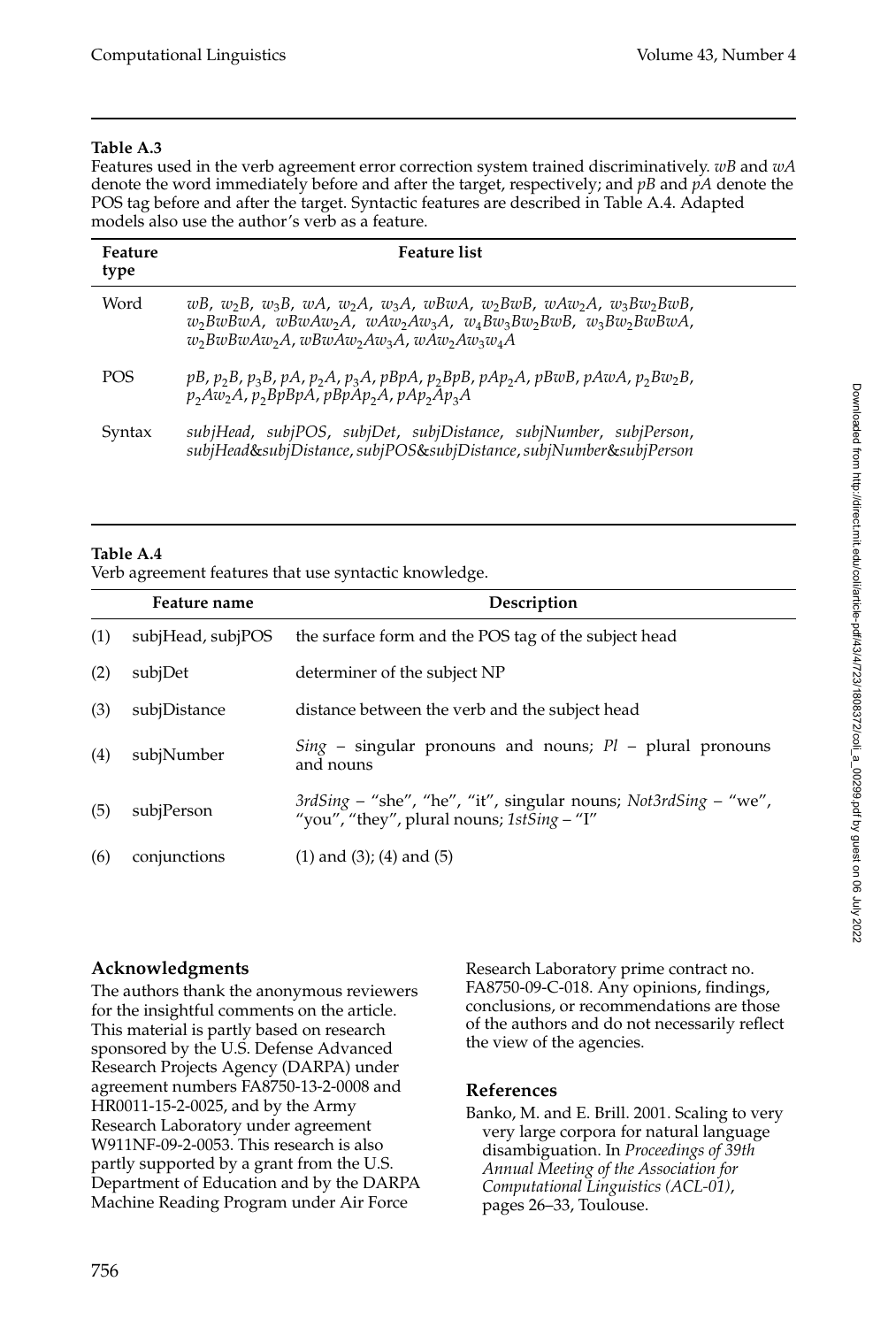**Table A.3**
Features used in the verb agreement error correction system trained discriminatively. *wB* and *wA* denote the word immediately before and after the target, respectively; and *pB* and *pA* denote the POS tag before and after the target. Syntactic features are described in Table A.4. Adapted models also use the author's verb as a feature.

| Feature type | Feature list |
|---|---|
| Word | $wB$, $w_2B$, $w_3B$, $wA$, $w_2A$, $w_3A$, $wBwA$, $w_2BwB$, $wAw_2A$, $w_3Bw_2BwB$, $w_2BwBwA$, $wBwAw_2A$, $wAw_2Aw_3A$, $w_4Bw_3Bw_2BwB$, $w_3Bw_2BwBwA$, $w_2BwBwAw_2A$, $wBwAw_2Aw_3A$, $wAw_2Aw_3w_4A$ |
| POS | $pB$, $p_2B$, $p_3B$, $pA$, $p_2A$, $p_3A$, $pBpA$, $p_2BpB$, $pAp_2A$, $pBwB$, $pAwA$, $p_2Bw_2B$, $p_2Aw_2A$, $p_2BpBpA$, $pBpAp_2A$, $pAp_2Ap_3A$ |
| Syntax | *subjHead*, *subjPOS*, *subjDet*, *subjDistance*, *subjNumber*, *subjPerson*, *subjHead&subjDistance*, *subjPOS&subjDistance*, *subjNumber&subjPerson* |

**Table A.4**
Verb agreement features that use syntactic knowledge.

| | Feature name | Description |
|---|---|---|
| (1) | subjHead, subjPOS | the surface form and the POS tag of the subject head |
| (2) | subjDet | determiner of the subject NP |
| (3) | subjDistance | distance between the verb and the subject head |
| (4) | subjNumber | *Sing* – singular pronouns and nouns; *Pl* – plural pronouns and nouns |
| (5) | subjPerson | *3rdSing* – "she", "he", "it", singular nouns; *Not3rdSing* – "we", "you", "they", plural nouns; *1stSing* – "I" |
| (6) | conjunctions | (1) and (3); (4) and (5) |

## Acknowledgments

The authors thank the anonymous reviewers for the insightful comments on the article. This material is partly based on research sponsored by the U.S. Defense Advanced Research Projects Agency (DARPA) under agreement numbers FA8750-13-2-0008 and HR0011-15-2-0025, and by the Army Research Laboratory under agreement W911NF-09-2-0053. This research is also partly supported by a grant from the U.S. Department of Education and by the DARPA Machine Reading Program under Air Force Research Laboratory prime contract no. FA8750-09-C-018. Any opinions, findings, conclusions, or recommendations are those of the authors and do not necessarily reflect the view of the agencies.

## References

Banko, M. and E. Brill. 2001. Scaling to very very large corpora for natural language disambiguation. In *Proceedings of 39th Annual Meeting of the Association for Computational Linguistics (ACL-01)*, pages 26–33, Toulouse.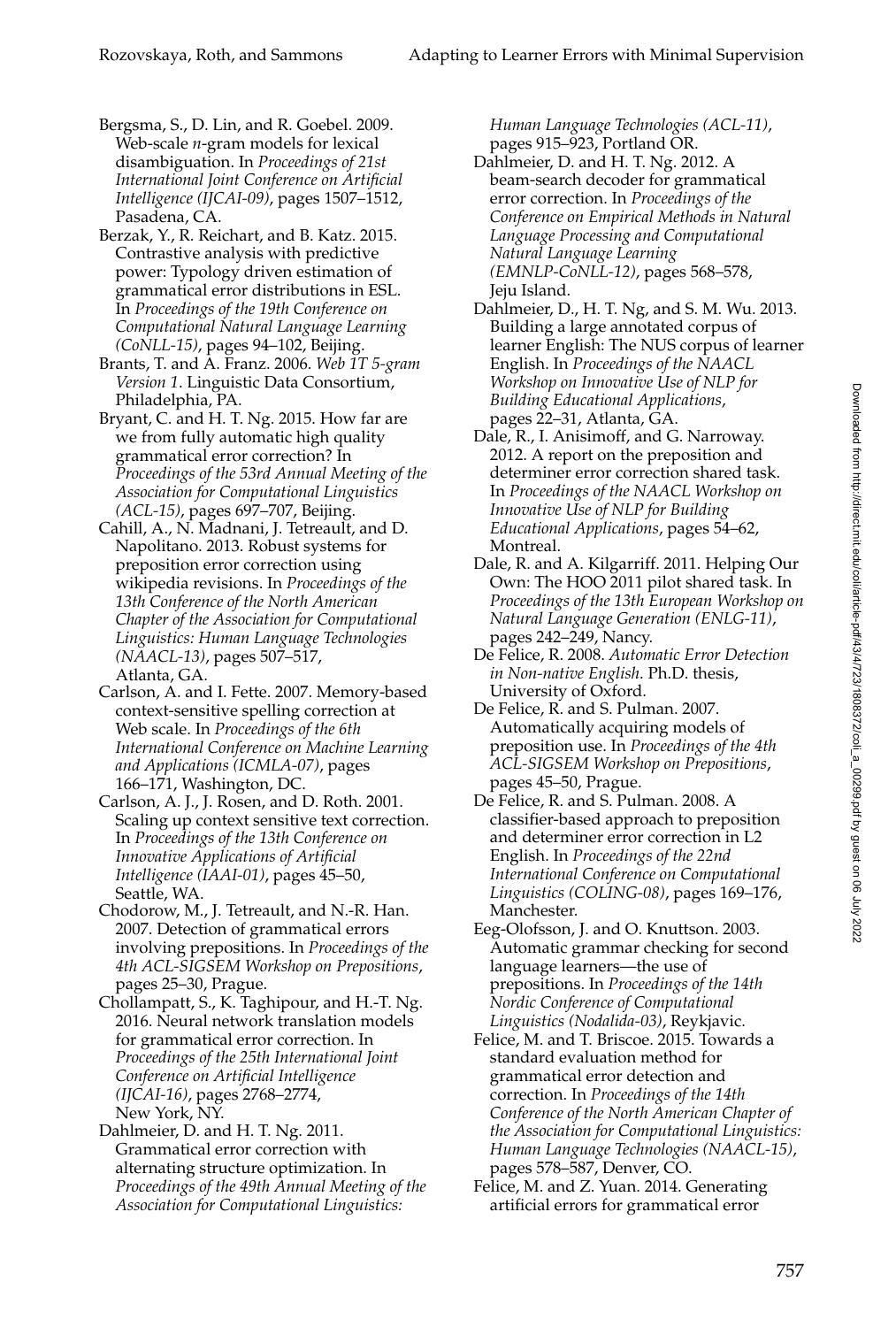Bergsma, S., D. Lin, and R. Goebel. 2009. Web-scale *n*-gram models for lexical disambiguation. In *Proceedings of 21st International Joint Conference on Artificial Intelligence (IJCAI-09)*, pages 1507–1512, Pasadena, CA.

Berzak, Y., R. Reichart, and B. Katz. 2015. Contrastive analysis with predictive power: Typology driven estimation of grammatical error distributions in ESL. In *Proceedings of the 19th Conference on Computational Natural Language Learning (CoNLL-15)*, pages 94–102, Beijing.

Brants, T. and A. Franz. 2006. *Web 1T 5-gram Version 1*. Linguistic Data Consortium, Philadelphia, PA.

Bryant, C. and H. T. Ng. 2015. How far are we from fully automatic high quality grammatical error correction? In *Proceedings of the 53rd Annual Meeting of the Association for Computational Linguistics (ACL-15)*, pages 697–707, Beijing.

Cahill, A., N. Madnani, J. Tetreault, and D. Napolitano. 2013. Robust systems for preposition error correction using wikipedia revisions. In *Proceedings of the 13th Conference of the North American Chapter of the Association for Computational Linguistics: Human Language Technologies (NAACL-13)*, pages 507–517, Atlanta, GA.

Carlson, A. and I. Fette. 2007. Memory-based context-sensitive spelling correction at Web scale. In *Proceedings of the 6th International Conference on Machine Learning and Applications (ICMLA-07)*, pages 166–171, Washington, DC.

Carlson, A. J., J. Rosen, and D. Roth. 2001. Scaling up context sensitive text correction. In *Proceedings of the 13th Conference on Innovative Applications of Artificial Intelligence (IAAI-01)*, pages 45–50, Seattle, WA.

Chodorow, M., J. Tetreault, and N.-R. Han. 2007. Detection of grammatical errors involving prepositions. In *Proceedings of the 4th ACL-SIGSEM Workshop on Prepositions*, pages 25–30, Prague.

Chollampatt, S., K. Taghipour, and H.-T. Ng. 2016. Neural network translation models for grammatical error correction. In *Proceedings of the 25th International Joint Conference on Artificial Intelligence (IJCAI-16)*, pages 2768–2774, New York, NY.

Dahlmeier, D. and H. T. Ng. 2011. Grammatical error correction with alternating structure optimization. In *Proceedings of the 49th Annual Meeting of the Association for Computational Linguistics: Human Language Technologies (ACL-11)*, pages 915–923, Portland OR.

Dahlmeier, D. and H. T. Ng. 2012. A beam-search decoder for grammatical error correction. In *Proceedings of the Conference on Empirical Methods in Natural Language Processing and Computational Natural Language Learning (EMNLP-CoNLL-12)*, pages 568–578, Jeju Island.

Dahlmeier, D., H. T. Ng, and S. M. Wu. 2013. Building a large annotated corpus of learner English: The NUS corpus of learner English. In *Proceedings of the NAACL Workshop on Innovative Use of NLP for Building Educational Applications*, pages 22–31, Atlanta, GA.

Dale, R., I. Anisimoff, and G. Narroway. 2012. A report on the preposition and determiner error correction shared task. In *Proceedings of the NAACL Workshop on Innovative Use of NLP for Building Educational Applications*, pages 54–62, Montreal.

Dale, R. and A. Kilgarriff. 2011. Helping Our Own: The HOO 2011 pilot shared task. In *Proceedings of the 13th European Workshop on Natural Language Generation (ENLG-11)*, pages 242–249, Nancy.

De Felice, R. 2008. *Automatic Error Detection in Non-native English*. Ph.D. thesis, University of Oxford.

De Felice, R. and S. Pulman. 2007. Automatically acquiring models of preposition use. In *Proceedings of the 4th ACL-SIGSEM Workshop on Prepositions*, pages 45–50, Prague.

De Felice, R. and S. Pulman. 2008. A classifier-based approach to preposition and determiner error correction in L2 English. In *Proceedings of the 22nd International Conference on Computational Linguistics (COLING-08)*, pages 169–176, Manchester.

Eeg-Olofsson, J. and O. Knuttson. 2003. Automatic grammar checking for second language learners—the use of prepositions. In *Proceedings of the 14th Nordic Conference of Computational Linguistics (Nodalida-03)*, Reykjavic.

Felice, M. and T. Briscoe. 2015. Towards a standard evaluation method for grammatical error detection and correction. In *Proceedings of the 14th Conference of the North American Chapter of the Association for Computational Linguistics: Human Language Technologies (NAACL-15)*, pages 578–587, Denver, CO.

Felice, M. and Z. Yuan. 2014. Generating artificial errors for grammatical error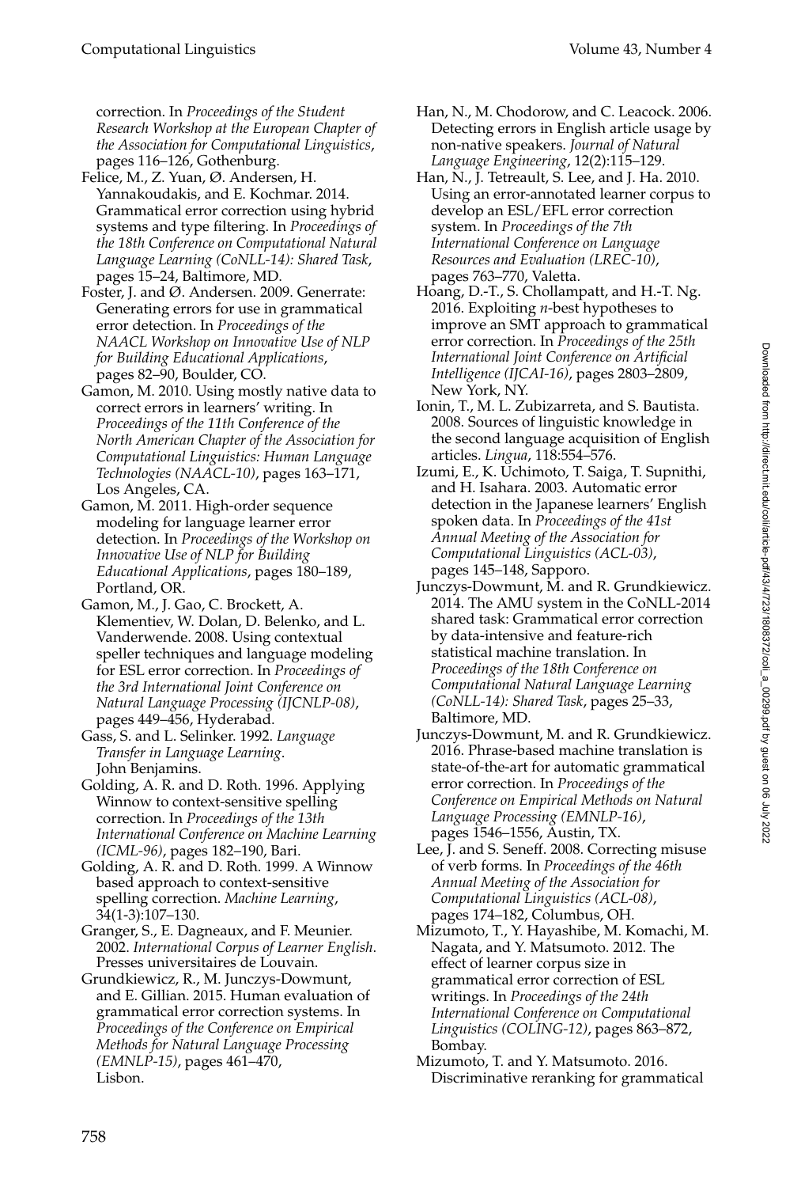correction. In *Proceedings of the Student Research Workshop at the European Chapter of the Association for Computational Linguistics*, pages 116–126, Gothenburg.

Felice, M., Z. Yuan, Ø. Andersen, H. Yannakoudakis, and E. Kochmar. 2014. Grammatical error correction using hybrid systems and type filtering. In *Proceedings of the 18th Conference on Computational Natural Language Learning (CoNLL-14): Shared Task*, pages 15–24, Baltimore, MD.

Foster, J. and Ø. Andersen. 2009. Generrate: Generating errors for use in grammatical error detection. In *Proceedings of the NAACL Workshop on Innovative Use of NLP for Building Educational Applications*, pages 82–90, Boulder, CO.

Gamon, M. 2010. Using mostly native data to correct errors in learners' writing. In *Proceedings of the 11th Conference of the North American Chapter of the Association for Computational Linguistics: Human Language Technologies (NAACL-10)*, pages 163–171, Los Angeles, CA.

Gamon, M. 2011. High-order sequence modeling for language learner error detection. In *Proceedings of the Workshop on Innovative Use of NLP for Building Educational Applications*, pages 180–189, Portland, OR.

Gamon, M., J. Gao, C. Brockett, A. Klementiev, W. Dolan, D. Belenko, and L. Vanderwende. 2008. Using contextual speller techniques and language modeling for ESL error correction. In *Proceedings of the 3rd International Joint Conference on Natural Language Processing (IJCNLP-08)*, pages 449–456, Hyderabad.

Gass, S. and L. Selinker. 1992. *Language Transfer in Language Learning*. John Benjamins.

Golding, A. R. and D. Roth. 1996. Applying Winnow to context-sensitive spelling correction. In *Proceedings of the 13th International Conference on Machine Learning (ICML-96)*, pages 182–190, Bari.

Golding, A. R. and D. Roth. 1999. A Winnow based approach to context-sensitive spelling correction. *Machine Learning*, 34(1-3):107–130.

Granger, S., E. Dagneaux, and F. Meunier. 2002. *International Corpus of Learner English*. Presses universitaires de Louvain.

Grundkiewicz, R., M. Junczys-Dowmunt, and E. Gillian. 2015. Human evaluation of grammatical error correction systems. In *Proceedings of the Conference on Empirical Methods for Natural Language Processing (EMNLP-15)*, pages 461–470, Lisbon.

Han, N., M. Chodorow, and C. Leacock. 2006. Detecting errors in English article usage by non-native speakers. *Journal of Natural Language Engineering*, 12(2):115–129.

Han, N., J. Tetreault, S. Lee, and J. Ha. 2010. Using an error-annotated learner corpus to develop an ESL/EFL error correction system. In *Proceedings of the 7th International Conference on Language Resources and Evaluation (LREC-10)*, pages 763–770, Valetta.

Hoang, D.-T., S. Chollampatt, and H.-T. Ng. 2016. Exploiting *n*-best hypotheses to improve an SMT approach to grammatical error correction. In *Proceedings of the 25th International Joint Conference on Artificial Intelligence (IJCAI-16)*, pages 2803–2809, New York, NY.

Ionin, T., M. L. Zubizarreta, and S. Bautista. 2008. Sources of linguistic knowledge in the second language acquisition of English articles. *Lingua*, 118:554–576.

Izumi, E., K. Uchimoto, T. Saiga, T. Supnithi, and H. Isahara. 2003. Automatic error detection in the Japanese learners' English spoken data. In *Proceedings of the 41st Annual Meeting of the Association for Computational Linguistics (ACL-03)*, pages 145–148, Sapporo.

Junczys-Dowmunt, M. and R. Grundkiewicz. 2014. The AMU system in the CoNLL-2014 shared task: Grammatical error correction by data-intensive and feature-rich statistical machine translation. In *Proceedings of the 18th Conference on Computational Natural Language Learning (CoNLL-14): Shared Task*, pages 25–33, Baltimore, MD.

Junczys-Dowmunt, M. and R. Grundkiewicz. 2016. Phrase-based machine translation is state-of-the-art for automatic grammatical error correction. In *Proceedings of the Conference on Empirical Methods on Natural Language Processing (EMNLP-16)*, pages 1546–1556, Austin, TX.

Lee, J. and S. Seneff. 2008. Correcting misuse of verb forms. In *Proceedings of the 46th Annual Meeting of the Association for Computational Linguistics (ACL-08)*, pages 174–182, Columbus, OH.

Mizumoto, T., Y. Hayashibe, M. Komachi, M. Nagata, and Y. Matsumoto. 2012. The effect of learner corpus size in grammatical error correction of ESL writings. In *Proceedings of the 24th International Conference on Computational Linguistics (COLING-12)*, pages 863–872, Bombay.

Mizumoto, T. and Y. Matsumoto. 2016. Discriminative reranking for grammatical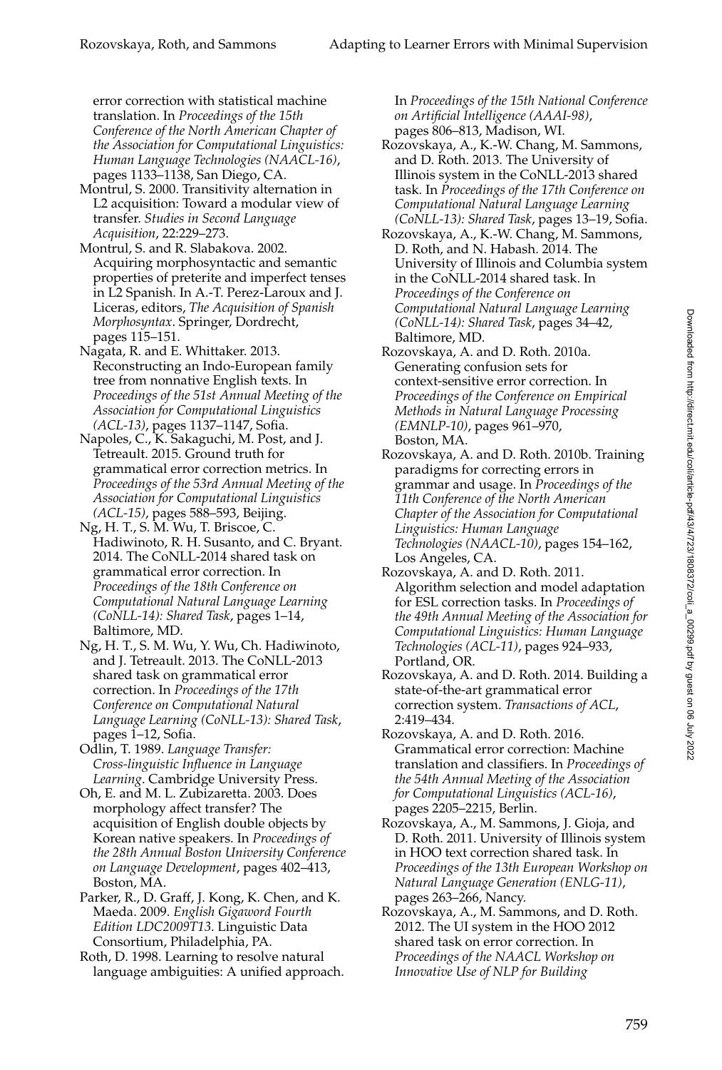error correction with statistical machine translation. In *Proceedings of the 15th Conference of the North American Chapter of the Association for Computational Linguistics: Human Language Technologies (NAACL-16)*, pages 1133–1138, San Diego, CA.

Montrul, S. 2000. Transitivity alternation in L2 acquisition: Toward a modular view of transfer. *Studies in Second Language Acquisition*, 22:229–273.

Montrul, S. and R. Slabakova. 2002. Acquiring morphosyntactic and semantic properties of preterite and imperfect tenses in L2 Spanish. In A.-T. Perez-Laroux and J. Liceras, editors, *The Acquisition of Spanish Morphosyntax*. Springer, Dordrecht, pages 115–151.

Nagata, R. and E. Whittaker. 2013. Reconstructing an Indo-European family tree from nonnative English texts. In *Proceedings of the 51st Annual Meeting of the Association for Computational Linguistics (ACL-13)*, pages 1137–1147, Sofia.

Napoles, C., K. Sakaguchi, M. Post, and J. Tetreault. 2015. Ground truth for grammatical error correction metrics. In *Proceedings of the 53rd Annual Meeting of the Association for Computational Linguistics (ACL-15)*, pages 588–593, Beijing.

Ng, H. T., S. M. Wu, T. Briscoe, C. Hadiwinoto, R. H. Susanto, and C. Bryant. 2014. The CoNLL-2014 shared task on grammatical error correction. In *Proceedings of the 18th Conference on Computational Natural Language Learning (CoNLL-14): Shared Task*, pages 1–14, Baltimore, MD.

Ng, H. T., S. M. Wu, Y. Wu, Ch. Hadiwinoto, and J. Tetreault. 2013. The CoNLL-2013 shared task on grammatical error correction. In *Proceedings of the 17th Conference on Computational Natural Language Learning (CoNLL-13): Shared Task*, pages 1–12, Sofia.

Odlin, T. 1989. *Language Transfer: Cross-linguistic Influence in Language Learning*. Cambridge University Press.

Oh, E. and M. L. Zubizaretta. 2003. Does morphology affect transfer? The acquisition of English double objects by Korean native speakers. In *Proceedings of the 28th Annual Boston University Conference on Language Development*, pages 402–413, Boston, MA.

Parker, R., D. Graff, J. Kong, K. Chen, and K. Maeda. 2009. *English Gigaword Fourth Edition LDC2009T13*. Linguistic Data Consortium, Philadelphia, PA.

Roth, D. 1998. Learning to resolve natural language ambiguities: A unified approach. In *Proceedings of the 15th National Conference on Artificial Intelligence (AAAI-98)*, pages 806–813, Madison, WI.

Rozovskaya, A., K.-W. Chang, M. Sammons, and D. Roth. 2013. The University of Illinois system in the CoNLL-2013 shared task. In *Proceedings of the 17th Conference on Computational Natural Language Learning (CoNLL-13): Shared Task*, pages 13–19, Sofia.

Rozovskaya, A., K.-W. Chang, M. Sammons, D. Roth, and N. Habash. 2014. The University of Illinois and Columbia system in the CoNLL-2014 shared task. In *Proceedings of the Conference on Computational Natural Language Learning (CoNLL-14): Shared Task*, pages 34–42, Baltimore, MD.

Rozovskaya, A. and D. Roth. 2010a. Generating confusion sets for context-sensitive error correction. In *Proceedings of the Conference on Empirical Methods in Natural Language Processing (EMNLP-10)*, pages 961–970, Boston, MA.

Rozovskaya, A. and D. Roth. 2010b. Training paradigms for correcting errors in grammar and usage. In *Proceedings of the 11th Conference of the North American Chapter of the Association for Computational Linguistics: Human Language Technologies (NAACL-10)*, pages 154–162, Los Angeles, CA.

Rozovskaya, A. and D. Roth. 2011. Algorithm selection and model adaptation for ESL correction tasks. In *Proceedings of the 49th Annual Meeting of the Association for Computational Linguistics: Human Language Technologies (ACL-11)*, pages 924–933, Portland, OR.

Rozovskaya, A. and D. Roth. 2014. Building a state-of-the-art grammatical error correction system. *Transactions of ACL*, 2:419–434.

Rozovskaya, A. and D. Roth. 2016. Grammatical error correction: Machine translation and classifiers. In *Proceedings of the 54th Annual Meeting of the Association for Computational Linguistics (ACL-16)*, pages 2205–2215, Berlin.

Rozovskaya, A., M. Sammons, J. Gioja, and D. Roth. 2011. University of Illinois system in HOO text correction shared task. In *Proceedings of the 13th European Workshop on Natural Language Generation (ENLG-11)*, pages 263–266, Nancy.

Rozovskaya, A., M. Sammons, and D. Roth. 2012. The UI system in the HOO 2012 shared task on error correction. In *Proceedings of the NAACL Workshop on Innovative Use of NLP for Building*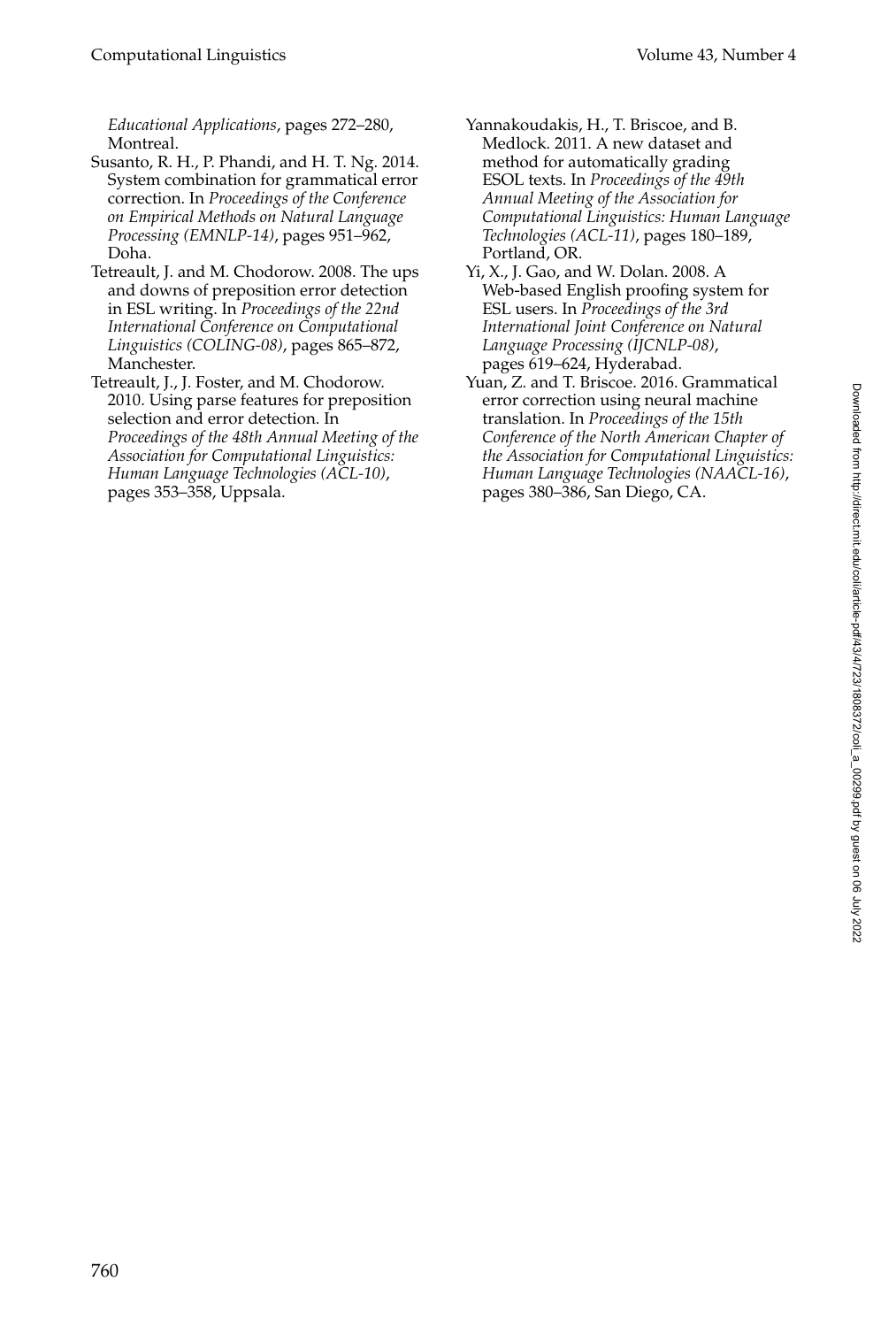*Educational Applications*, pages 272–280, Montreal.

Susanto, R. H., P. Phandi, and H. T. Ng. 2014. System combination for grammatical error correction. In *Proceedings of the Conference on Empirical Methods on Natural Language Processing (EMNLP-14)*, pages 951–962, Doha.

Tetreault, J. and M. Chodorow. 2008. The ups and downs of preposition error detection in ESL writing. In *Proceedings of the 22nd International Conference on Computational Linguistics (COLING-08)*, pages 865–872, Manchester.

Tetreault, J., J. Foster, and M. Chodorow. 2010. Using parse features for preposition selection and error detection. In *Proceedings of the 48th Annual Meeting of the Association for Computational Linguistics: Human Language Technologies (ACL-10)*, pages 353–358, Uppsala.

Yannakoudakis, H., T. Briscoe, and B. Medlock. 2011. A new dataset and method for automatically grading ESOL texts. In *Proceedings of the 49th Annual Meeting of the Association for Computational Linguistics: Human Language Technologies (ACL-11)*, pages 180–189, Portland, OR.

Yi, X., J. Gao, and W. Dolan. 2008. A Web-based English proofing system for ESL users. In *Proceedings of the 3rd International Joint Conference on Natural Language Processing (IJCNLP-08)*, pages 619–624, Hyderabad.

Yuan, Z. and T. Briscoe. 2016. Grammatical error correction using neural machine translation. In *Proceedings of the 15th Conference of the North American Chapter of the Association for Computational Linguistics: Human Language Technologies (NAACL-16)*, pages 380–386, San Diego, CA.